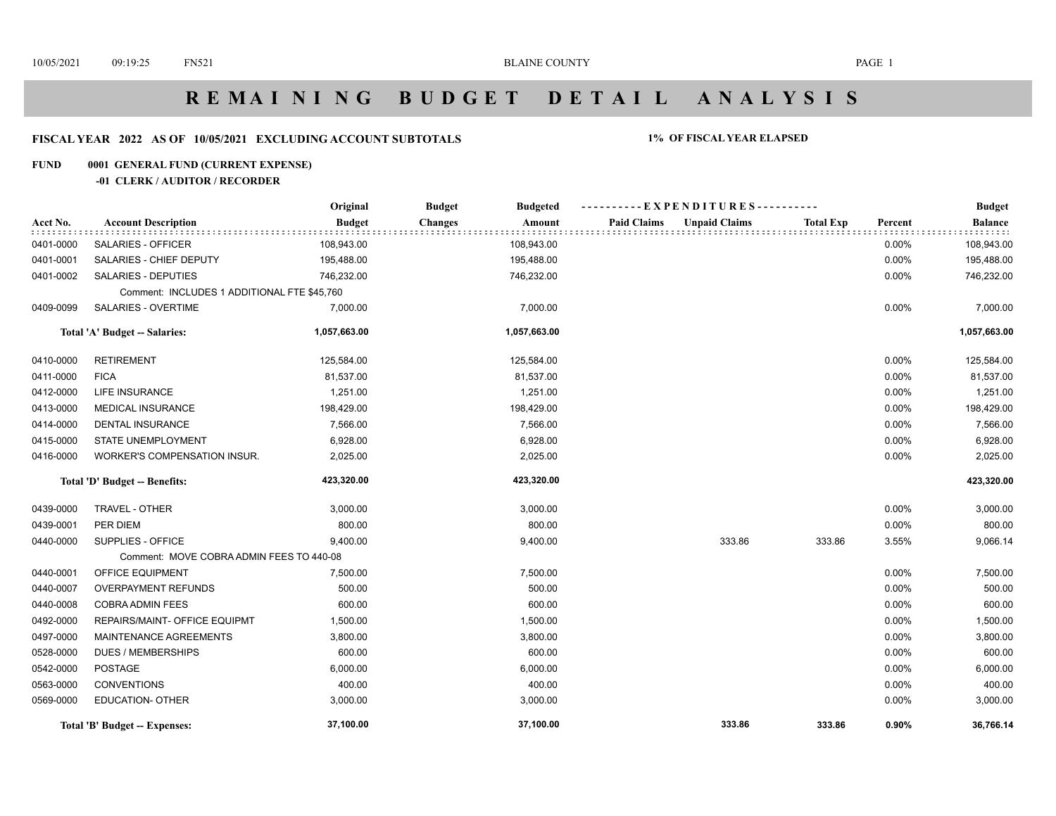# R E M A I N I N G   B U D G E T   D E T A I L   A N A L Y S I S

**FISCAL YEAR 2022 AS OF 10/05/2021 EXCLUDING ACCOUNT SUBTOTALS** **1% OF FISCAL YEAR ELAPSED**

**FUND 0001 GENERAL FUND (CURRENT EXPENSE)**

**-01 CLERK / AUDITOR / RECORDER**

| Acct No. | Account Description | Original Budget | Budget Changes | Budgeted Amount | Paid Claims | Unpaid Claims | Total Exp | Percent | Budget Balance |
|---|---|---|---|---|---|---|---|---|---|
| 0401-0000 | SALARIES - OFFICER | 108,943.00 | | 108,943.00 | | | | 0.00% | 108,943.00 |
| 0401-0001 | SALARIES - CHIEF DEPUTY | 195,488.00 | | 195,488.00 | | | | 0.00% | 195,488.00 |
| 0401-0002 | SALARIES - DEPUTIES | 746,232.00 | | 746,232.00 | | | | 0.00% | 746,232.00 |
| | Comment: INCLUDES 1 ADDITIONAL FTE $45,760 | | | | | | | | |
| 0409-0099 | SALARIES - OVERTIME | 7,000.00 | | 7,000.00 | | | | 0.00% | 7,000.00 |
| | **Total 'A' Budget -- Salaries:** | **1,057,663.00** | | **1,057,663.00** | | | | | **1,057,663.00** |
| 0410-0000 | RETIREMENT | 125,584.00 | | 125,584.00 | | | | 0.00% | 125,584.00 |
| 0411-0000 | FICA | 81,537.00 | | 81,537.00 | | | | 0.00% | 81,537.00 |
| 0412-0000 | LIFE INSURANCE | 1,251.00 | | 1,251.00 | | | | 0.00% | 1,251.00 |
| 0413-0000 | MEDICAL INSURANCE | 198,429.00 | | 198,429.00 | | | | 0.00% | 198,429.00 |
| 0414-0000 | DENTAL INSURANCE | 7,566.00 | | 7,566.00 | | | | 0.00% | 7,566.00 |
| 0415-0000 | STATE UNEMPLOYMENT | 6,928.00 | | 6,928.00 | | | | 0.00% | 6,928.00 |
| 0416-0000 | WORKER'S COMPENSATION INSUR. | 2,025.00 | | 2,025.00 | | | | 0.00% | 2,025.00 |
| | **Total 'D' Budget -- Benefits:** | **423,320.00** | | **423,320.00** | | | | | **423,320.00** |
| 0439-0000 | TRAVEL - OTHER | 3,000.00 | | 3,000.00 | | | | 0.00% | 3,000.00 |
| 0439-0001 | PER DIEM | 800.00 | | 800.00 | | | | 0.00% | 800.00 |
| 0440-0000 | SUPPLIES - OFFICE | 9,400.00 | | 9,400.00 | | 333.86 | 333.86 | 3.55% | 9,066.14 |
| | Comment: MOVE COBRA ADMIN FEES TO 440-08 | | | | | | | | |
| 0440-0001 | OFFICE EQUIPMENT | 7,500.00 | | 7,500.00 | | | | 0.00% | 7,500.00 |
| 0440-0007 | OVERPAYMENT REFUNDS | 500.00 | | 500.00 | | | | 0.00% | 500.00 |
| 0440-0008 | COBRA ADMIN FEES | 600.00 | | 600.00 | | | | 0.00% | 600.00 |
| 0492-0000 | REPAIRS/MAINT- OFFICE EQUIPMT | 1,500.00 | | 1,500.00 | | | | 0.00% | 1,500.00 |
| 0497-0000 | MAINTENANCE AGREEMENTS | 3,800.00 | | 3,800.00 | | | | 0.00% | 3,800.00 |
| 0528-0000 | DUES / MEMBERSHIPS | 600.00 | | 600.00 | | | | 0.00% | 600.00 |
| 0542-0000 | POSTAGE | 6,000.00 | | 6,000.00 | | | | 0.00% | 6,000.00 |
| 0563-0000 | CONVENTIONS | 400.00 | | 400.00 | | | | 0.00% | 400.00 |
| 0569-0000 | EDUCATION- OTHER | 3,000.00 | | 3,000.00 | | | | 0.00% | 3,000.00 |
| | **Total 'B' Budget -- Expenses:** | **37,100.00** | | **37,100.00** | | **333.86** | **333.86** | **0.90%** | **36,766.14** |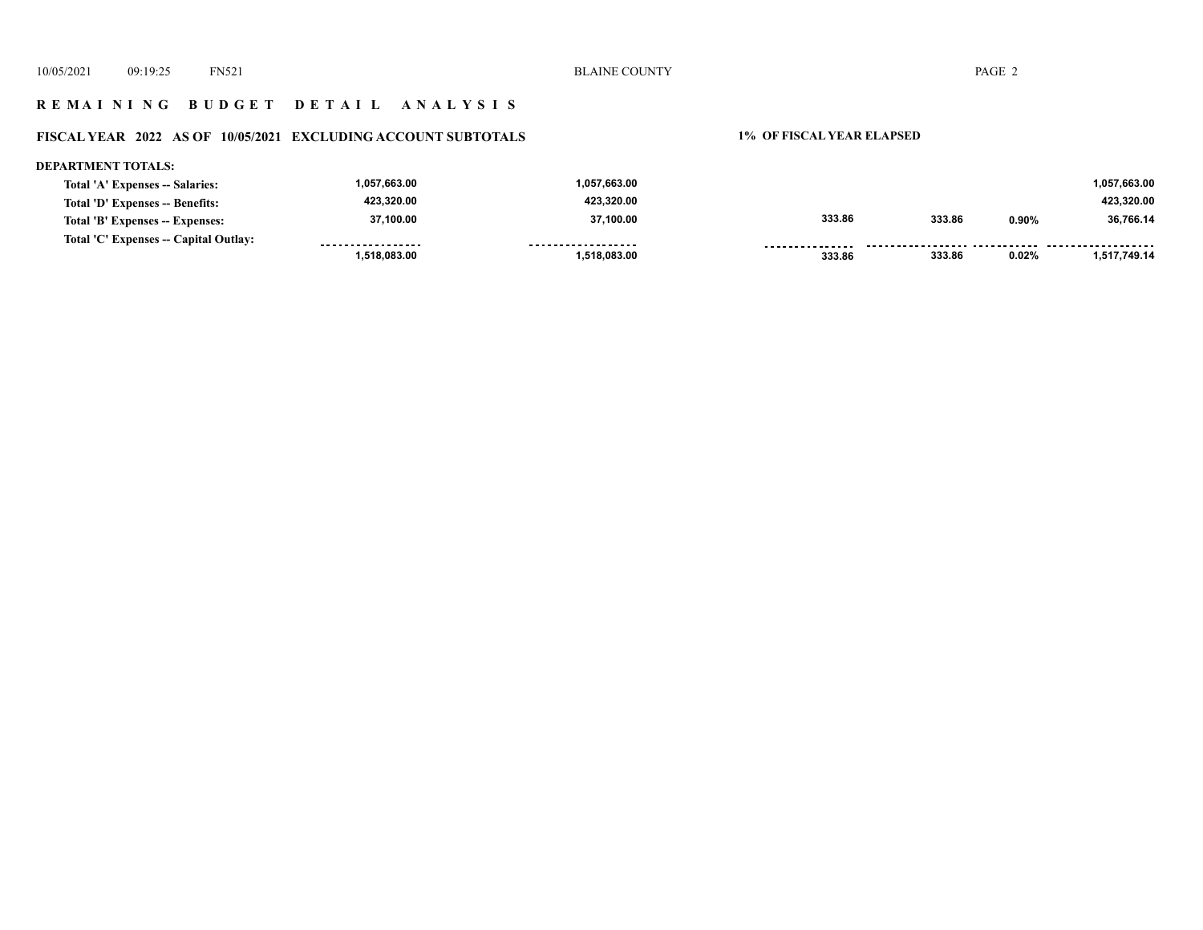## R E M A I N I N G   B U D G E T   D E T A I L   A N A L Y S I S

**FISCAL YEAR 2022 AS OF 10/05/2021 EXCLUDING ACCOUNT SUBTOTALS** — **1% OF FISCAL YEAR ELAPSED**

**DEPARTMENT TOTALS:**

| | | | | | | |
|---|---|---|---|---|---|---|
| **Total 'A' Expenses -- Salaries:** | 1,057,663.00 | 1,057,663.00 | | | | 1,057,663.00 |
| **Total 'D' Expenses -- Benefits:** | 423,320.00 | 423,320.00 | | | | 423,320.00 |
| **Total 'B' Expenses -- Expenses:** | 37,100.00 | 37,100.00 | 333.86 | 333.86 | 0.90% | 36,766.14 |
| **Total 'C' Expenses -- Capital Outlay:** | | | | | | |
| | 1,518,083.00 | 1,518,083.00 | 333.86 | 333.86 | 0.02% | 1,517,749.14 |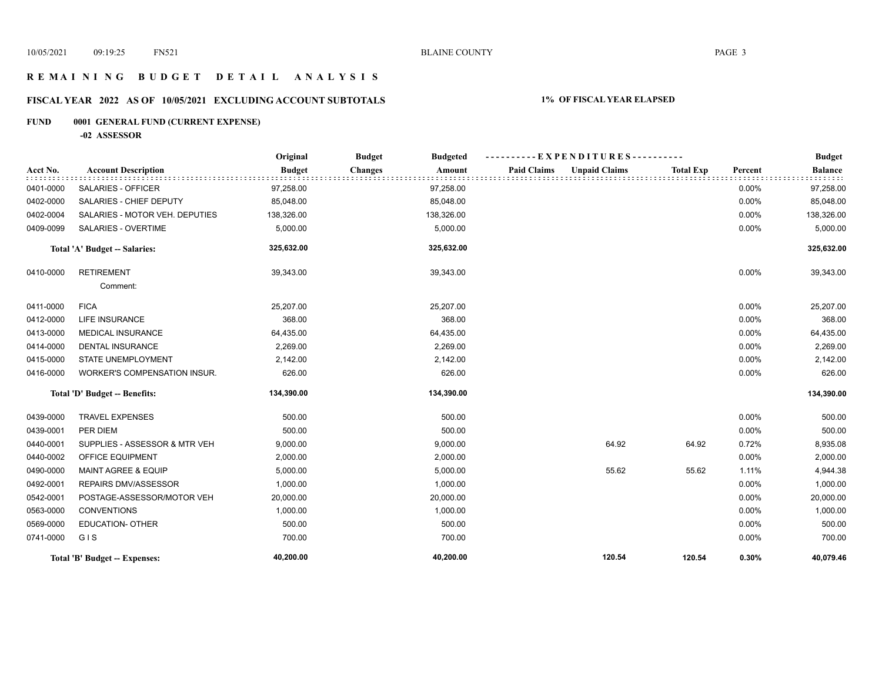# R E M A I N I N G   B U D G E T   D E T A I L   A N A L Y S I S

## FISCAL YEAR 2022 AS OF 10/05/2021 EXCLUDING ACCOUNT SUBTOTALS

**1% OF FISCAL YEAR ELAPSED**

**FUND 0001 GENERAL FUND (CURRENT EXPENSE)**

**-02 ASSESSOR**

| Acct No. | Account Description | Original Budget | Budget Changes | Budgeted Amount | Paid Claims | Unpaid Claims | Total Exp | Percent | Budget Balance |
|---|---|---|---|---|---|---|---|---|---|
| 0401-0000 | SALARIES - OFFICER | 97,258.00 | | 97,258.00 | | | | 0.00% | 97,258.00 |
| 0402-0000 | SALARIES - CHIEF DEPUTY | 85,048.00 | | 85,048.00 | | | | 0.00% | 85,048.00 |
| 0402-0004 | SALARIES - MOTOR VEH. DEPUTIES | 138,326.00 | | 138,326.00 | | | | 0.00% | 138,326.00 |
| 0409-0099 | SALARIES - OVERTIME | 5,000.00 | | 5,000.00 | | | | 0.00% | 5,000.00 |
| | **Total 'A' Budget -- Salaries:** | **325,632.00** | | **325,632.00** | | | | | **325,632.00** |
| 0410-0000 | RETIREMENT | 39,343.00 | | 39,343.00 | | | | 0.00% | 39,343.00 |
| | Comment: | | | | | | | | |
| 0411-0000 | FICA | 25,207.00 | | 25,207.00 | | | | 0.00% | 25,207.00 |
| 0412-0000 | LIFE INSURANCE | 368.00 | | 368.00 | | | | 0.00% | 368.00 |
| 0413-0000 | MEDICAL INSURANCE | 64,435.00 | | 64,435.00 | | | | 0.00% | 64,435.00 |
| 0414-0000 | DENTAL INSURANCE | 2,269.00 | | 2,269.00 | | | | 0.00% | 2,269.00 |
| 0415-0000 | STATE UNEMPLOYMENT | 2,142.00 | | 2,142.00 | | | | 0.00% | 2,142.00 |
| 0416-0000 | WORKER'S COMPENSATION INSUR. | 626.00 | | 626.00 | | | | 0.00% | 626.00 |
| | **Total 'D' Budget -- Benefits:** | **134,390.00** | | **134,390.00** | | | | | **134,390.00** |
| 0439-0000 | TRAVEL EXPENSES | 500.00 | | 500.00 | | | | 0.00% | 500.00 |
| 0439-0001 | PER DIEM | 500.00 | | 500.00 | | | | 0.00% | 500.00 |
| 0440-0001 | SUPPLIES - ASSESSOR & MTR VEH | 9,000.00 | | 9,000.00 | | 64.92 | 64.92 | 0.72% | 8,935.08 |
| 0440-0002 | OFFICE EQUIPMENT | 2,000.00 | | 2,000.00 | | | | 0.00% | 2,000.00 |
| 0490-0000 | MAINT AGREE & EQUIP | 5,000.00 | | 5,000.00 | | 55.62 | 55.62 | 1.11% | 4,944.38 |
| 0492-0001 | REPAIRS DMV/ASSESSOR | 1,000.00 | | 1,000.00 | | | | 0.00% | 1,000.00 |
| 0542-0001 | POSTAGE-ASSESSOR/MOTOR VEH | 20,000.00 | | 20,000.00 | | | | 0.00% | 20,000.00 |
| 0563-0000 | CONVENTIONS | 1,000.00 | | 1,000.00 | | | | 0.00% | 1,000.00 |
| 0569-0000 | EDUCATION- OTHER | 500.00 | | 500.00 | | | | 0.00% | 500.00 |
| 0741-0000 | G I S | 700.00 | | 700.00 | | | | 0.00% | 700.00 |
| | **Total 'B' Budget -- Expenses:** | **40,200.00** | | **40,200.00** | | **120.54** | **120.54** | **0.30%** | **40,079.46** |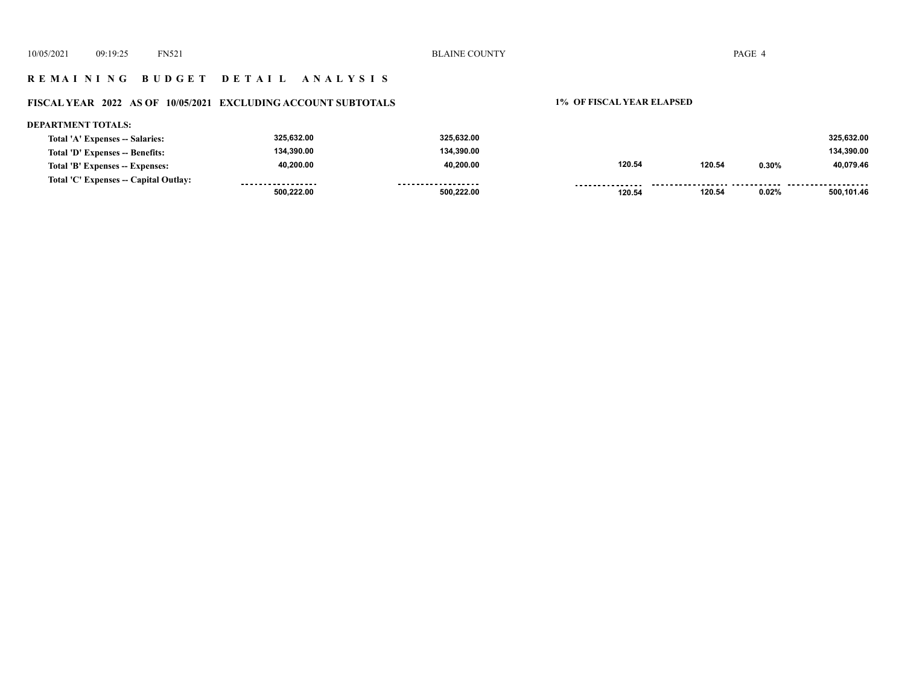# REMAINING BUDGET DETAIL ANALYSIS

## FISCAL YEAR 2022 AS OF 10/05/2021 EXCLUDING ACCOUNT SUBTOTALS

**1% OF FISCAL YEAR ELAPSED**

**DEPARTMENT TOTALS:**

| | | | | | | |
|---|---|---|---|---|---|---|
| Total 'A' Expenses -- Salaries: | 325,632.00 | 325,632.00 | | | | 325,632.00 |
| Total 'D' Expenses -- Benefits: | 134,390.00 | 134,390.00 | | | | 134,390.00 |
| Total 'B' Expenses -- Expenses: | 40,200.00 | 40,200.00 | 120.54 | 120.54 | 0.30% | 40,079.46 |
| Total 'C' Expenses -- Capital Outlay: | | | | | | |
| | 500,222.00 | 500,222.00 | 120.54 | 120.54 | 0.02% | 500,101.46 |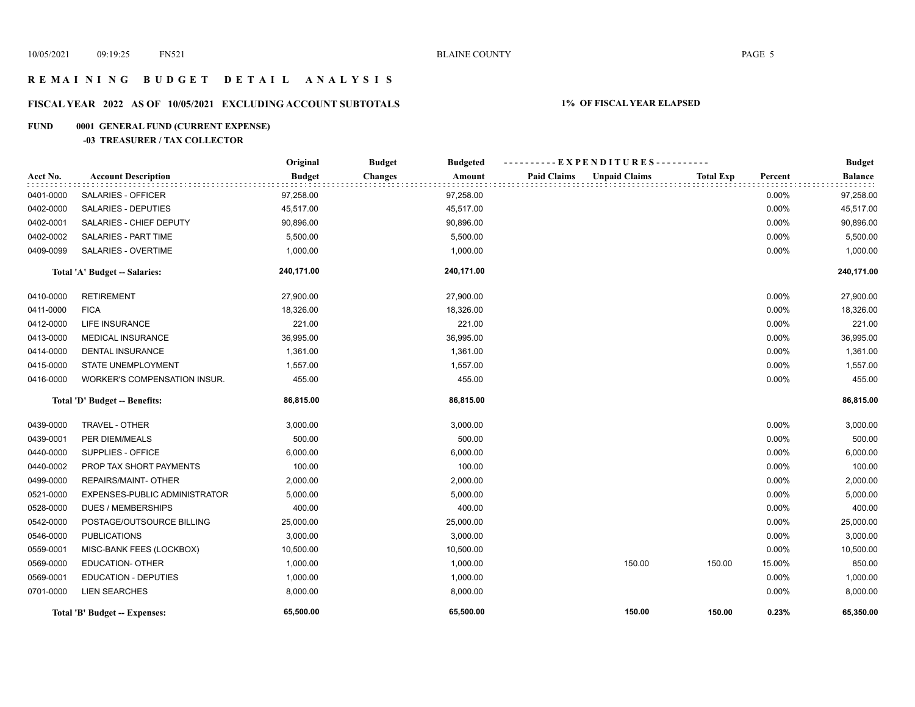# REMAINING BUDGET DETAIL ANALYSIS

## FISCAL YEAR 2022 AS OF 10/05/2021 EXCLUDING ACCOUNT SUBTOTALS — 1% OF FISCAL YEAR ELAPSED

### FUND 0001 GENERAL FUND (CURRENT EXPENSE)

#### -03 TREASURER / TAX COLLECTOR

| Acct No. | Account Description | Original Budget | Budget Changes | Budgeted Amount | Paid Claims | Unpaid Claims | Total Exp | Percent | Budget Balance |
|---|---|---|---|---|---|---|---|---|---|
| 0401-0000 | SALARIES - OFFICER | 97,258.00 | | 97,258.00 | | | | 0.00% | 97,258.00 |
| 0402-0000 | SALARIES - DEPUTIES | 45,517.00 | | 45,517.00 | | | | 0.00% | 45,517.00 |
| 0402-0001 | SALARIES - CHIEF DEPUTY | 90,896.00 | | 90,896.00 | | | | 0.00% | 90,896.00 |
| 0402-0002 | SALARIES - PART TIME | 5,500.00 | | 5,500.00 | | | | 0.00% | 5,500.00 |
| 0409-0099 | SALARIES - OVERTIME | 1,000.00 | | 1,000.00 | | | | 0.00% | 1,000.00 |
| | **Total 'A' Budget -- Salaries:** | **240,171.00** | | **240,171.00** | | | | | **240,171.00** |
| 0410-0000 | RETIREMENT | 27,900.00 | | 27,900.00 | | | | 0.00% | 27,900.00 |
| 0411-0000 | FICA | 18,326.00 | | 18,326.00 | | | | 0.00% | 18,326.00 |
| 0412-0000 | LIFE INSURANCE | 221.00 | | 221.00 | | | | 0.00% | 221.00 |
| 0413-0000 | MEDICAL INSURANCE | 36,995.00 | | 36,995.00 | | | | 0.00% | 36,995.00 |
| 0414-0000 | DENTAL INSURANCE | 1,361.00 | | 1,361.00 | | | | 0.00% | 1,361.00 |
| 0415-0000 | STATE UNEMPLOYMENT | 1,557.00 | | 1,557.00 | | | | 0.00% | 1,557.00 |
| 0416-0000 | WORKER'S COMPENSATION INSUR. | 455.00 | | 455.00 | | | | 0.00% | 455.00 |
| | **Total 'D' Budget -- Benefits:** | **86,815.00** | | **86,815.00** | | | | | **86,815.00** |
| 0439-0000 | TRAVEL - OTHER | 3,000.00 | | 3,000.00 | | | | 0.00% | 3,000.00 |
| 0439-0001 | PER DIEM/MEALS | 500.00 | | 500.00 | | | | 0.00% | 500.00 |
| 0440-0000 | SUPPLIES - OFFICE | 6,000.00 | | 6,000.00 | | | | 0.00% | 6,000.00 |
| 0440-0002 | PROP TAX SHORT PAYMENTS | 100.00 | | 100.00 | | | | 0.00% | 100.00 |
| 0499-0000 | REPAIRS/MAINT- OTHER | 2,000.00 | | 2,000.00 | | | | 0.00% | 2,000.00 |
| 0521-0000 | EXPENSES-PUBLIC ADMINISTRATOR | 5,000.00 | | 5,000.00 | | | | 0.00% | 5,000.00 |
| 0528-0000 | DUES / MEMBERSHIPS | 400.00 | | 400.00 | | | | 0.00% | 400.00 |
| 0542-0000 | POSTAGE/OUTSOURCE BILLING | 25,000.00 | | 25,000.00 | | | | 0.00% | 25,000.00 |
| 0546-0000 | PUBLICATIONS | 3,000.00 | | 3,000.00 | | | | 0.00% | 3,000.00 |
| 0559-0001 | MISC-BANK FEES (LOCKBOX) | 10,500.00 | | 10,500.00 | | | | 0.00% | 10,500.00 |
| 0569-0000 | EDUCATION- OTHER | 1,000.00 | | 1,000.00 | | 150.00 | 150.00 | 15.00% | 850.00 |
| 0569-0001 | EDUCATION - DEPUTIES | 1,000.00 | | 1,000.00 | | | | 0.00% | 1,000.00 |
| 0701-0000 | LIEN SEARCHES | 8,000.00 | | 8,000.00 | | | | 0.00% | 8,000.00 |
| | **Total 'B' Budget -- Expenses:** | **65,500.00** | | **65,500.00** | | **150.00** | **150.00** | **0.23%** | **65,350.00** |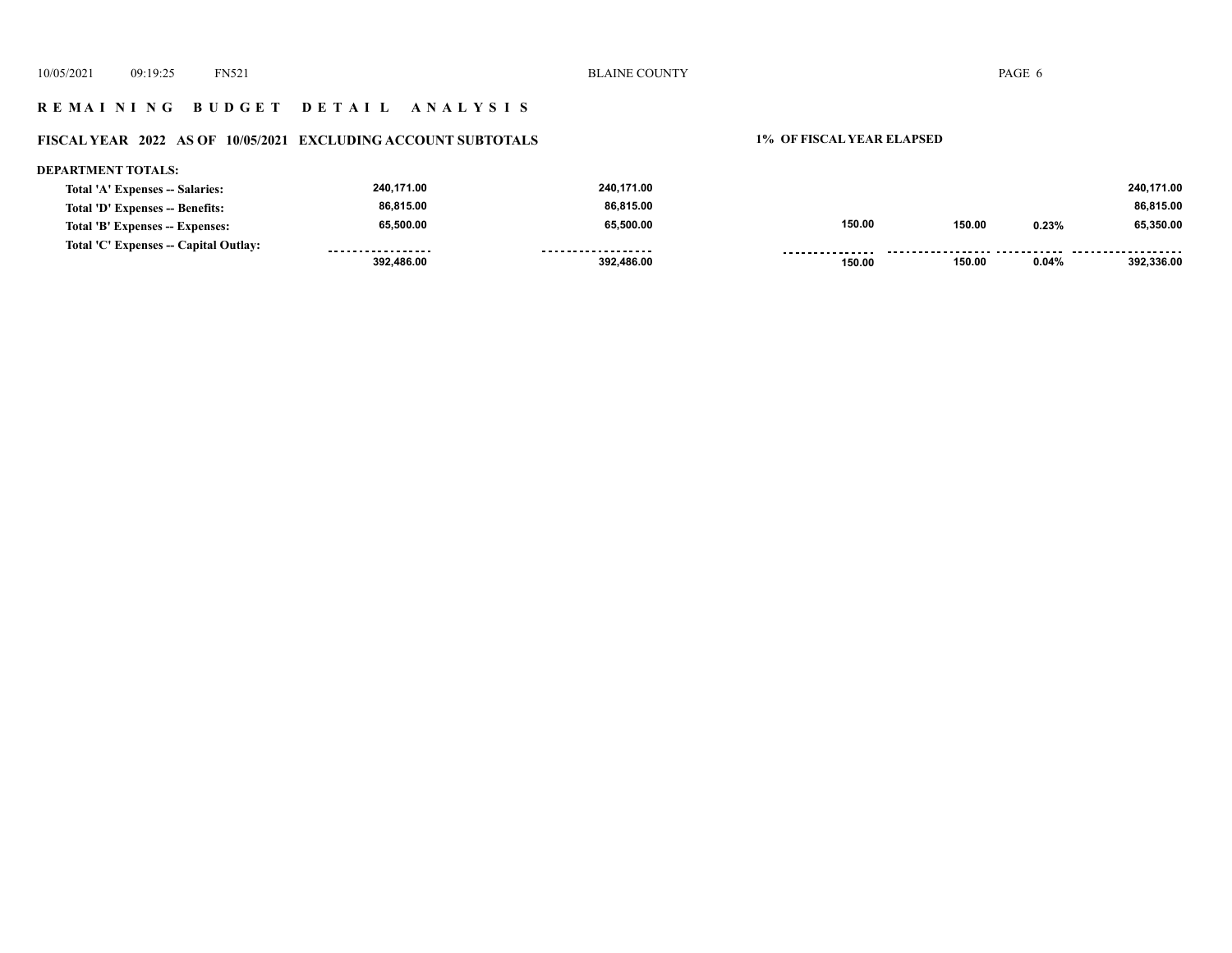# R E M A I N I N G   B U D G E T   D E T A I L   A N A L Y S I S

## FISCAL YEAR 2022 AS OF 10/05/2021 EXCLUDING ACCOUNT SUBTOTALS

1% OF FISCAL YEAR ELAPSED

**DEPARTMENT TOTALS:**

| | | | | | | |
|---|---|---|---|---|---|---|
| **Total 'A' Expenses -- Salaries:** | **240,171.00** | **240,171.00** | | | | **240,171.00** |
| **Total 'D' Expenses -- Benefits:** | **86,815.00** | **86,815.00** | | | | **86,815.00** |
| **Total 'B' Expenses -- Expenses:** | **65,500.00** | **65,500.00** | **150.00** | **150.00** | **0.23%** | **65,350.00** |
| **Total 'C' Expenses -- Capital Outlay:** | | | | | | |
| | **392,486.00** | **392,486.00** | **150.00** | **150.00** | **0.04%** | **392,336.00** |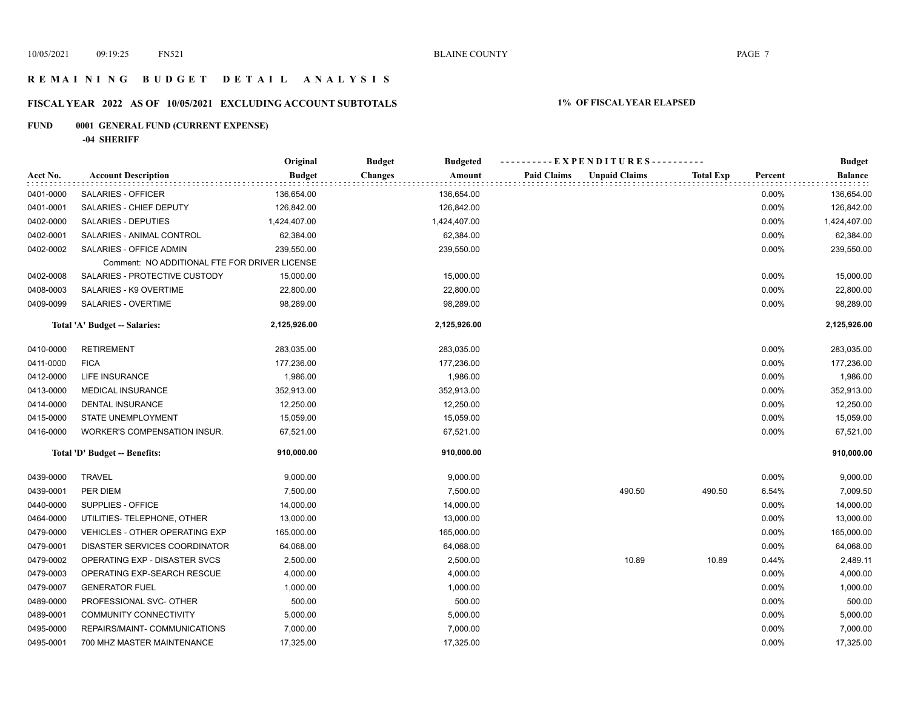# R E M A I N I N G   B U D G E T   D E T A I L   A N A L Y S I S

## FISCAL YEAR 2022 AS OF 10/05/2021 EXCLUDING ACCOUNT SUBTOTALS — 1% OF FISCAL YEAR ELAPSED

### FUND 0001 GENERAL FUND (CURRENT EXPENSE)

**-04 SHERIFF**

| Acct No. | Account Description | Original Budget | Budget Changes | Budgeted Amount | Paid Claims | Unpaid Claims | Total Exp | Percent | Budget Balance |
|---|---|---|---|---|---|---|---|---|---|
| 0401-0000 | SALARIES - OFFICER | 136,654.00 | | 136,654.00 | | | | 0.00% | 136,654.00 |
| 0401-0001 | SALARIES - CHIEF DEPUTY | 126,842.00 | | 126,842.00 | | | | 0.00% | 126,842.00 |
| 0402-0000 | SALARIES - DEPUTIES | 1,424,407.00 | | 1,424,407.00 | | | | 0.00% | 1,424,407.00 |
| 0402-0001 | SALARIES - ANIMAL CONTROL | 62,384.00 | | 62,384.00 | | | | 0.00% | 62,384.00 |
| 0402-0002 | SALARIES - OFFICE ADMIN | 239,550.00 | | 239,550.00 | | | | 0.00% | 239,550.00 |
| | Comment: NO ADDITIONAL FTE FOR DRIVER LICENSE | | | | | | | | |
| 0402-0008 | SALARIES - PROTECTIVE CUSTODY | 15,000.00 | | 15,000.00 | | | | 0.00% | 15,000.00 |
| 0408-0003 | SALARIES - K9 OVERTIME | 22,800.00 | | 22,800.00 | | | | 0.00% | 22,800.00 |
| 0409-0099 | SALARIES - OVERTIME | 98,289.00 | | 98,289.00 | | | | 0.00% | 98,289.00 |
| | **Total 'A' Budget -- Salaries:** | **2,125,926.00** | | **2,125,926.00** | | | | | **2,125,926.00** |
| 0410-0000 | RETIREMENT | 283,035.00 | | 283,035.00 | | | | 0.00% | 283,035.00 |
| 0411-0000 | FICA | 177,236.00 | | 177,236.00 | | | | 0.00% | 177,236.00 |
| 0412-0000 | LIFE INSURANCE | 1,986.00 | | 1,986.00 | | | | 0.00% | 1,986.00 |
| 0413-0000 | MEDICAL INSURANCE | 352,913.00 | | 352,913.00 | | | | 0.00% | 352,913.00 |
| 0414-0000 | DENTAL INSURANCE | 12,250.00 | | 12,250.00 | | | | 0.00% | 12,250.00 |
| 0415-0000 | STATE UNEMPLOYMENT | 15,059.00 | | 15,059.00 | | | | 0.00% | 15,059.00 |
| 0416-0000 | WORKER'S COMPENSATION INSUR. | 67,521.00 | | 67,521.00 | | | | 0.00% | 67,521.00 |
| | **Total 'D' Budget -- Benefits:** | **910,000.00** | | **910,000.00** | | | | | **910,000.00** |
| 0439-0000 | TRAVEL | 9,000.00 | | 9,000.00 | | | | 0.00% | 9,000.00 |
| 0439-0001 | PER DIEM | 7,500.00 | | 7,500.00 | | 490.50 | 490.50 | 6.54% | 7,009.50 |
| 0440-0000 | SUPPLIES - OFFICE | 14,000.00 | | 14,000.00 | | | | 0.00% | 14,000.00 |
| 0464-0000 | UTILITIES- TELEPHONE, OTHER | 13,000.00 | | 13,000.00 | | | | 0.00% | 13,000.00 |
| 0479-0000 | VEHICLES - OTHER OPERATING EXP | 165,000.00 | | 165,000.00 | | | | 0.00% | 165,000.00 |
| 0479-0001 | DISASTER SERVICES COORDINATOR | 64,068.00 | | 64,068.00 | | | | 0.00% | 64,068.00 |
| 0479-0002 | OPERATING EXP - DISASTER SVCS | 2,500.00 | | 2,500.00 | | 10.89 | 10.89 | 0.44% | 2,489.11 |
| 0479-0003 | OPERATING EXP-SEARCH RESCUE | 4,000.00 | | 4,000.00 | | | | 0.00% | 4,000.00 |
| 0479-0007 | GENERATOR FUEL | 1,000.00 | | 1,000.00 | | | | 0.00% | 1,000.00 |
| 0489-0000 | PROFESSIONAL SVC- OTHER | 500.00 | | 500.00 | | | | 0.00% | 500.00 |
| 0489-0001 | COMMUNITY CONNECTIVITY | 5,000.00 | | 5,000.00 | | | | 0.00% | 5,000.00 |
| 0495-0000 | REPAIRS/MAINT- COMMUNICATIONS | 7,000.00 | | 7,000.00 | | | | 0.00% | 7,000.00 |
| 0495-0001 | 700 MHZ MASTER MAINTENANCE | 17,325.00 | | 17,325.00 | | | | 0.00% | 17,325.00 |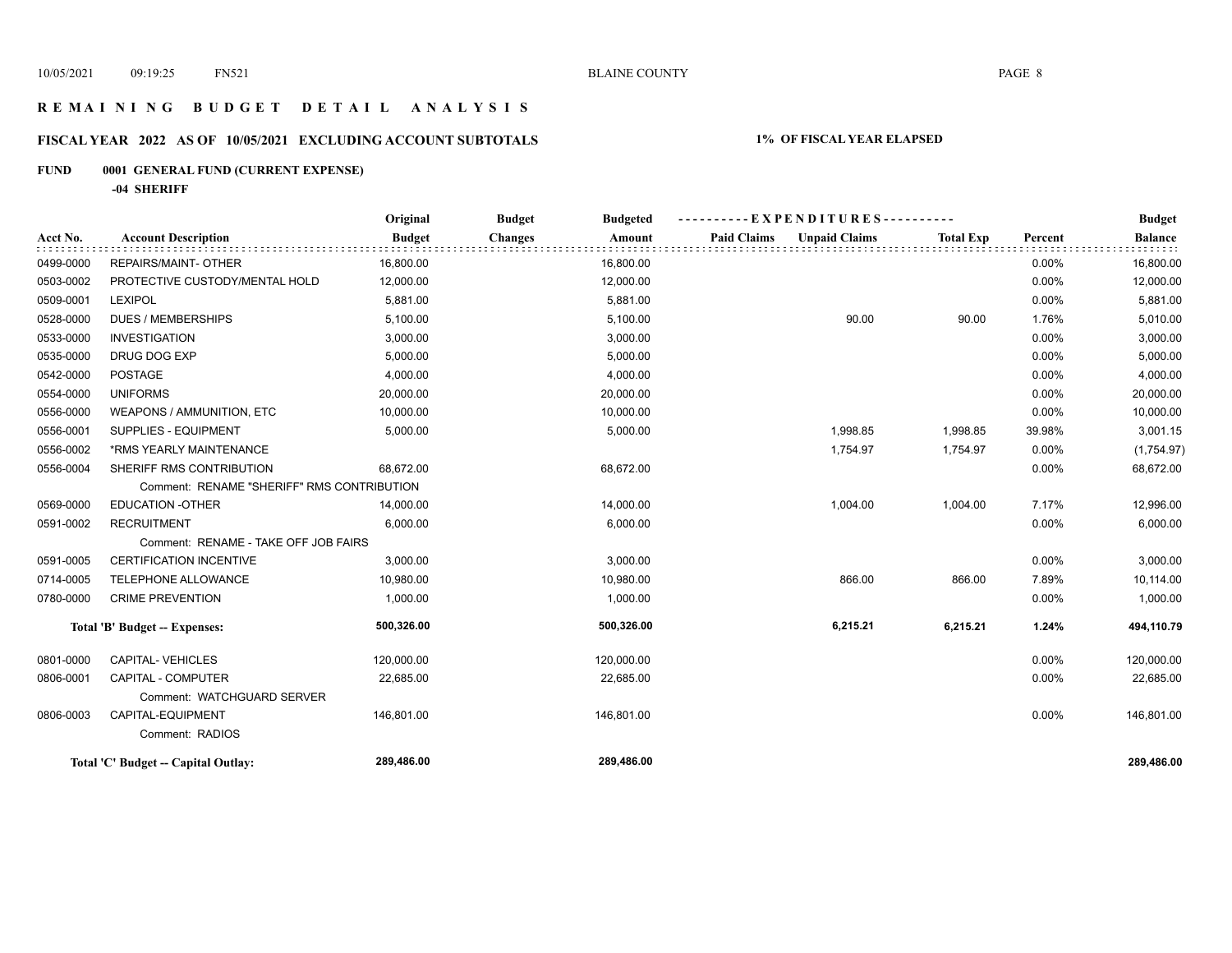# REMAINING BUDGET DETAIL ANALYSIS

## FISCAL YEAR 2022 AS OF 10/05/2021 EXCLUDING ACCOUNT SUBTOTALS

**1% OF FISCAL YEAR ELAPSED**

**FUND 0001 GENERAL FUND (CURRENT EXPENSE)**

**-04 SHERIFF**

| Acct No. | Account Description | Original Budget | Budget Changes | Budgeted Amount | Paid Claims | Unpaid Claims | Total Exp | Percent | Budget Balance |
|---|---|---|---|---|---|---|---|---|---|
| 0499-0000 | REPAIRS/MAINT- OTHER | 16,800.00 | | 16,800.00 | | | | 0.00% | 16,800.00 |
| 0503-0002 | PROTECTIVE CUSTODY/MENTAL HOLD | 12,000.00 | | 12,000.00 | | | | 0.00% | 12,000.00 |
| 0509-0001 | LEXIPOL | 5,881.00 | | 5,881.00 | | | | 0.00% | 5,881.00 |
| 0528-0000 | DUES / MEMBERSHIPS | 5,100.00 | | 5,100.00 | | 90.00 | 90.00 | 1.76% | 5,010.00 |
| 0533-0000 | INVESTIGATION | 3,000.00 | | 3,000.00 | | | | 0.00% | 3,000.00 |
| 0535-0000 | DRUG DOG EXP | 5,000.00 | | 5,000.00 | | | | 0.00% | 5,000.00 |
| 0542-0000 | POSTAGE | 4,000.00 | | 4,000.00 | | | | 0.00% | 4,000.00 |
| 0554-0000 | UNIFORMS | 20,000.00 | | 20,000.00 | | | | 0.00% | 20,000.00 |
| 0556-0000 | WEAPONS / AMMUNITION, ETC | 10,000.00 | | 10,000.00 | | | | 0.00% | 10,000.00 |
| 0556-0001 | SUPPLIES - EQUIPMENT | 5,000.00 | | 5,000.00 | | 1,998.85 | 1,998.85 | 39.98% | 3,001.15 |
| 0556-0002 | *RMS YEARLY MAINTENANCE | | | | | 1,754.97 | 1,754.97 | 0.00% | (1,754.97) |
| 0556-0004 | SHERIFF RMS CONTRIBUTION | 68,672.00 | | 68,672.00 | | | | 0.00% | 68,672.00 |
| | Comment: RENAME "SHERIFF" RMS CONTRIBUTION | | | | | | | | |
| 0569-0000 | EDUCATION -OTHER | 14,000.00 | | 14,000.00 | | 1,004.00 | 1,004.00 | 7.17% | 12,996.00 |
| 0591-0002 | RECRUITMENT | 6,000.00 | | 6,000.00 | | | | 0.00% | 6,000.00 |
| | Comment: RENAME - TAKE OFF JOB FAIRS | | | | | | | | |
| 0591-0005 | CERTIFICATION INCENTIVE | 3,000.00 | | 3,000.00 | | | | 0.00% | 3,000.00 |
| 0714-0005 | TELEPHONE ALLOWANCE | 10,980.00 | | 10,980.00 | | 866.00 | 866.00 | 7.89% | 10,114.00 |
| 0780-0000 | CRIME PREVENTION | 1,000.00 | | 1,000.00 | | | | 0.00% | 1,000.00 |
| | **Total 'B' Budget -- Expenses:** | **500,326.00** | | **500,326.00** | | **6,215.21** | **6,215.21** | **1.24%** | **494,110.79** |
| 0801-0000 | CAPITAL- VEHICLES | 120,000.00 | | 120,000.00 | | | | 0.00% | 120,000.00 |
| 0806-0001 | CAPITAL - COMPUTER | 22,685.00 | | 22,685.00 | | | | 0.00% | 22,685.00 |
| | Comment: WATCHGUARD SERVER | | | | | | | | |
| 0806-0003 | CAPITAL-EQUIPMENT | 146,801.00 | | 146,801.00 | | | | 0.00% | 146,801.00 |
| | Comment: RADIOS | | | | | | | | |
| | **Total 'C' Budget -- Capital Outlay:** | **289,486.00** | | **289,486.00** | | | | | **289,486.00** |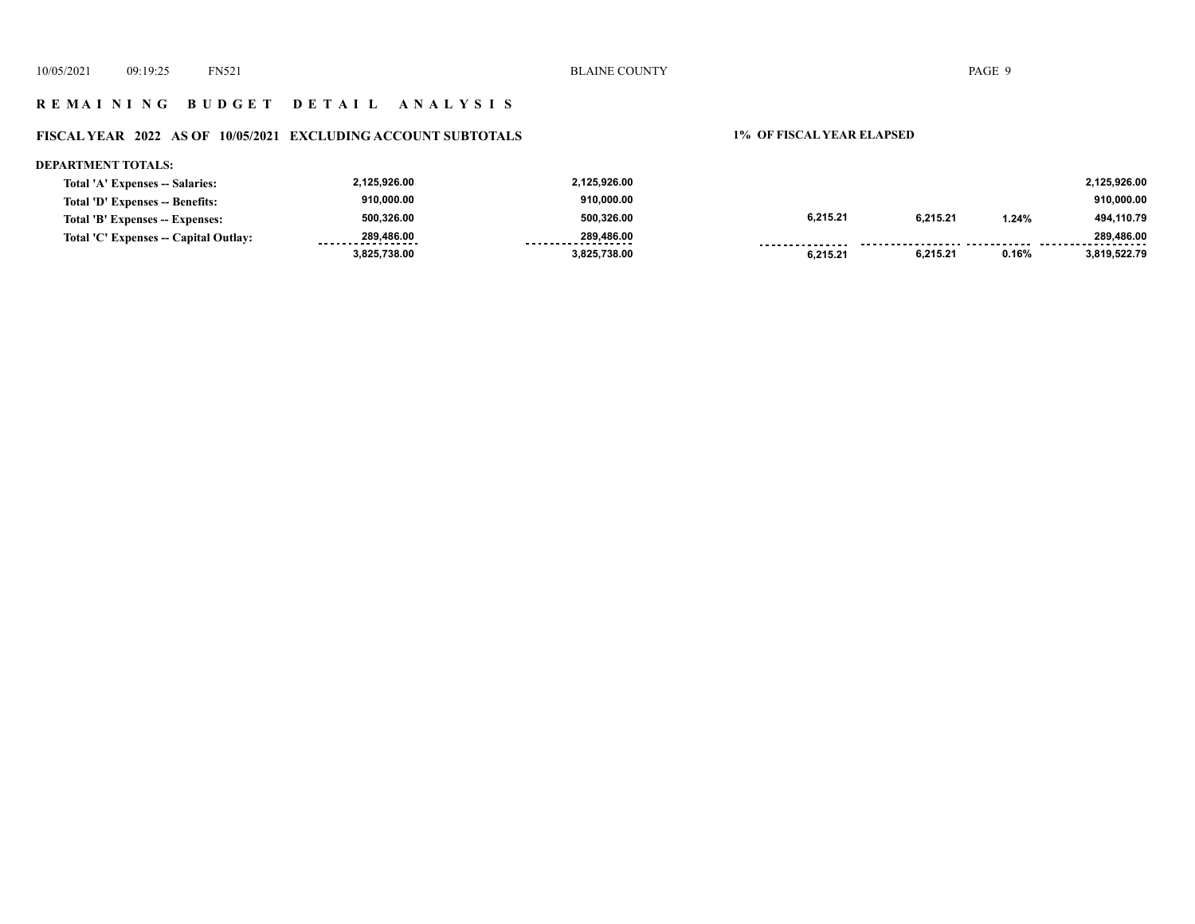## R E M A I N I N G   B U D G E T   D E T A I L   A N A L Y S I S

### FISCAL YEAR 2022 AS OF 10/05/2021 EXCLUDING ACCOUNT SUBTOTALS

**1% OF FISCAL YEAR ELAPSED**

**DEPARTMENT TOTALS:**

| | | | | | | |
|---|---|---|---|---|---|---|
| Total 'A' Expenses -- Salaries: | 2,125,926.00 | 2,125,926.00 | | | | 2,125,926.00 |
| Total 'D' Expenses -- Benefits: | 910,000.00 | 910,000.00 | | | | 910,000.00 |
| Total 'B' Expenses -- Expenses: | 500,326.00 | 500,326.00 | 6,215.21 | 6,215.21 | 1.24% | 494,110.79 |
| Total 'C' Expenses -- Capital Outlay: | 289,486.00 | 289,486.00 | | | | 289,486.00 |
| | 3,825,738.00 | 3,825,738.00 | 6,215.21 | 6,215.21 | 0.16% | 3,819,522.79 |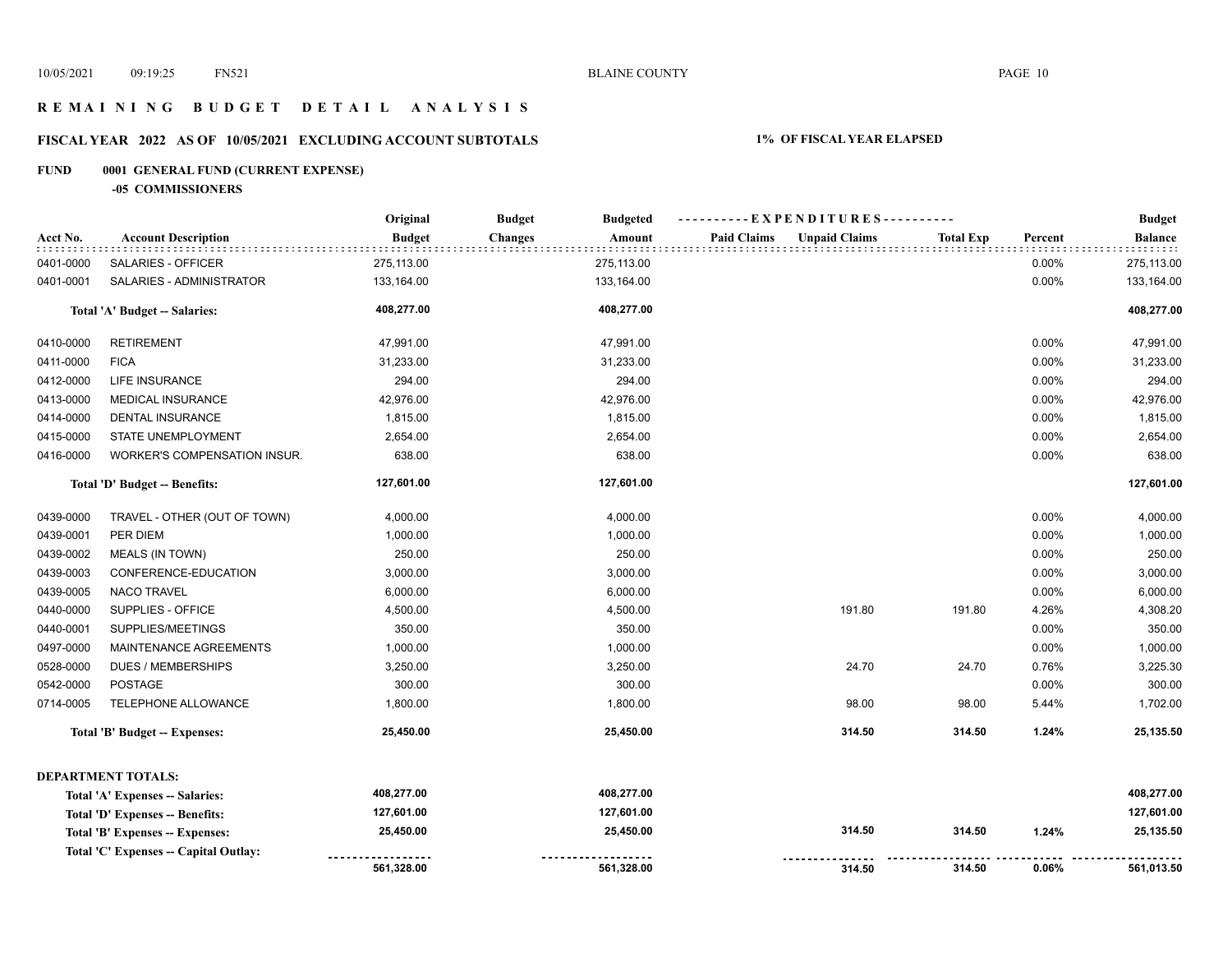# REMAINING BUDGET DETAIL ANALYSIS

## FISCAL YEAR 2022 AS OF 10/05/2021 EXCLUDING ACCOUNT SUBTOTALS

**1% OF FISCAL YEAR ELAPSED**

**FUND 0001 GENERAL FUND (CURRENT EXPENSE)**

**-05 COMMISSIONERS**

| Acct No. | Account Description | Original Budget | Budget Changes | Budgeted Amount | Paid Claims | Unpaid Claims | Total Exp | Percent | Budget Balance |
|---|---|---|---|---|---|---|---|---|---|
| 0401-0000 | SALARIES - OFFICER | 275,113.00 | | 275,113.00 | | | | 0.00% | 275,113.00 |
| 0401-0001 | SALARIES - ADMINISTRATOR | 133,164.00 | | 133,164.00 | | | | 0.00% | 133,164.00 |
| | **Total 'A' Budget -- Salaries:** | **408,277.00** | | **408,277.00** | | | | | **408,277.00** |
| 0410-0000 | RETIREMENT | 47,991.00 | | 47,991.00 | | | | 0.00% | 47,991.00 |
| 0411-0000 | FICA | 31,233.00 | | 31,233.00 | | | | 0.00% | 31,233.00 |
| 0412-0000 | LIFE INSURANCE | 294.00 | | 294.00 | | | | 0.00% | 294.00 |
| 0413-0000 | MEDICAL INSURANCE | 42,976.00 | | 42,976.00 | | | | 0.00% | 42,976.00 |
| 0414-0000 | DENTAL INSURANCE | 1,815.00 | | 1,815.00 | | | | 0.00% | 1,815.00 |
| 0415-0000 | STATE UNEMPLOYMENT | 2,654.00 | | 2,654.00 | | | | 0.00% | 2,654.00 |
| 0416-0000 | WORKER'S COMPENSATION INSUR. | 638.00 | | 638.00 | | | | 0.00% | 638.00 |
| | **Total 'D' Budget -- Benefits:** | **127,601.00** | | **127,601.00** | | | | | **127,601.00** |
| 0439-0000 | TRAVEL - OTHER (OUT OF TOWN) | 4,000.00 | | 4,000.00 | | | | 0.00% | 4,000.00 |
| 0439-0001 | PER DIEM | 1,000.00 | | 1,000.00 | | | | 0.00% | 1,000.00 |
| 0439-0002 | MEALS (IN TOWN) | 250.00 | | 250.00 | | | | 0.00% | 250.00 |
| 0439-0003 | CONFERENCE-EDUCATION | 3,000.00 | | 3,000.00 | | | | 0.00% | 3,000.00 |
| 0439-0005 | NACO TRAVEL | 6,000.00 | | 6,000.00 | | | | 0.00% | 6,000.00 |
| 0440-0000 | SUPPLIES - OFFICE | 4,500.00 | | 4,500.00 | | 191.80 | 191.80 | 4.26% | 4,308.20 |
| 0440-0001 | SUPPLIES/MEETINGS | 350.00 | | 350.00 | | | | 0.00% | 350.00 |
| 0497-0000 | MAINTENANCE AGREEMENTS | 1,000.00 | | 1,000.00 | | | | 0.00% | 1,000.00 |
| 0528-0000 | DUES / MEMBERSHIPS | 3,250.00 | | 3,250.00 | | 24.70 | 24.70 | 0.76% | 3,225.30 |
| 0542-0000 | POSTAGE | 300.00 | | 300.00 | | | | 0.00% | 300.00 |
| 0714-0005 | TELEPHONE ALLOWANCE | 1,800.00 | | 1,800.00 | | 98.00 | 98.00 | 5.44% | 1,702.00 |
| | **Total 'B' Budget -- Expenses:** | **25,450.00** | | **25,450.00** | | **314.50** | **314.50** | **1.24%** | **25,135.50** |

**DEPARTMENT TOTALS:**

| | Original Budget | Budget Changes | Budgeted Amount | Paid Claims | Unpaid Claims | Total Exp | Percent | Budget Balance |
|---|---|---|---|---|---|---|---|---|
| **Total 'A' Expenses -- Salaries:** | **408,277.00** | | **408,277.00** | | | | | **408,277.00** |
| **Total 'D' Expenses -- Benefits:** | **127,601.00** | | **127,601.00** | | | | | **127,601.00** |
| **Total 'B' Expenses -- Expenses:** | **25,450.00** | | **25,450.00** | | **314.50** | **314.50** | **1.24%** | **25,135.50** |
| **Total 'C' Expenses -- Capital Outlay:** | | | | | | | | |
| | **561,328.00** | | **561,328.00** | | **314.50** | **314.50** | **0.06%** | **561,013.50** |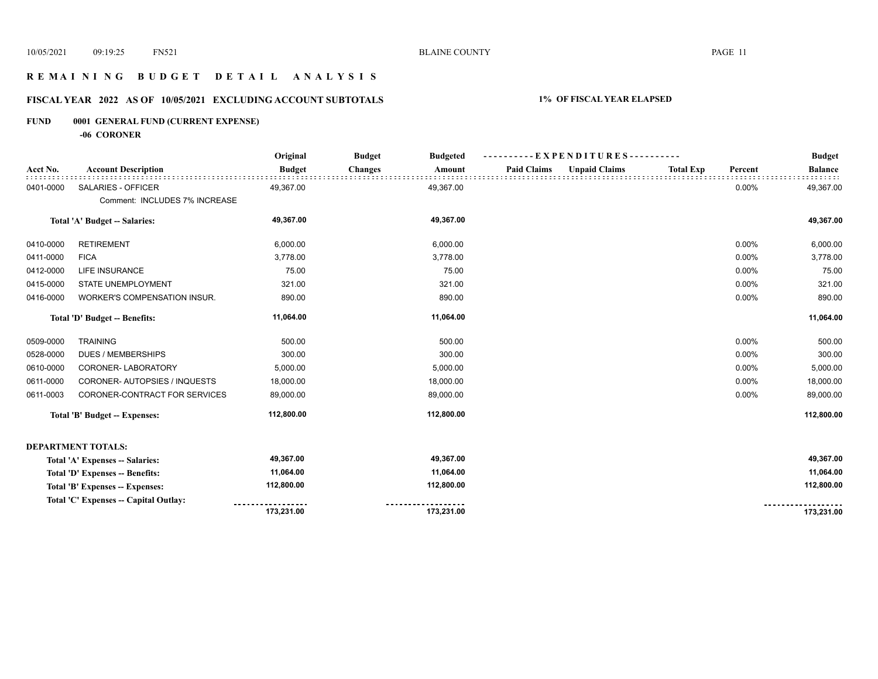# REMAINING BUDGET DETAIL ANALYSIS

## FISCAL YEAR 2022 AS OF 10/05/2021 EXCLUDING ACCOUNT SUBTOTALS

**1% OF FISCAL YEAR ELAPSED**

### FUND 0001 GENERAL FUND (CURRENT EXPENSE)

**-06 CORONER**

| Acct No. | Account Description | Original Budget | Budget Changes | Budgeted Amount | Paid Claims | Unpaid Claims | Total Exp | Percent | Budget Balance |
|---|---|---|---|---|---|---|---|---|---|
| 0401-0000 | SALARIES - OFFICER | 49,367.00 | | 49,367.00 | | | | 0.00% | 49,367.00 |
| | Comment: INCLUDES 7% INCREASE | | | | | | | | |
| | **Total 'A' Budget -- Salaries:** | **49,367.00** | | **49,367.00** | | | | | **49,367.00** |
| 0410-0000 | RETIREMENT | 6,000.00 | | 6,000.00 | | | | 0.00% | 6,000.00 |
| 0411-0000 | FICA | 3,778.00 | | 3,778.00 | | | | 0.00% | 3,778.00 |
| 0412-0000 | LIFE INSURANCE | 75.00 | | 75.00 | | | | 0.00% | 75.00 |
| 0415-0000 | STATE UNEMPLOYMENT | 321.00 | | 321.00 | | | | 0.00% | 321.00 |
| 0416-0000 | WORKER'S COMPENSATION INSUR. | 890.00 | | 890.00 | | | | 0.00% | 890.00 |
| | **Total 'D' Budget -- Benefits:** | **11,064.00** | | **11,064.00** | | | | | **11,064.00** |
| 0509-0000 | TRAINING | 500.00 | | 500.00 | | | | 0.00% | 500.00 |
| 0528-0000 | DUES / MEMBERSHIPS | 300.00 | | 300.00 | | | | 0.00% | 300.00 |
| 0610-0000 | CORONER- LABORATORY | 5,000.00 | | 5,000.00 | | | | 0.00% | 5,000.00 |
| 0611-0000 | CORONER- AUTOPSIES / INQUESTS | 18,000.00 | | 18,000.00 | | | | 0.00% | 18,000.00 |
| 0611-0003 | CORONER-CONTRACT FOR SERVICES | 89,000.00 | | 89,000.00 | | | | 0.00% | 89,000.00 |
| | **Total 'B' Budget -- Expenses:** | **112,800.00** | | **112,800.00** | | | | | **112,800.00** |

**DEPARTMENT TOTALS:**

| | Original Budget | Budget Changes | Budgeted Amount | Paid Claims | Unpaid Claims | Total Exp | Percent | Budget Balance |
|---|---|---|---|---|---|---|---|---|
| **Total 'A' Expenses -- Salaries:** | **49,367.00** | | **49,367.00** | | | | | **49,367.00** |
| **Total 'D' Expenses -- Benefits:** | **11,064.00** | | **11,064.00** | | | | | **11,064.00** |
| **Total 'B' Expenses -- Expenses:** | **112,800.00** | | **112,800.00** | | | | | **112,800.00** |
| **Total 'C' Expenses -- Capital Outlay:** | | | | | | | | |
| | **173,231.00** | | **173,231.00** | | | | | **173,231.00** |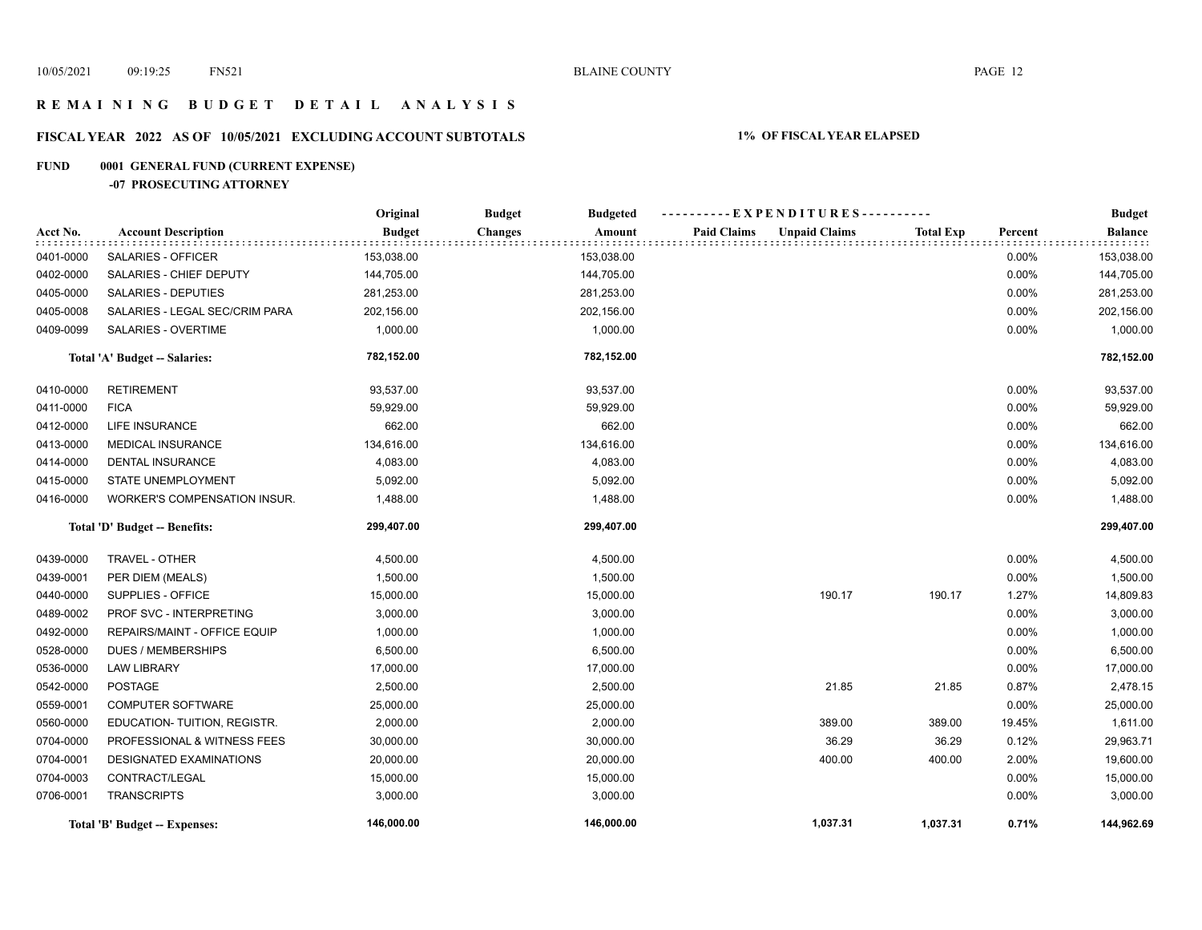# R E M A I N I N G   B U D G E T   D E T A I L   A N A L Y S I S

## FISCAL YEAR 2022 AS OF 10/05/2021 EXCLUDING ACCOUNT SUBTOTALS — 1% OF FISCAL YEAR ELAPSED

### FUND 0001 GENERAL FUND (CURRENT EXPENSE)

#### -07 PROSECUTING ATTORNEY

| Acct No. | Account Description | Original Budget | Budget Changes | Budgeted Amount | Paid Claims | Unpaid Claims | Total Exp | Percent | Budget Balance |
|---|---|---|---|---|---|---|---|---|---|
| 0401-0000 | SALARIES - OFFICER | 153,038.00 | | 153,038.00 | | | | 0.00% | 153,038.00 |
| 0402-0000 | SALARIES - CHIEF DEPUTY | 144,705.00 | | 144,705.00 | | | | 0.00% | 144,705.00 |
| 0405-0000 | SALARIES - DEPUTIES | 281,253.00 | | 281,253.00 | | | | 0.00% | 281,253.00 |
| 0405-0008 | SALARIES - LEGAL SEC/CRIM PARA | 202,156.00 | | 202,156.00 | | | | 0.00% | 202,156.00 |
| 0409-0099 | SALARIES - OVERTIME | 1,000.00 | | 1,000.00 | | | | 0.00% | 1,000.00 |
| | **Total 'A' Budget -- Salaries:** | **782,152.00** | | **782,152.00** | | | | | **782,152.00** |
| 0410-0000 | RETIREMENT | 93,537.00 | | 93,537.00 | | | | 0.00% | 93,537.00 |
| 0411-0000 | FICA | 59,929.00 | | 59,929.00 | | | | 0.00% | 59,929.00 |
| 0412-0000 | LIFE INSURANCE | 662.00 | | 662.00 | | | | 0.00% | 662.00 |
| 0413-0000 | MEDICAL INSURANCE | 134,616.00 | | 134,616.00 | | | | 0.00% | 134,616.00 |
| 0414-0000 | DENTAL INSURANCE | 4,083.00 | | 4,083.00 | | | | 0.00% | 4,083.00 |
| 0415-0000 | STATE UNEMPLOYMENT | 5,092.00 | | 5,092.00 | | | | 0.00% | 5,092.00 |
| 0416-0000 | WORKER'S COMPENSATION INSUR. | 1,488.00 | | 1,488.00 | | | | 0.00% | 1,488.00 |
| | **Total 'D' Budget -- Benefits:** | **299,407.00** | | **299,407.00** | | | | | **299,407.00** |
| 0439-0000 | TRAVEL - OTHER | 4,500.00 | | 4,500.00 | | | | 0.00% | 4,500.00 |
| 0439-0001 | PER DIEM (MEALS) | 1,500.00 | | 1,500.00 | | | | 0.00% | 1,500.00 |
| 0440-0000 | SUPPLIES - OFFICE | 15,000.00 | | 15,000.00 | | 190.17 | 190.17 | 1.27% | 14,809.83 |
| 0489-0002 | PROF SVC - INTERPRETING | 3,000.00 | | 3,000.00 | | | | 0.00% | 3,000.00 |
| 0492-0000 | REPAIRS/MAINT - OFFICE EQUIP | 1,000.00 | | 1,000.00 | | | | 0.00% | 1,000.00 |
| 0528-0000 | DUES / MEMBERSHIPS | 6,500.00 | | 6,500.00 | | | | 0.00% | 6,500.00 |
| 0536-0000 | LAW LIBRARY | 17,000.00 | | 17,000.00 | | | | 0.00% | 17,000.00 |
| 0542-0000 | POSTAGE | 2,500.00 | | 2,500.00 | | 21.85 | 21.85 | 0.87% | 2,478.15 |
| 0559-0001 | COMPUTER SOFTWARE | 25,000.00 | | 25,000.00 | | | | 0.00% | 25,000.00 |
| 0560-0000 | EDUCATION- TUITION, REGISTR. | 2,000.00 | | 2,000.00 | | 389.00 | 389.00 | 19.45% | 1,611.00 |
| 0704-0000 | PROFESSIONAL & WITNESS FEES | 30,000.00 | | 30,000.00 | | 36.29 | 36.29 | 0.12% | 29,963.71 |
| 0704-0001 | DESIGNATED EXAMINATIONS | 20,000.00 | | 20,000.00 | | 400.00 | 400.00 | 2.00% | 19,600.00 |
| 0704-0003 | CONTRACT/LEGAL | 15,000.00 | | 15,000.00 | | | | 0.00% | 15,000.00 |
| 0706-0001 | TRANSCRIPTS | 3,000.00 | | 3,000.00 | | | | 0.00% | 3,000.00 |
| | **Total 'B' Budget -- Expenses:** | **146,000.00** | | **146,000.00** | | **1,037.31** | **1,037.31** | **0.71%** | **144,962.69** |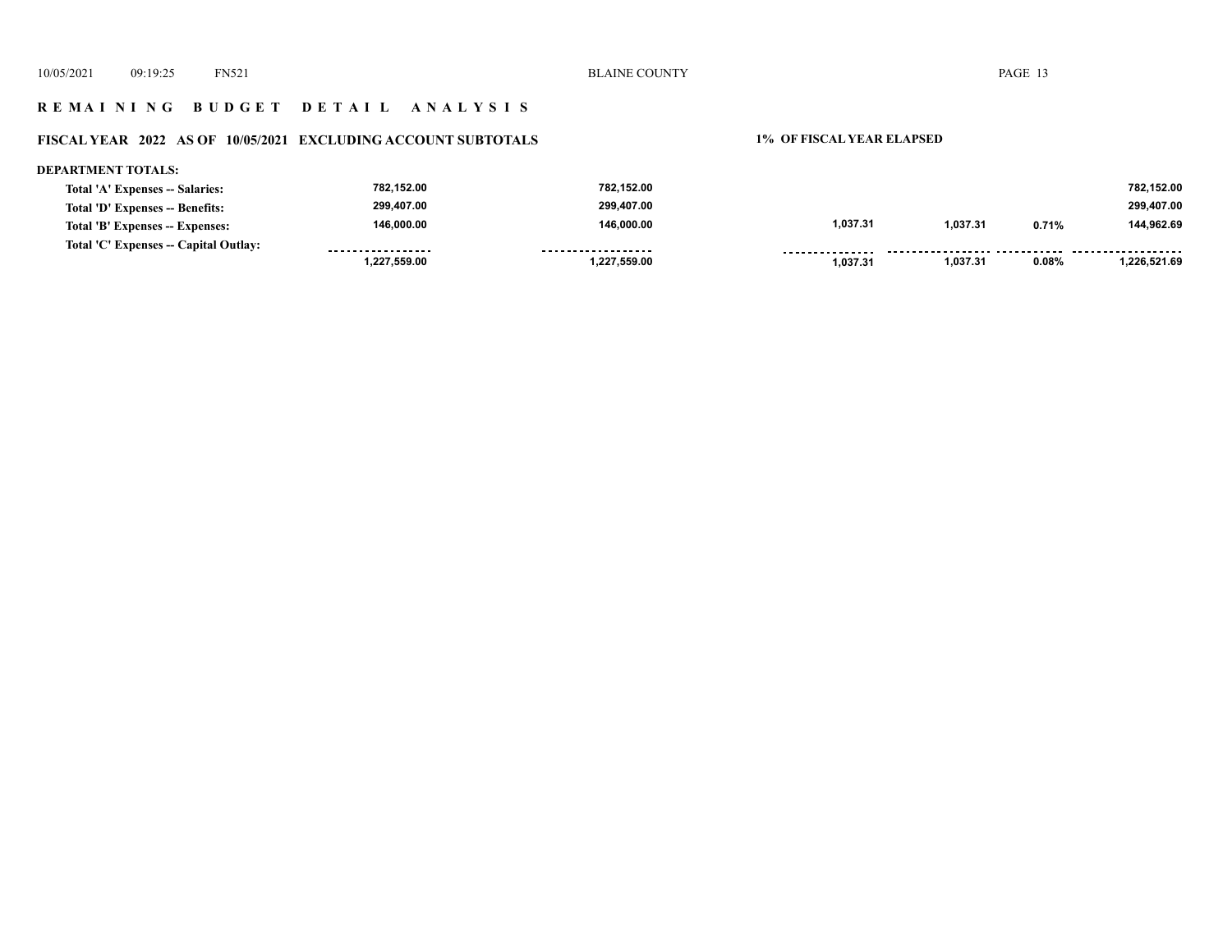# R E M A I N I N G   B U D G E T   D E T A I L   A N A L Y S I S

## FISCAL YEAR 2022 AS OF 10/05/2021 EXCLUDING ACCOUNT SUBTOTALS

1% OF FISCAL YEAR ELAPSED

**DEPARTMENT TOTALS:**

| | | | | | | |
|---|---|---|---|---|---|---|
| Total 'A' Expenses -- Salaries: | 782,152.00 | 782,152.00 | | | | 782,152.00 |
| Total 'D' Expenses -- Benefits: | 299,407.00 | 299,407.00 | | | | 299,407.00 |
| Total 'B' Expenses -- Expenses: | 146,000.00 | 146,000.00 | 1,037.31 | 1,037.31 | 0.71% | 144,962.69 |
| Total 'C' Expenses -- Capital Outlay: | | | | | | |
| | 1,227,559.00 | 1,227,559.00 | 1,037.31 | 1,037.31 | 0.08% | 1,226,521.69 |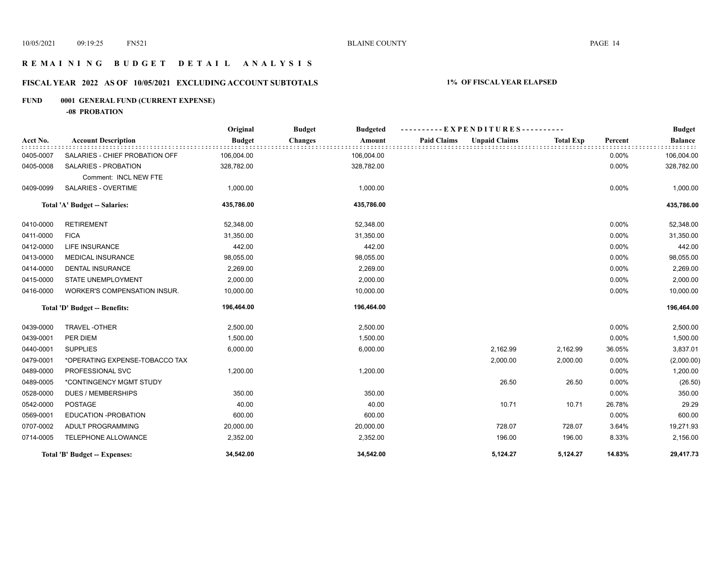# REMAINING BUDGET DETAIL ANALYSIS

## FISCAL YEAR 2022 AS OF 10/05/2021 EXCLUDING ACCOUNT SUBTOTALS

**1% OF FISCAL YEAR ELAPSED**

### FUND 0001 GENERAL FUND (CURRENT EXPENSE)

**-08 PROBATION**

| Acct No. | Account Description | Original Budget | Budget Changes | Budgeted Amount | Paid Claims | Unpaid Claims | Total Exp | Percent | Budget Balance |
|---|---|---|---|---|---|---|---|---|---|
| 0405-0007 | SALARIES - CHIEF PROBATION OFF | 106,004.00 | | 106,004.00 | | | | 0.00% | 106,004.00 |
| 0405-0008 | SALARIES - PROBATION | 328,782.00 | | 328,782.00 | | | | 0.00% | 328,782.00 |
| | Comment: INCL NEW FTE | | | | | | | | |
| 0409-0099 | SALARIES - OVERTIME | 1,000.00 | | 1,000.00 | | | | 0.00% | 1,000.00 |
| | **Total 'A' Budget -- Salaries:** | **435,786.00** | | **435,786.00** | | | | | **435,786.00** |
| 0410-0000 | RETIREMENT | 52,348.00 | | 52,348.00 | | | | 0.00% | 52,348.00 |
| 0411-0000 | FICA | 31,350.00 | | 31,350.00 | | | | 0.00% | 31,350.00 |
| 0412-0000 | LIFE INSURANCE | 442.00 | | 442.00 | | | | 0.00% | 442.00 |
| 0413-0000 | MEDICAL INSURANCE | 98,055.00 | | 98,055.00 | | | | 0.00% | 98,055.00 |
| 0414-0000 | DENTAL INSURANCE | 2,269.00 | | 2,269.00 | | | | 0.00% | 2,269.00 |
| 0415-0000 | STATE UNEMPLOYMENT | 2,000.00 | | 2,000.00 | | | | 0.00% | 2,000.00 |
| 0416-0000 | WORKER'S COMPENSATION INSUR. | 10,000.00 | | 10,000.00 | | | | 0.00% | 10,000.00 |
| | **Total 'D' Budget -- Benefits:** | **196,464.00** | | **196,464.00** | | | | | **196,464.00** |
| 0439-0000 | TRAVEL -OTHER | 2,500.00 | | 2,500.00 | | | | 0.00% | 2,500.00 |
| 0439-0001 | PER DIEM | 1,500.00 | | 1,500.00 | | | | 0.00% | 1,500.00 |
| 0440-0001 | SUPPLIES | 6,000.00 | | 6,000.00 | | 2,162.99 | 2,162.99 | 36.05% | 3,837.01 |
| 0479-0001 | *OPERATING EXPENSE-TOBACCO TAX | | | | | 2,000.00 | 2,000.00 | 0.00% | (2,000.00) |
| 0489-0000 | PROFESSIONAL SVC | 1,200.00 | | 1,200.00 | | | | 0.00% | 1,200.00 |
| 0489-0005 | *CONTINGENCY MGMT STUDY | | | | | 26.50 | 26.50 | 0.00% | (26.50) |
| 0528-0000 | DUES / MEMBERSHIPS | 350.00 | | 350.00 | | | | 0.00% | 350.00 |
| 0542-0000 | POSTAGE | 40.00 | | 40.00 | | 10.71 | 10.71 | 26.78% | 29.29 |
| 0569-0001 | EDUCATION -PROBATION | 600.00 | | 600.00 | | | | 0.00% | 600.00 |
| 0707-0002 | ADULT PROGRAMMING | 20,000.00 | | 20,000.00 | | 728.07 | 728.07 | 3.64% | 19,271.93 |
| 0714-0005 | TELEPHONE ALLOWANCE | 2,352.00 | | 2,352.00 | | 196.00 | 196.00 | 8.33% | 2,156.00 |
| | **Total 'B' Budget -- Expenses:** | **34,542.00** | | **34,542.00** | | **5,124.27** | **5,124.27** | **14.83%** | **29,417.73** |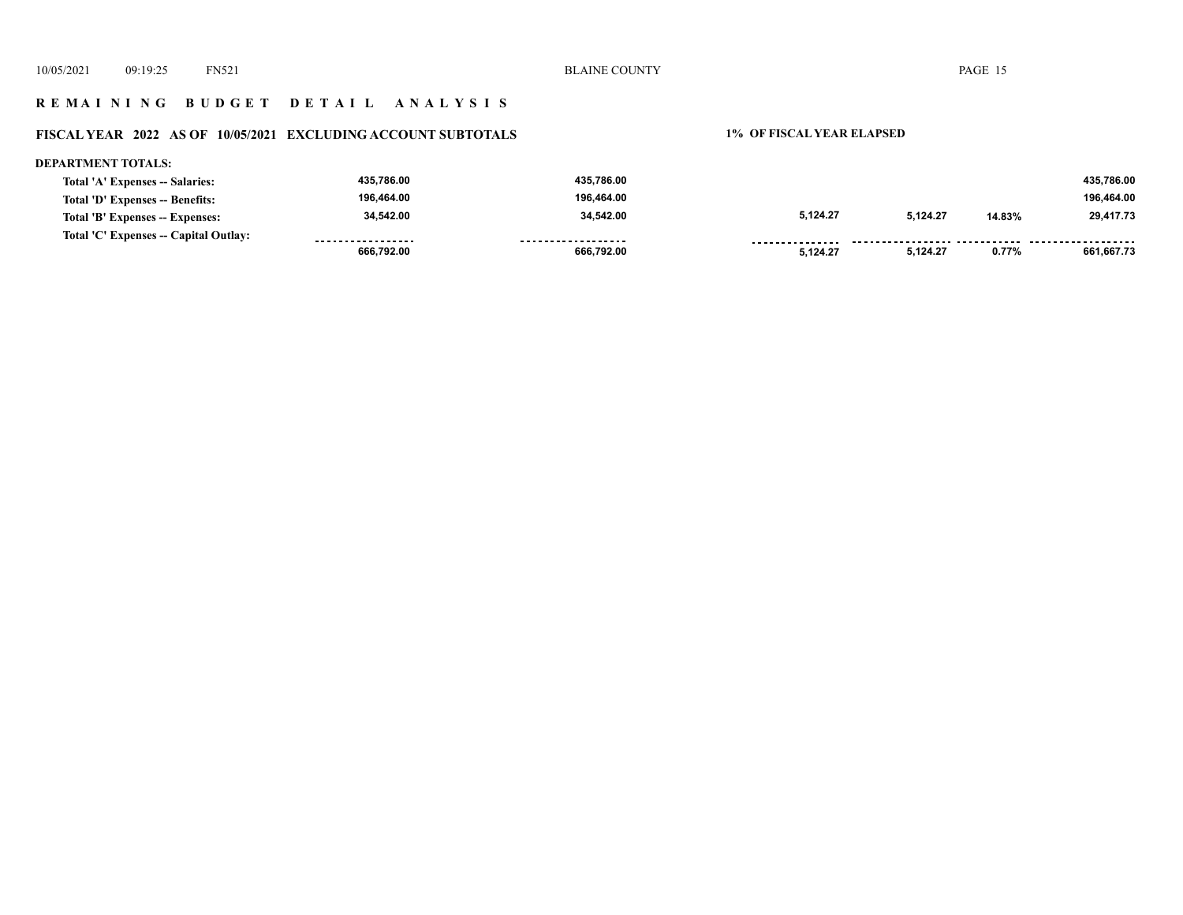**R E M A I N I N G   B U D G E T   D E T A I L   A N A L Y S I S**

**FISCAL YEAR 2022 AS OF 10/05/2021 EXCLUDING ACCOUNT SUBTOTALS** | **1% OF FISCAL YEAR ELAPSED**

**DEPARTMENT TOTALS:**

| | | | | | | |
|---|---|---|---|---|---|---|
| **Total 'A' Expenses -- Salaries:** | 435,786.00 | 435,786.00 | | | | 435,786.00 |
| **Total 'D' Expenses -- Benefits:** | 196,464.00 | 196,464.00 | | | | 196,464.00 |
| **Total 'B' Expenses -- Expenses:** | 34,542.00 | 34,542.00 | 5,124.27 | 5,124.27 | 14.83% | 29,417.73 |
| **Total 'C' Expenses -- Capital Outlay:** | | | | | | |
| | 666,792.00 | 666,792.00 | 5,124.27 | 5,124.27 | 0.77% | 661,667.73 |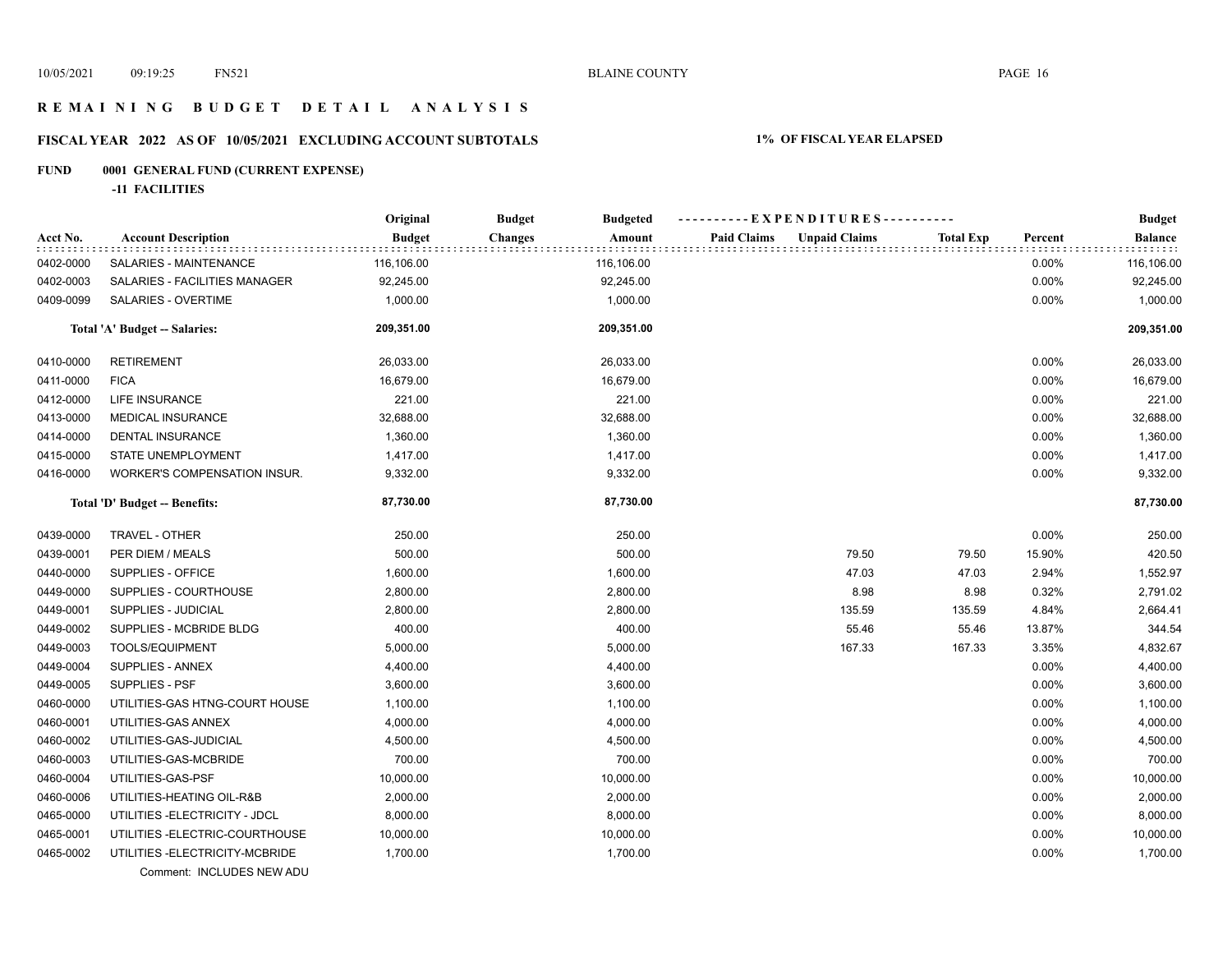# R E M A I N I N G   B U D G E T   D E T A I L   A N A L Y S I S

## FISCAL YEAR 2022 AS OF 10/05/2021 EXCLUDING ACCOUNT SUBTOTALS

**1% OF FISCAL YEAR ELAPSED**

### FUND 0001 GENERAL FUND (CURRENT EXPENSE)

**-11 FACILITIES**

| Acct No. | Account Description | Original Budget | Budget Changes | Budgeted Amount | Paid Claims | Unpaid Claims | Total Exp | Percent | Budget Balance |
|---|---|---|---|---|---|---|---|---|---|
| 0402-0000 | SALARIES - MAINTENANCE | 116,106.00 | | 116,106.00 | | | | 0.00% | 116,106.00 |
| 0402-0003 | SALARIES - FACILITIES MANAGER | 92,245.00 | | 92,245.00 | | | | 0.00% | 92,245.00 |
| 0409-0099 | SALARIES - OVERTIME | 1,000.00 | | 1,000.00 | | | | 0.00% | 1,000.00 |
| | **Total 'A' Budget -- Salaries:** | **209,351.00** | | **209,351.00** | | | | | **209,351.00** |
| 0410-0000 | RETIREMENT | 26,033.00 | | 26,033.00 | | | | 0.00% | 26,033.00 |
| 0411-0000 | FICA | 16,679.00 | | 16,679.00 | | | | 0.00% | 16,679.00 |
| 0412-0000 | LIFE INSURANCE | 221.00 | | 221.00 | | | | 0.00% | 221.00 |
| 0413-0000 | MEDICAL INSURANCE | 32,688.00 | | 32,688.00 | | | | 0.00% | 32,688.00 |
| 0414-0000 | DENTAL INSURANCE | 1,360.00 | | 1,360.00 | | | | 0.00% | 1,360.00 |
| 0415-0000 | STATE UNEMPLOYMENT | 1,417.00 | | 1,417.00 | | | | 0.00% | 1,417.00 |
| 0416-0000 | WORKER'S COMPENSATION INSUR. | 9,332.00 | | 9,332.00 | | | | 0.00% | 9,332.00 |
| | **Total 'D' Budget -- Benefits:** | **87,730.00** | | **87,730.00** | | | | | **87,730.00** |
| 0439-0000 | TRAVEL - OTHER | 250.00 | | 250.00 | | | | 0.00% | 250.00 |
| 0439-0001 | PER DIEM / MEALS | 500.00 | | 500.00 | | 79.50 | 79.50 | 15.90% | 420.50 |
| 0440-0000 | SUPPLIES - OFFICE | 1,600.00 | | 1,600.00 | | 47.03 | 47.03 | 2.94% | 1,552.97 |
| 0449-0000 | SUPPLIES - COURTHOUSE | 2,800.00 | | 2,800.00 | | 8.98 | 8.98 | 0.32% | 2,791.02 |
| 0449-0001 | SUPPLIES - JUDICIAL | 2,800.00 | | 2,800.00 | | 135.59 | 135.59 | 4.84% | 2,664.41 |
| 0449-0002 | SUPPLIES - MCBRIDE BLDG | 400.00 | | 400.00 | | 55.46 | 55.46 | 13.87% | 344.54 |
| 0449-0003 | TOOLS/EQUIPMENT | 5,000.00 | | 5,000.00 | | 167.33 | 167.33 | 3.35% | 4,832.67 |
| 0449-0004 | SUPPLIES - ANNEX | 4,400.00 | | 4,400.00 | | | | 0.00% | 4,400.00 |
| 0449-0005 | SUPPLIES - PSF | 3,600.00 | | 3,600.00 | | | | 0.00% | 3,600.00 |
| 0460-0000 | UTILITIES-GAS HTNG-COURT HOUSE | 1,100.00 | | 1,100.00 | | | | 0.00% | 1,100.00 |
| 0460-0001 | UTILITIES-GAS ANNEX | 4,000.00 | | 4,000.00 | | | | 0.00% | 4,000.00 |
| 0460-0002 | UTILITIES-GAS-JUDICIAL | 4,500.00 | | 4,500.00 | | | | 0.00% | 4,500.00 |
| 0460-0003 | UTILITIES-GAS-MCBRIDE | 700.00 | | 700.00 | | | | 0.00% | 700.00 |
| 0460-0004 | UTILITIES-GAS-PSF | 10,000.00 | | 10,000.00 | | | | 0.00% | 10,000.00 |
| 0460-0006 | UTILITIES-HEATING OIL-R&B | 2,000.00 | | 2,000.00 | | | | 0.00% | 2,000.00 |
| 0465-0000 | UTILITIES -ELECTRICITY - JDCL | 8,000.00 | | 8,000.00 | | | | 0.00% | 8,000.00 |
| 0465-0001 | UTILITIES -ELECTRIC-COURTHOUSE | 10,000.00 | | 10,000.00 | | | | 0.00% | 10,000.00 |
| 0465-0002 | UTILITIES -ELECTRICITY-MCBRIDE | 1,700.00 | | 1,700.00 | | | | 0.00% | 1,700.00 |
| | Comment: INCLUDES NEW ADU | | | | | | | | |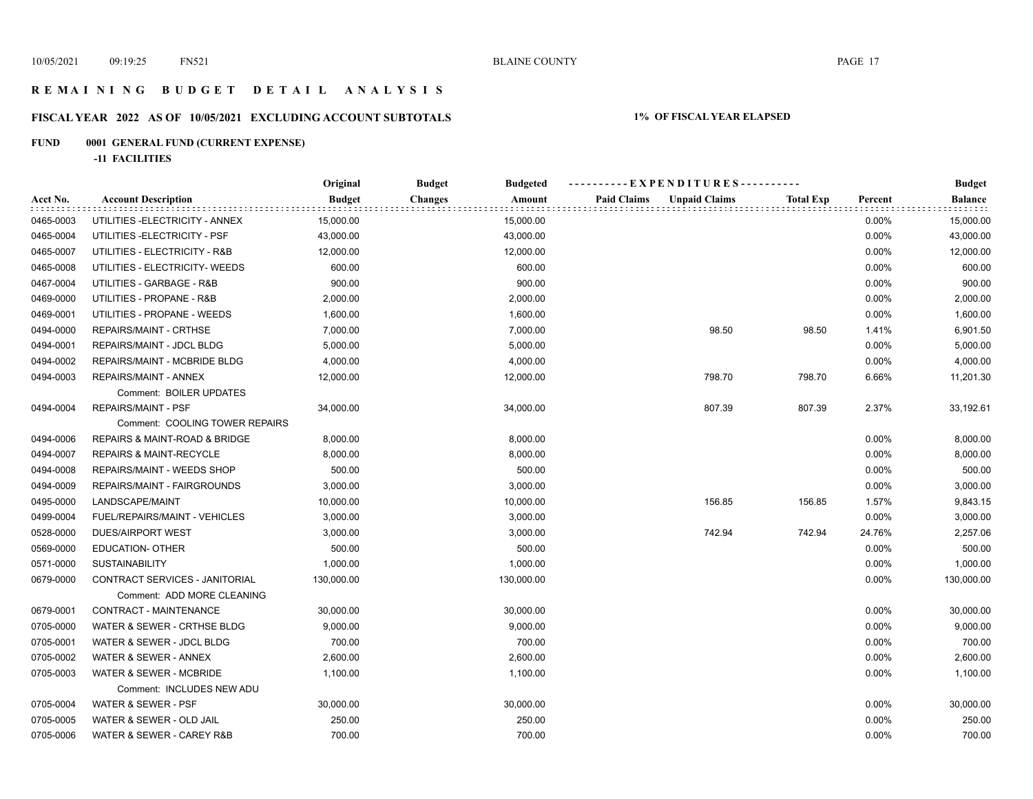# R E M A I N I N G   B U D G E T   D E T A I L   A N A L Y S I S

## FISCAL YEAR 2022 AS OF 10/05/2021 EXCLUDING ACCOUNT SUBTOTALS — 1% OF FISCAL YEAR ELAPSED

### FUND 0001 GENERAL FUND (CURRENT EXPENSE)

**-11 FACILITIES**

| Acct No. | Account Description | Original Budget | Budget Changes | Budgeted Amount | Paid Claims | Unpaid Claims | Total Exp | Percent | Budget Balance |
|---|---|---|---|---|---|---|---|---|---|
| 0465-0003 | UTILITIES -ELECTRICITY - ANNEX | 15,000.00 | | 15,000.00 | | | | 0.00% | 15,000.00 |
| 0465-0004 | UTILITIES -ELECTRICITY - PSF | 43,000.00 | | 43,000.00 | | | | 0.00% | 43,000.00 |
| 0465-0007 | UTILITIES - ELECTRICITY - R&B | 12,000.00 | | 12,000.00 | | | | 0.00% | 12,000.00 |
| 0465-0008 | UTILITIES - ELECTRICITY- WEEDS | 600.00 | | 600.00 | | | | 0.00% | 600.00 |
| 0467-0004 | UTILITIES - GARBAGE - R&B | 900.00 | | 900.00 | | | | 0.00% | 900.00 |
| 0469-0000 | UTILITIES - PROPANE - R&B | 2,000.00 | | 2,000.00 | | | | 0.00% | 2,000.00 |
| 0469-0001 | UTILITIES - PROPANE - WEEDS | 1,600.00 | | 1,600.00 | | | | 0.00% | 1,600.00 |
| 0494-0000 | REPAIRS/MAINT - CRTHSE | 7,000.00 | | 7,000.00 | | 98.50 | 98.50 | 1.41% | 6,901.50 |
| 0494-0001 | REPAIRS/MAINT - JDCL BLDG | 5,000.00 | | 5,000.00 | | | | 0.00% | 5,000.00 |
| 0494-0002 | REPAIRS/MAINT - MCBRIDE BLDG | 4,000.00 | | 4,000.00 | | | | 0.00% | 4,000.00 |
| 0494-0003 | REPAIRS/MAINT - ANNEX | 12,000.00 | | 12,000.00 | | 798.70 | 798.70 | 6.66% | 11,201.30 |
| | Comment: BOILER UPDATES | | | | | | | | |
| 0494-0004 | REPAIRS/MAINT - PSF | 34,000.00 | | 34,000.00 | | 807.39 | 807.39 | 2.37% | 33,192.61 |
| | Comment: COOLING TOWER REPAIRS | | | | | | | | |
| 0494-0006 | REPAIRS & MAINT-ROAD & BRIDGE | 8,000.00 | | 8,000.00 | | | | 0.00% | 8,000.00 |
| 0494-0007 | REPAIRS & MAINT-RECYCLE | 8,000.00 | | 8,000.00 | | | | 0.00% | 8,000.00 |
| 0494-0008 | REPAIRS/MAINT - WEEDS SHOP | 500.00 | | 500.00 | | | | 0.00% | 500.00 |
| 0494-0009 | REPAIRS/MAINT - FAIRGROUNDS | 3,000.00 | | 3,000.00 | | | | 0.00% | 3,000.00 |
| 0495-0000 | LANDSCAPE/MAINT | 10,000.00 | | 10,000.00 | | 156.85 | 156.85 | 1.57% | 9,843.15 |
| 0499-0004 | FUEL/REPAIRS/MAINT - VEHICLES | 3,000.00 | | 3,000.00 | | | | 0.00% | 3,000.00 |
| 0528-0000 | DUES/AIRPORT WEST | 3,000.00 | | 3,000.00 | | 742.94 | 742.94 | 24.76% | 2,257.06 |
| 0569-0000 | EDUCATION- OTHER | 500.00 | | 500.00 | | | | 0.00% | 500.00 |
| 0571-0000 | SUSTAINABILITY | 1,000.00 | | 1,000.00 | | | | 0.00% | 1,000.00 |
| 0679-0000 | CONTRACT SERVICES - JANITORIAL | 130,000.00 | | 130,000.00 | | | | 0.00% | 130,000.00 |
| | Comment: ADD MORE CLEANING | | | | | | | | |
| 0679-0001 | CONTRACT - MAINTENANCE | 30,000.00 | | 30,000.00 | | | | 0.00% | 30,000.00 |
| 0705-0000 | WATER & SEWER - CRTHSE BLDG | 9,000.00 | | 9,000.00 | | | | 0.00% | 9,000.00 |
| 0705-0001 | WATER & SEWER - JDCL BLDG | 700.00 | | 700.00 | | | | 0.00% | 700.00 |
| 0705-0002 | WATER & SEWER - ANNEX | 2,600.00 | | 2,600.00 | | | | 0.00% | 2,600.00 |
| 0705-0003 | WATER & SEWER - MCBRIDE | 1,100.00 | | 1,100.00 | | | | 0.00% | 1,100.00 |
| | Comment: INCLUDES NEW ADU | | | | | | | | |
| 0705-0004 | WATER & SEWER - PSF | 30,000.00 | | 30,000.00 | | | | 0.00% | 30,000.00 |
| 0705-0005 | WATER & SEWER - OLD JAIL | 250.00 | | 250.00 | | | | 0.00% | 250.00 |
| 0705-0006 | WATER & SEWER - CAREY R&B | 700.00 | | 700.00 | | | | 0.00% | 700.00 |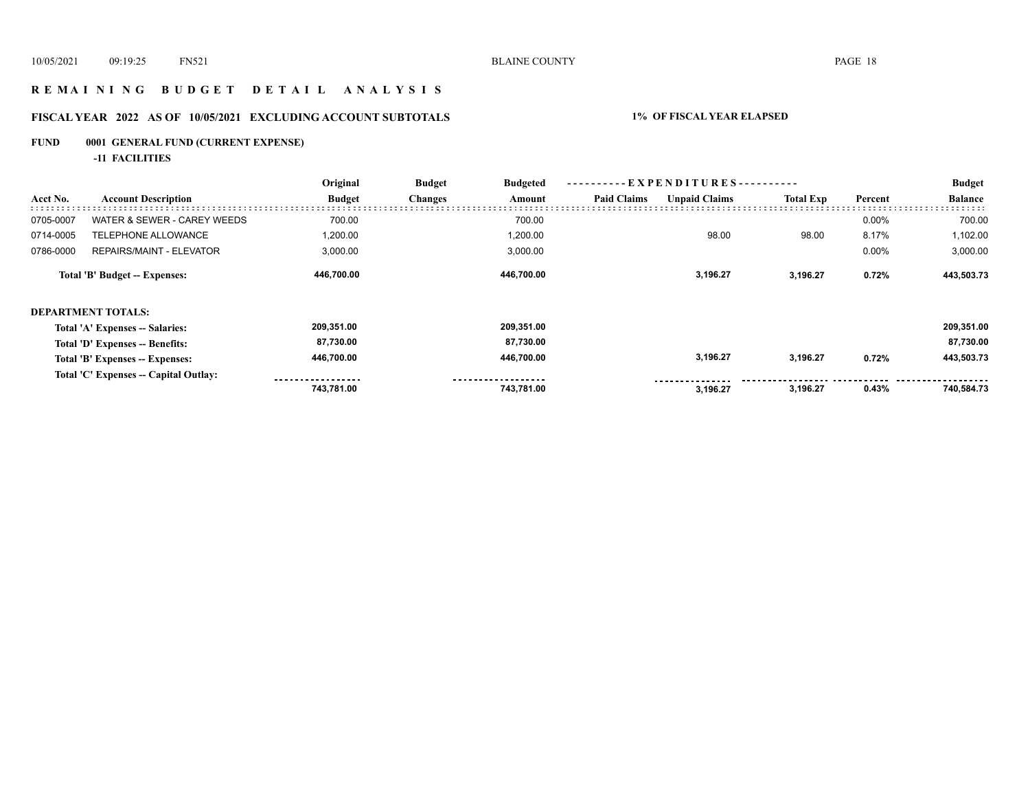# R E M A I N I N G   B U D G E T   D E T A I L   A N A L Y S I S

## FISCAL YEAR 2022 AS OF 10/05/2021 EXCLUDING ACCOUNT SUBTOTALS — 1% OF FISCAL YEAR ELAPSED

### FUND 0001 GENERAL FUND (CURRENT EXPENSE)

**-11 FACILITIES**

| Acct No. | Account Description | Original Budget | Budget Changes | Budgeted Amount | Paid Claims | Unpaid Claims | Total Exp | Percent | Budget Balance |
|---|---|---|---|---|---|---|---|---|---|
| 0705-0007 | WATER & SEWER - CAREY WEEDS | 700.00 | | 700.00 | | | | 0.00% | 700.00 |
| 0714-0005 | TELEPHONE ALLOWANCE | 1,200.00 | | 1,200.00 | | 98.00 | 98.00 | 8.17% | 1,102.00 |
| 0786-0000 | REPAIRS/MAINT - ELEVATOR | 3,000.00 | | 3,000.00 | | | | 0.00% | 3,000.00 |
| | **Total 'B' Budget -- Expenses:** | **446,700.00** | | **446,700.00** | | **3,196.27** | **3,196.27** | **0.72%** | **443,503.73** |

**DEPARTMENT TOTALS:**

| | Original Budget | Budget Changes | Budgeted Amount | Paid Claims | Unpaid Claims | Total Exp | Percent | Budget Balance |
|---|---|---|---|---|---|---|---|---|
| **Total 'A' Expenses -- Salaries:** | **209,351.00** | | **209,351.00** | | | | | **209,351.00** |
| **Total 'D' Expenses -- Benefits:** | **87,730.00** | | **87,730.00** | | | | | **87,730.00** |
| **Total 'B' Expenses -- Expenses:** | **446,700.00** | | **446,700.00** | | **3,196.27** | **3,196.27** | **0.72%** | **443,503.73** |
| **Total 'C' Expenses -- Capital Outlay:** | | | | | | | | |
| | **743,781.00** | | **743,781.00** | | **3,196.27** | **3,196.27** | **0.43%** | **740,584.73** |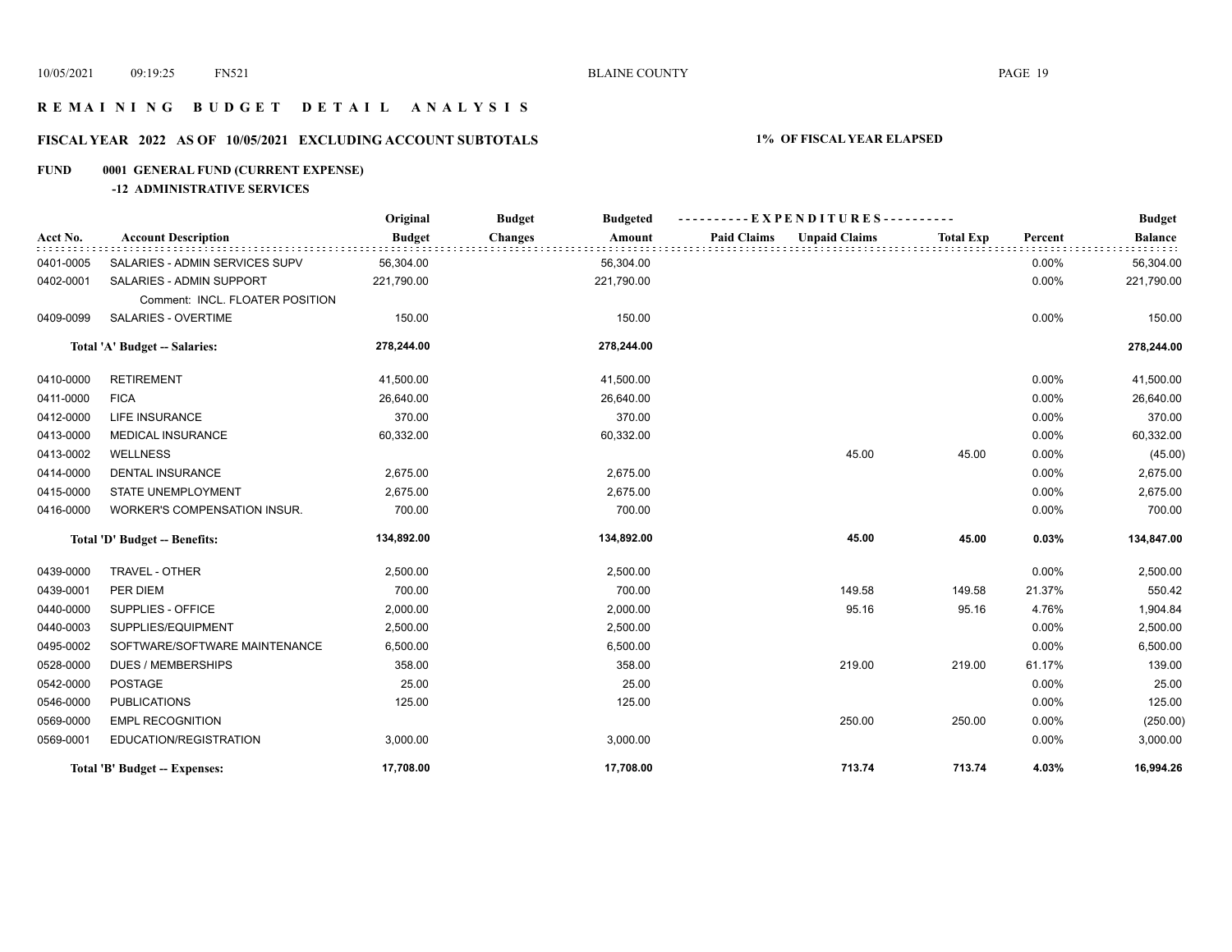# REMAINING BUDGET DETAIL ANALYSIS

## FISCAL YEAR 2022 AS OF 10/05/2021 EXCLUDING ACCOUNT SUBTOTALS

**1% OF FISCAL YEAR ELAPSED**

### FUND 0001 GENERAL FUND (CURRENT EXPENSE)

#### -12 ADMINISTRATIVE SERVICES

| Acct No. | Account Description | Original Budget | Budget Changes | Budgeted Amount | Paid Claims | Unpaid Claims | Total Exp | Percent | Budget Balance |
|---|---|---|---|---|---|---|---|---|---|
| 0401-0005 | SALARIES - ADMIN SERVICES SUPV | 56,304.00 | | 56,304.00 | | | | 0.00% | 56,304.00 |
| 0402-0001 | SALARIES - ADMIN SUPPORT | 221,790.00 | | 221,790.00 | | | | 0.00% | 221,790.00 |
| | Comment: INCL. FLOATER POSITION | | | | | | | | |
| 0409-0099 | SALARIES - OVERTIME | 150.00 | | 150.00 | | | | 0.00% | 150.00 |
| | **Total 'A' Budget -- Salaries:** | **278,244.00** | | **278,244.00** | | | | | **278,244.00** |
| 0410-0000 | RETIREMENT | 41,500.00 | | 41,500.00 | | | | 0.00% | 41,500.00 |
| 0411-0000 | FICA | 26,640.00 | | 26,640.00 | | | | 0.00% | 26,640.00 |
| 0412-0000 | LIFE INSURANCE | 370.00 | | 370.00 | | | | 0.00% | 370.00 |
| 0413-0000 | MEDICAL INSURANCE | 60,332.00 | | 60,332.00 | | | | 0.00% | 60,332.00 |
| 0413-0002 | WELLNESS | | | | | 45.00 | 45.00 | 0.00% | (45.00) |
| 0414-0000 | DENTAL INSURANCE | 2,675.00 | | 2,675.00 | | | | 0.00% | 2,675.00 |
| 0415-0000 | STATE UNEMPLOYMENT | 2,675.00 | | 2,675.00 | | | | 0.00% | 2,675.00 |
| 0416-0000 | WORKER'S COMPENSATION INSUR. | 700.00 | | 700.00 | | | | 0.00% | 700.00 |
| | **Total 'D' Budget -- Benefits:** | **134,892.00** | | **134,892.00** | | **45.00** | **45.00** | **0.03%** | **134,847.00** |
| 0439-0000 | TRAVEL - OTHER | 2,500.00 | | 2,500.00 | | | | 0.00% | 2,500.00 |
| 0439-0001 | PER DIEM | 700.00 | | 700.00 | | 149.58 | 149.58 | 21.37% | 550.42 |
| 0440-0000 | SUPPLIES - OFFICE | 2,000.00 | | 2,000.00 | | 95.16 | 95.16 | 4.76% | 1,904.84 |
| 0440-0003 | SUPPLIES/EQUIPMENT | 2,500.00 | | 2,500.00 | | | | 0.00% | 2,500.00 |
| 0495-0002 | SOFTWARE/SOFTWARE MAINTENANCE | 6,500.00 | | 6,500.00 | | | | 0.00% | 6,500.00 |
| 0528-0000 | DUES / MEMBERSHIPS | 358.00 | | 358.00 | | 219.00 | 219.00 | 61.17% | 139.00 |
| 0542-0000 | POSTAGE | 25.00 | | 25.00 | | | | 0.00% | 25.00 |
| 0546-0000 | PUBLICATIONS | 125.00 | | 125.00 | | | | 0.00% | 125.00 |
| 0569-0000 | EMPL RECOGNITION | | | | | 250.00 | 250.00 | 0.00% | (250.00) |
| 0569-0001 | EDUCATION/REGISTRATION | 3,000.00 | | 3,000.00 | | | | 0.00% | 3,000.00 |
| | **Total 'B' Budget -- Expenses:** | **17,708.00** | | **17,708.00** | | **713.74** | **713.74** | **4.03%** | **16,994.26** |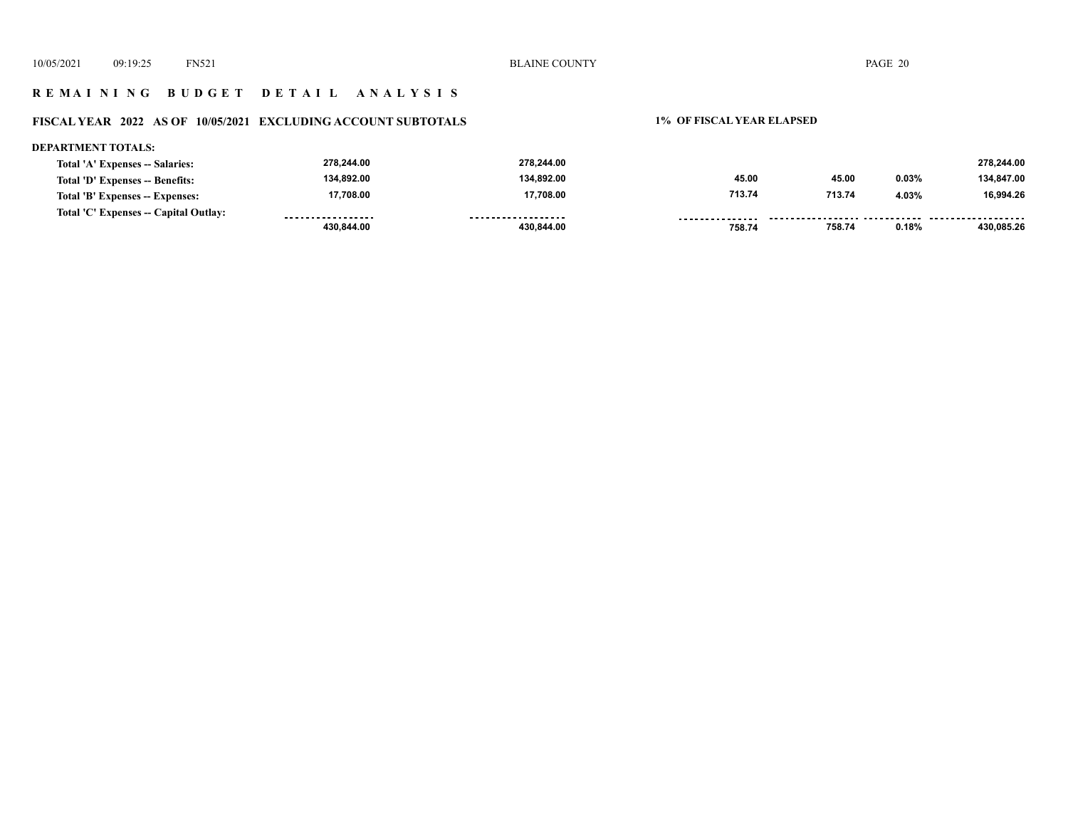## R E M A I N I N G   B U D G E T   D E T A I L   A N A L Y S I S

### FISCAL YEAR 2022 AS OF 10/05/2021 EXCLUDING ACCOUNT SUBTOTALS

**1% OF FISCAL YEAR ELAPSED**

**DEPARTMENT TOTALS:**

| | | | | | | |
|---|---|---|---|---|---|---|
| Total 'A' Expenses -- Salaries: | 278,244.00 | 278,244.00 | | | | 278,244.00 |
| Total 'D' Expenses -- Benefits: | 134,892.00 | 134,892.00 | 45.00 | 45.00 | 0.03% | 134,847.00 |
| Total 'B' Expenses -- Expenses: | 17,708.00 | 17,708.00 | 713.74 | 713.74 | 4.03% | 16,994.26 |
| Total 'C' Expenses -- Capital Outlay: | | | | | | |
| | 430,844.00 | 430,844.00 | 758.74 | 758.74 | 0.18% | 430,085.26 |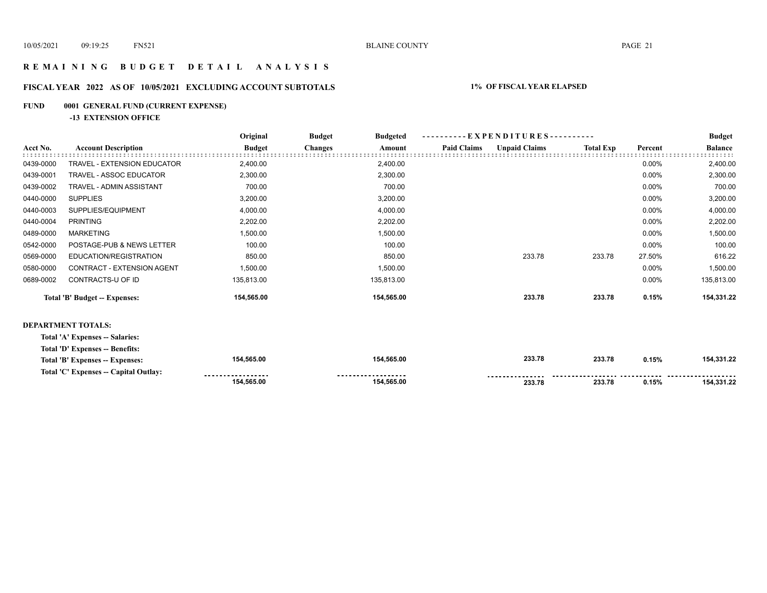# REMAINING BUDGET DETAIL ANALYSIS

## FISCAL YEAR 2022 AS OF 10/05/2021 EXCLUDING ACCOUNT SUBTOTALS

**1% OF FISCAL YEAR ELAPSED**

**FUND 0001 GENERAL FUND (CURRENT EXPENSE)**

**-13 EXTENSION OFFICE**

| Acct No. | Account Description | Original Budget | Budget Changes | Budgeted Amount | Paid Claims | Unpaid Claims | Total Exp | Percent | Budget Balance |
|---|---|---|---|---|---|---|---|---|---|
| 0439-0000 | TRAVEL - EXTENSION EDUCATOR | 2,400.00 | | 2,400.00 | | | | 0.00% | 2,400.00 |
| 0439-0001 | TRAVEL - ASSOC EDUCATOR | 2,300.00 | | 2,300.00 | | | | 0.00% | 2,300.00 |
| 0439-0002 | TRAVEL - ADMIN ASSISTANT | 700.00 | | 700.00 | | | | 0.00% | 700.00 |
| 0440-0000 | SUPPLIES | 3,200.00 | | 3,200.00 | | | | 0.00% | 3,200.00 |
| 0440-0003 | SUPPLIES/EQUIPMENT | 4,000.00 | | 4,000.00 | | | | 0.00% | 4,000.00 |
| 0440-0004 | PRINTING | 2,202.00 | | 2,202.00 | | | | 0.00% | 2,202.00 |
| 0489-0000 | MARKETING | 1,500.00 | | 1,500.00 | | | | 0.00% | 1,500.00 |
| 0542-0000 | POSTAGE-PUB & NEWS LETTER | 100.00 | | 100.00 | | | | 0.00% | 100.00 |
| 0569-0000 | EDUCATION/REGISTRATION | 850.00 | | 850.00 | | 233.78 | 233.78 | 27.50% | 616.22 |
| 0580-0000 | CONTRACT - EXTENSION AGENT | 1,500.00 | | 1,500.00 | | | | 0.00% | 1,500.00 |
| 0689-0002 | CONTRACTS-U OF ID | 135,813.00 | | 135,813.00 | | | | 0.00% | 135,813.00 |
| | **Total 'B' Budget -- Expenses:** | **154,565.00** | | **154,565.00** | | **233.78** | **233.78** | **0.15%** | **154,331.22** |

**DEPARTMENT TOTALS:**

| | Original Budget | Budget Changes | Budgeted Amount | Paid Claims | Unpaid Claims | Total Exp | Percent | Budget Balance |
|---|---|---|---|---|---|---|---|---|
| **Total 'A' Expenses -- Salaries:** | | | | | | | | |
| **Total 'D' Expenses -- Benefits:** | | | | | | | | |
| **Total 'B' Expenses -- Expenses:** | **154,565.00** | | **154,565.00** | | **233.78** | **233.78** | **0.15%** | **154,331.22** |
| **Total 'C' Expenses -- Capital Outlay:** | | | | | | | | |
| | **154,565.00** | | **154,565.00** | | **233.78** | **233.78** | **0.15%** | **154,331.22** |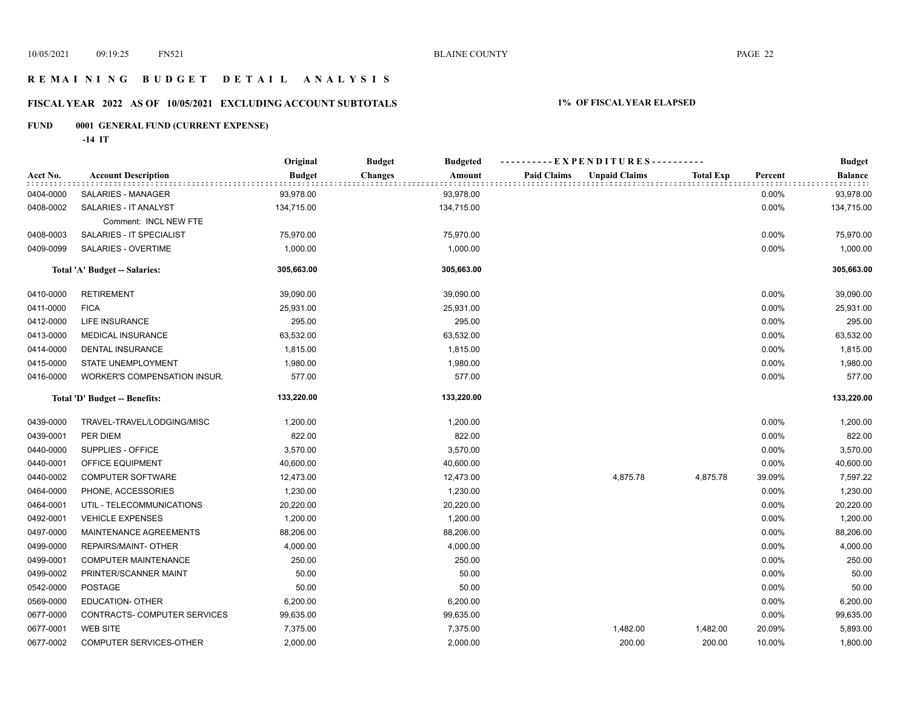# R E M A I N I N G   B U D G E T   D E T A I L   A N A L Y S I S

## FISCAL YEAR 2022 AS OF 10/05/2021 EXCLUDING ACCOUNT SUBTOTALS

**1% OF FISCAL YEAR ELAPSED**

**FUND 0001 GENERAL FUND (CURRENT EXPENSE)**

**-14 IT**

| Acct No. | Account Description | Original Budget | Budget Changes | Budgeted Amount | Paid Claims | Unpaid Claims | Total Exp | Percent | Budget Balance |
|---|---|---|---|---|---|---|---|---|---|
| 0404-0000 | SALARIES - MANAGER | 93,978.00 | | 93,978.00 | | | | 0.00% | 93,978.00 |
| 0408-0002 | SALARIES - IT ANALYST | 134,715.00 | | 134,715.00 | | | | 0.00% | 134,715.00 |
| | Comment: INCL NEW FTE | | | | | | | | |
| 0408-0003 | SALARIES - IT SPECIALIST | 75,970.00 | | 75,970.00 | | | | 0.00% | 75,970.00 |
| 0409-0099 | SALARIES - OVERTIME | 1,000.00 | | 1,000.00 | | | | 0.00% | 1,000.00 |
| | **Total 'A' Budget -- Salaries:** | **305,663.00** | | **305,663.00** | | | | | **305,663.00** |
| 0410-0000 | RETIREMENT | 39,090.00 | | 39,090.00 | | | | 0.00% | 39,090.00 |
| 0411-0000 | FICA | 25,931.00 | | 25,931.00 | | | | 0.00% | 25,931.00 |
| 0412-0000 | LIFE INSURANCE | 295.00 | | 295.00 | | | | 0.00% | 295.00 |
| 0413-0000 | MEDICAL INSURANCE | 63,532.00 | | 63,532.00 | | | | 0.00% | 63,532.00 |
| 0414-0000 | DENTAL INSURANCE | 1,815.00 | | 1,815.00 | | | | 0.00% | 1,815.00 |
| 0415-0000 | STATE UNEMPLOYMENT | 1,980.00 | | 1,980.00 | | | | 0.00% | 1,980.00 |
| 0416-0000 | WORKER'S COMPENSATION INSUR. | 577.00 | | 577.00 | | | | 0.00% | 577.00 |
| | **Total 'D' Budget -- Benefits:** | **133,220.00** | | **133,220.00** | | | | | **133,220.00** |
| 0439-0000 | TRAVEL-TRAVEL/LODGING/MISC | 1,200.00 | | 1,200.00 | | | | 0.00% | 1,200.00 |
| 0439-0001 | PER DIEM | 822.00 | | 822.00 | | | | 0.00% | 822.00 |
| 0440-0000 | SUPPLIES - OFFICE | 3,570.00 | | 3,570.00 | | | | 0.00% | 3,570.00 |
| 0440-0001 | OFFICE EQUIPMENT | 40,600.00 | | 40,600.00 | | | | 0.00% | 40,600.00 |
| 0440-0002 | COMPUTER SOFTWARE | 12,473.00 | | 12,473.00 | | 4,875.78 | 4,875.78 | 39.09% | 7,597.22 |
| 0464-0000 | PHONE, ACCESSORIES | 1,230.00 | | 1,230.00 | | | | 0.00% | 1,230.00 |
| 0464-0001 | UTIL - TELECOMMUNICATIONS | 20,220.00 | | 20,220.00 | | | | 0.00% | 20,220.00 |
| 0492-0001 | VEHICLE EXPENSES | 1,200.00 | | 1,200.00 | | | | 0.00% | 1,200.00 |
| 0497-0000 | MAINTENANCE AGREEMENTS | 88,206.00 | | 88,206.00 | | | | 0.00% | 88,206.00 |
| 0499-0000 | REPAIRS/MAINT- OTHER | 4,000.00 | | 4,000.00 | | | | 0.00% | 4,000.00 |
| 0499-0001 | COMPUTER MAINTENANCE | 250.00 | | 250.00 | | | | 0.00% | 250.00 |
| 0499-0002 | PRINTER/SCANNER MAINT | 50.00 | | 50.00 | | | | 0.00% | 50.00 |
| 0542-0000 | POSTAGE | 50.00 | | 50.00 | | | | 0.00% | 50.00 |
| 0569-0000 | EDUCATION- OTHER | 6,200.00 | | 6,200.00 | | | | 0.00% | 6,200.00 |
| 0677-0000 | CONTRACTS- COMPUTER SERVICES | 99,635.00 | | 99,635.00 | | | | 0.00% | 99,635.00 |
| 0677-0001 | WEB SITE | 7,375.00 | | 7,375.00 | | 1,482.00 | 1,482.00 | 20.09% | 5,893.00 |
| 0677-0002 | COMPUTER SERVICES-OTHER | 2,000.00 | | 2,000.00 | | 200.00 | 200.00 | 10.00% | 1,800.00 |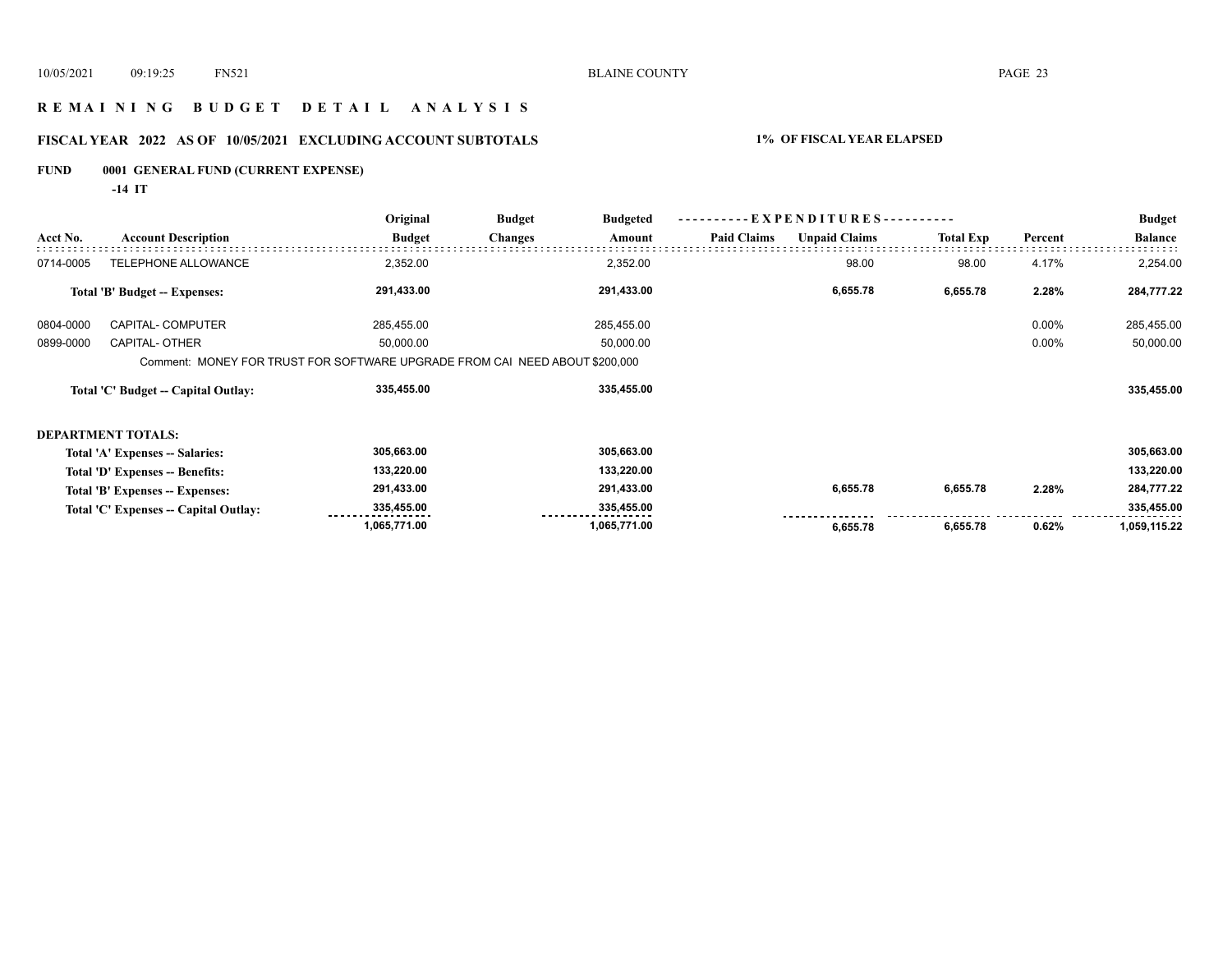# R E M A I N I N G   B U D G E T   D E T A I L   A N A L Y S I S

## FISCAL YEAR 2022 AS OF 10/05/2021 EXCLUDING ACCOUNT SUBTOTALS — 1% OF FISCAL YEAR ELAPSED

### FUND 0001 GENERAL FUND (CURRENT EXPENSE)

**-14 IT**

| Acct No. | Account Description | Original Budget | Budget Changes | Budgeted Amount | Paid Claims | Unpaid Claims | Total Exp | Percent | Budget Balance |
|---|---|---|---|---|---|---|---|---|---|
| 0714-0005 | TELEPHONE ALLOWANCE | 2,352.00 | | 2,352.00 | | 98.00 | 98.00 | 4.17% | 2,254.00 |
| | **Total 'B' Budget -- Expenses:** | **291,433.00** | | **291,433.00** | | **6,655.78** | **6,655.78** | **2.28%** | **284,777.22** |
| 0804-0000 | CAPITAL- COMPUTER | 285,455.00 | | 285,455.00 | | | | 0.00% | 285,455.00 |
| 0899-0000 | CAPITAL- OTHER | 50,000.00 | | 50,000.00 | | | | 0.00% | 50,000.00 |
| | Comment: MONEY FOR TRUST FOR SOFTWARE UPGRADE FROM CAI NEED ABOUT $200,000 | | | | | | | | |
| | **Total 'C' Budget -- Capital Outlay:** | **335,455.00** | | **335,455.00** | | | | | **335,455.00** |

**DEPARTMENT TOTALS:**

| | Original Budget | Budget Changes | Budgeted Amount | Paid Claims | Unpaid Claims | Total Exp | Percent | Budget Balance |
|---|---|---|---|---|---|---|---|---|
| **Total 'A' Expenses -- Salaries:** | **305,663.00** | | **305,663.00** | | | | | **305,663.00** |
| **Total 'D' Expenses -- Benefits:** | **133,220.00** | | **133,220.00** | | | | | **133,220.00** |
| **Total 'B' Expenses -- Expenses:** | **291,433.00** | | **291,433.00** | | **6,655.78** | **6,655.78** | **2.28%** | **284,777.22** |
| **Total 'C' Expenses -- Capital Outlay:** | **335,455.00** | | **335,455.00** | | | | | **335,455.00** |
| | **1,065,771.00** | | **1,065,771.00** | | **6,655.78** | **6,655.78** | **0.62%** | **1,059,115.22** |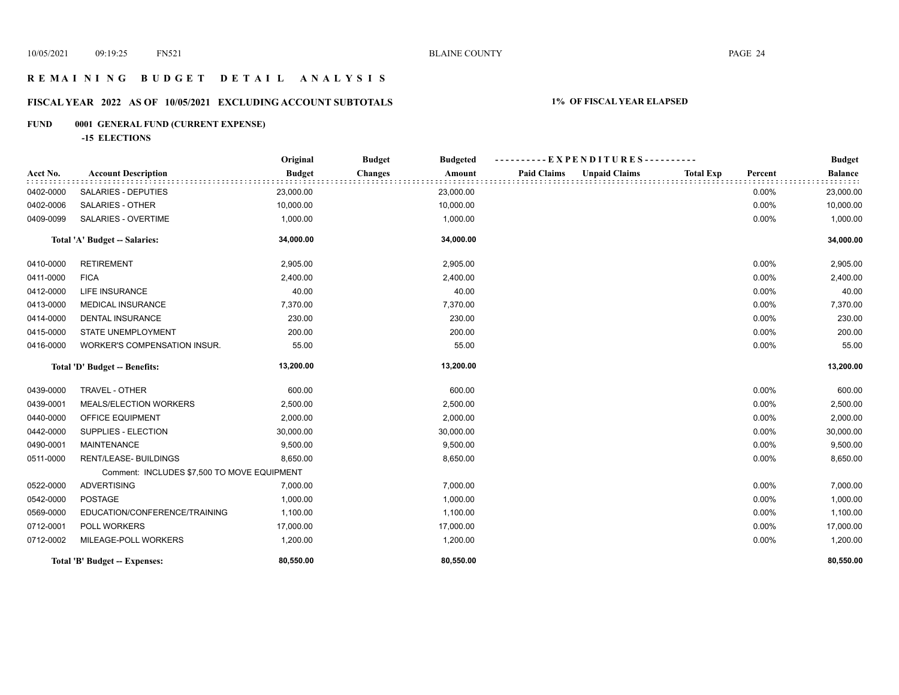# REMAINING BUDGET DETAIL ANALYSIS

## FISCAL YEAR 2022 AS OF 10/05/2021 EXCLUDING ACCOUNT SUBTOTALS

**1% OF FISCAL YEAR ELAPSED**

**FUND 0001 GENERAL FUND (CURRENT EXPENSE)**

**-15 ELECTIONS**

| Acct No. | Account Description | Original Budget | Budget Changes | Budgeted Amount | Paid Claims | Unpaid Claims | Total Exp | Percent | Budget Balance |
|---|---|---|---|---|---|---|---|---|---|
| 0402-0000 | SALARIES - DEPUTIES | 23,000.00 | | 23,000.00 | | | | 0.00% | 23,000.00 |
| 0402-0006 | SALARIES - OTHER | 10,000.00 | | 10,000.00 | | | | 0.00% | 10,000.00 |
| 0409-0099 | SALARIES - OVERTIME | 1,000.00 | | 1,000.00 | | | | 0.00% | 1,000.00 |
| | **Total 'A' Budget -- Salaries:** | **34,000.00** | | **34,000.00** | | | | | **34,000.00** |
| 0410-0000 | RETIREMENT | 2,905.00 | | 2,905.00 | | | | 0.00% | 2,905.00 |
| 0411-0000 | FICA | 2,400.00 | | 2,400.00 | | | | 0.00% | 2,400.00 |
| 0412-0000 | LIFE INSURANCE | 40.00 | | 40.00 | | | | 0.00% | 40.00 |
| 0413-0000 | MEDICAL INSURANCE | 7,370.00 | | 7,370.00 | | | | 0.00% | 7,370.00 |
| 0414-0000 | DENTAL INSURANCE | 230.00 | | 230.00 | | | | 0.00% | 230.00 |
| 0415-0000 | STATE UNEMPLOYMENT | 200.00 | | 200.00 | | | | 0.00% | 200.00 |
| 0416-0000 | WORKER'S COMPENSATION INSUR. | 55.00 | | 55.00 | | | | 0.00% | 55.00 |
| | **Total 'D' Budget -- Benefits:** | **13,200.00** | | **13,200.00** | | | | | **13,200.00** |
| 0439-0000 | TRAVEL - OTHER | 600.00 | | 600.00 | | | | 0.00% | 600.00 |
| 0439-0001 | MEALS/ELECTION WORKERS | 2,500.00 | | 2,500.00 | | | | 0.00% | 2,500.00 |
| 0440-0000 | OFFICE EQUIPMENT | 2,000.00 | | 2,000.00 | | | | 0.00% | 2,000.00 |
| 0442-0000 | SUPPLIES - ELECTION | 30,000.00 | | 30,000.00 | | | | 0.00% | 30,000.00 |
| 0490-0001 | MAINTENANCE | 9,500.00 | | 9,500.00 | | | | 0.00% | 9,500.00 |
| 0511-0000 | RENT/LEASE- BUILDINGS | 8,650.00 | | 8,650.00 | | | | 0.00% | 8,650.00 |
| | Comment: INCLUDES $7,500 TO MOVE EQUIPMENT | | | | | | | | |
| 0522-0000 | ADVERTISING | 7,000.00 | | 7,000.00 | | | | 0.00% | 7,000.00 |
| 0542-0000 | POSTAGE | 1,000.00 | | 1,000.00 | | | | 0.00% | 1,000.00 |
| 0569-0000 | EDUCATION/CONFERENCE/TRAINING | 1,100.00 | | 1,100.00 | | | | 0.00% | 1,100.00 |
| 0712-0001 | POLL WORKERS | 17,000.00 | | 17,000.00 | | | | 0.00% | 17,000.00 |
| 0712-0002 | MILEAGE-POLL WORKERS | 1,200.00 | | 1,200.00 | | | | 0.00% | 1,200.00 |
| | **Total 'B' Budget -- Expenses:** | **80,550.00** | | **80,550.00** | | | | | **80,550.00** |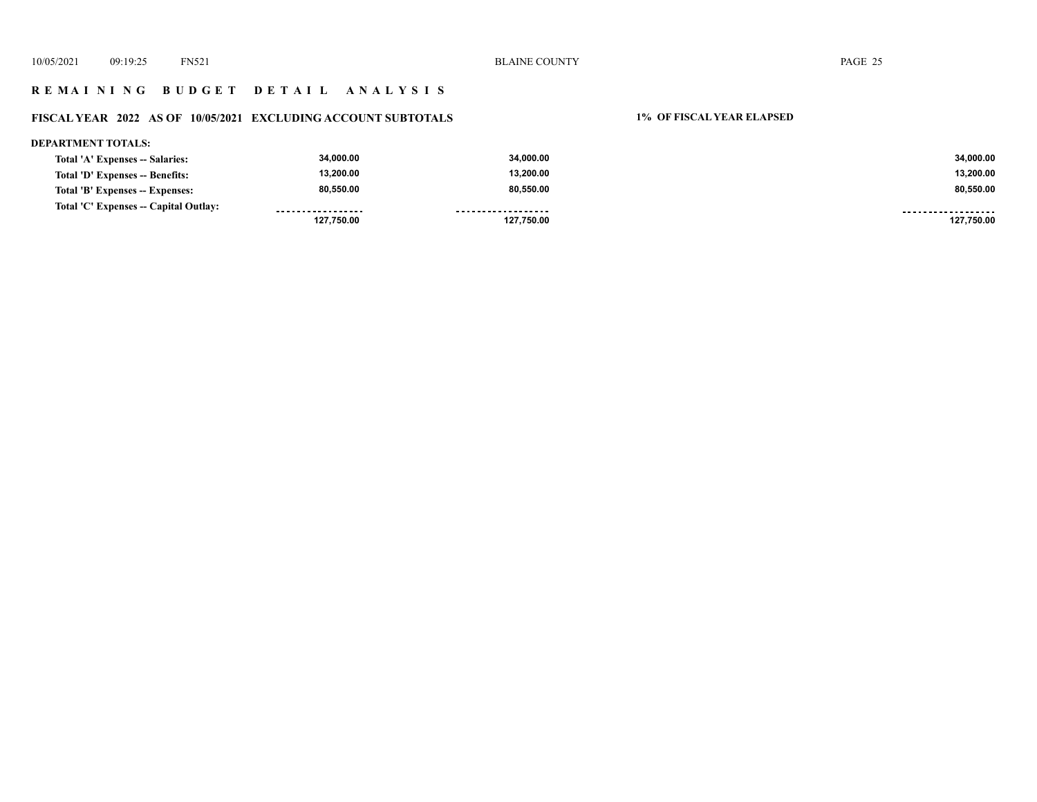## R E M A I N I N G   B U D G E T   D E T A I L   A N A L Y S I S

### FISCAL YEAR 2022 AS OF 10/05/2021 EXCLUDING ACCOUNT SUBTOTALS — 1% OF FISCAL YEAR ELAPSED

**DEPARTMENT TOTALS:**

| | | | |
|---|---|---|---|
| Total 'A' Expenses -- Salaries: | 34,000.00 | 34,000.00 | 34,000.00 |
| Total 'D' Expenses -- Benefits: | 13,200.00 | 13,200.00 | 13,200.00 |
| Total 'B' Expenses -- Expenses: | 80,550.00 | 80,550.00 | 80,550.00 |
| Total 'C' Expenses -- Capital Outlay: | | | |
| | 127,750.00 | 127,750.00 | 127,750.00 |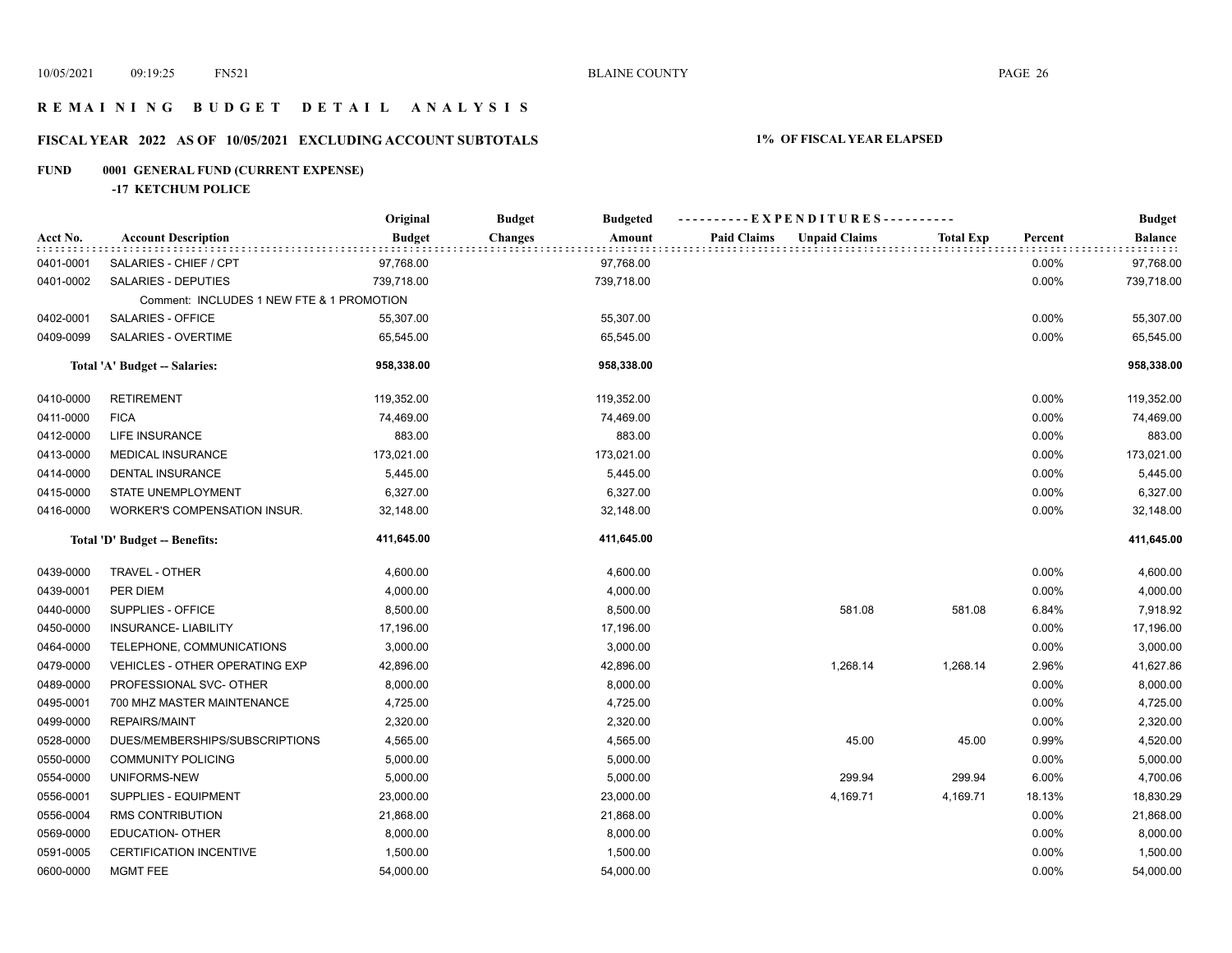# REMAINING BUDGET DETAIL ANALYSIS

## FISCAL YEAR 2022 AS OF 10/05/2021 EXCLUDING ACCOUNT SUBTOTALS

**1% OF FISCAL YEAR ELAPSED**

**FUND 0001 GENERAL FUND (CURRENT EXPENSE)**

**-17 KETCHUM POLICE**

| Acct No. | Account Description | Original Budget | Budget Changes | Budgeted Amount | Paid Claims | Unpaid Claims | Total Exp | Percent | Budget Balance |
|---|---|---|---|---|---|---|---|---|---|
| 0401-0001 | SALARIES - CHIEF / CPT | 97,768.00 | | 97,768.00 | | | | 0.00% | 97,768.00 |
| 0401-0002 | SALARIES - DEPUTIES | 739,718.00 | | 739,718.00 | | | | 0.00% | 739,718.00 |
| | Comment: INCLUDES 1 NEW FTE & 1 PROMOTION | | | | | | | | |
| 0402-0001 | SALARIES - OFFICE | 55,307.00 | | 55,307.00 | | | | 0.00% | 55,307.00 |
| 0409-0099 | SALARIES - OVERTIME | 65,545.00 | | 65,545.00 | | | | 0.00% | 65,545.00 |
| | **Total 'A' Budget -- Salaries:** | **958,338.00** | | **958,338.00** | | | | | **958,338.00** |
| 0410-0000 | RETIREMENT | 119,352.00 | | 119,352.00 | | | | 0.00% | 119,352.00 |
| 0411-0000 | FICA | 74,469.00 | | 74,469.00 | | | | 0.00% | 74,469.00 |
| 0412-0000 | LIFE INSURANCE | 883.00 | | 883.00 | | | | 0.00% | 883.00 |
| 0413-0000 | MEDICAL INSURANCE | 173,021.00 | | 173,021.00 | | | | 0.00% | 173,021.00 |
| 0414-0000 | DENTAL INSURANCE | 5,445.00 | | 5,445.00 | | | | 0.00% | 5,445.00 |
| 0415-0000 | STATE UNEMPLOYMENT | 6,327.00 | | 6,327.00 | | | | 0.00% | 6,327.00 |
| 0416-0000 | WORKER'S COMPENSATION INSUR. | 32,148.00 | | 32,148.00 | | | | 0.00% | 32,148.00 |
| | **Total 'D' Budget -- Benefits:** | **411,645.00** | | **411,645.00** | | | | | **411,645.00** |
| 0439-0000 | TRAVEL - OTHER | 4,600.00 | | 4,600.00 | | | | 0.00% | 4,600.00 |
| 0439-0001 | PER DIEM | 4,000.00 | | 4,000.00 | | | | 0.00% | 4,000.00 |
| 0440-0000 | SUPPLIES - OFFICE | 8,500.00 | | 8,500.00 | | 581.08 | 581.08 | 6.84% | 7,918.92 |
| 0450-0000 | INSURANCE- LIABILITY | 17,196.00 | | 17,196.00 | | | | 0.00% | 17,196.00 |
| 0464-0000 | TELEPHONE, COMMUNICATIONS | 3,000.00 | | 3,000.00 | | | | 0.00% | 3,000.00 |
| 0479-0000 | VEHICLES - OTHER OPERATING EXP | 42,896.00 | | 42,896.00 | | 1,268.14 | 1,268.14 | 2.96% | 41,627.86 |
| 0489-0000 | PROFESSIONAL SVC- OTHER | 8,000.00 | | 8,000.00 | | | | 0.00% | 8,000.00 |
| 0495-0001 | 700 MHZ MASTER MAINTENANCE | 4,725.00 | | 4,725.00 | | | | 0.00% | 4,725.00 |
| 0499-0000 | REPAIRS/MAINT | 2,320.00 | | 2,320.00 | | | | 0.00% | 2,320.00 |
| 0528-0000 | DUES/MEMBERSHIPS/SUBSCRIPTIONS | 4,565.00 | | 4,565.00 | | 45.00 | 45.00 | 0.99% | 4,520.00 |
| 0550-0000 | COMMUNITY POLICING | 5,000.00 | | 5,000.00 | | | | 0.00% | 5,000.00 |
| 0554-0000 | UNIFORMS-NEW | 5,000.00 | | 5,000.00 | | 299.94 | 299.94 | 6.00% | 4,700.06 |
| 0556-0001 | SUPPLIES - EQUIPMENT | 23,000.00 | | 23,000.00 | | 4,169.71 | 4,169.71 | 18.13% | 18,830.29 |
| 0556-0004 | RMS CONTRIBUTION | 21,868.00 | | 21,868.00 | | | | 0.00% | 21,868.00 |
| 0569-0000 | EDUCATION- OTHER | 8,000.00 | | 8,000.00 | | | | 0.00% | 8,000.00 |
| 0591-0005 | CERTIFICATION INCENTIVE | 1,500.00 | | 1,500.00 | | | | 0.00% | 1,500.00 |
| 0600-0000 | MGMT FEE | 54,000.00 | | 54,000.00 | | | | 0.00% | 54,000.00 |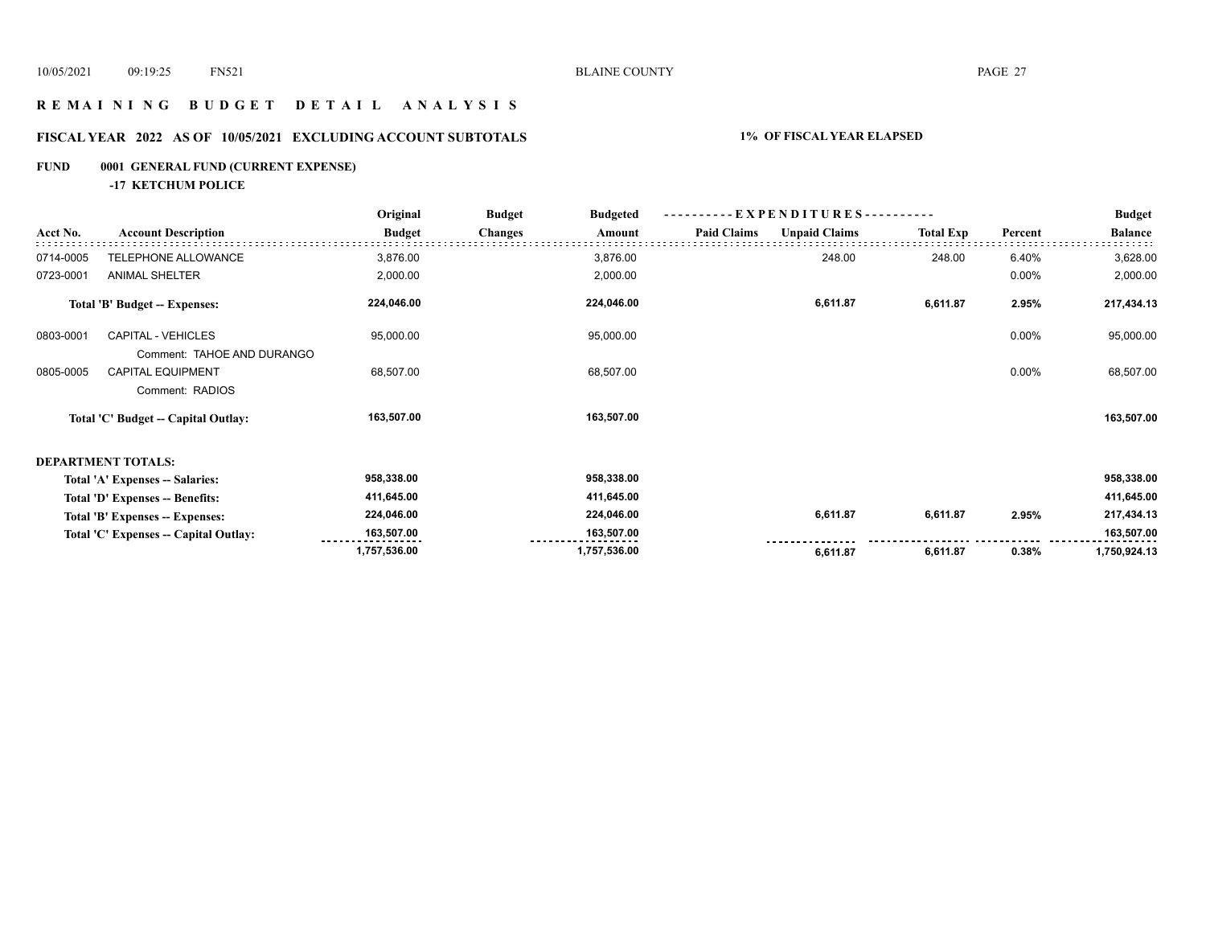# REMAINING BUDGET DETAIL ANALYSIS

## FISCAL YEAR 2022 AS OF 10/05/2021 EXCLUDING ACCOUNT SUBTOTALS — 1% OF FISCAL YEAR ELAPSED

### FUND 0001 GENERAL FUND (CURRENT EXPENSE)

**-17 KETCHUM POLICE**

| Acct No. | Account Description | Original Budget | Budget Changes | Budgeted Amount | Paid Claims | Unpaid Claims | Total Exp | Percent | Budget Balance |
|---|---|---|---|---|---|---|---|---|---|
| 0714-0005 | TELEPHONE ALLOWANCE | 3,876.00 | | 3,876.00 | | 248.00 | 248.00 | 6.40% | 3,628.00 |
| 0723-0001 | ANIMAL SHELTER | 2,000.00 | | 2,000.00 | | | | 0.00% | 2,000.00 |
| | **Total 'B' Budget -- Expenses:** | **224,046.00** | | **224,046.00** | | **6,611.87** | **6,611.87** | **2.95%** | **217,434.13** |
| 0803-0001 | CAPITAL - VEHICLES | 95,000.00 | | 95,000.00 | | | | 0.00% | 95,000.00 |
| | Comment: TAHOE AND DURANGO | | | | | | | | |
| 0805-0005 | CAPITAL EQUIPMENT | 68,507.00 | | 68,507.00 | | | | 0.00% | 68,507.00 |
| | Comment: RADIOS | | | | | | | | |
| | **Total 'C' Budget -- Capital Outlay:** | **163,507.00** | | **163,507.00** | | | | | **163,507.00** |

**DEPARTMENT TOTALS:**

| | Original Budget | Budget Changes | Budgeted Amount | Paid Claims | Unpaid Claims | Total Exp | Percent | Budget Balance |
|---|---|---|---|---|---|---|---|---|
| **Total 'A' Expenses -- Salaries:** | **958,338.00** | | **958,338.00** | | | | | **958,338.00** |
| **Total 'D' Expenses -- Benefits:** | **411,645.00** | | **411,645.00** | | | | | **411,645.00** |
| **Total 'B' Expenses -- Expenses:** | **224,046.00** | | **224,046.00** | | **6,611.87** | **6,611.87** | **2.95%** | **217,434.13** |
| **Total 'C' Expenses -- Capital Outlay:** | **163,507.00** | | **163,507.00** | | | | | **163,507.00** |
| | **1,757,536.00** | | **1,757,536.00** | | **6,611.87** | **6,611.87** | **0.38%** | **1,750,924.13** |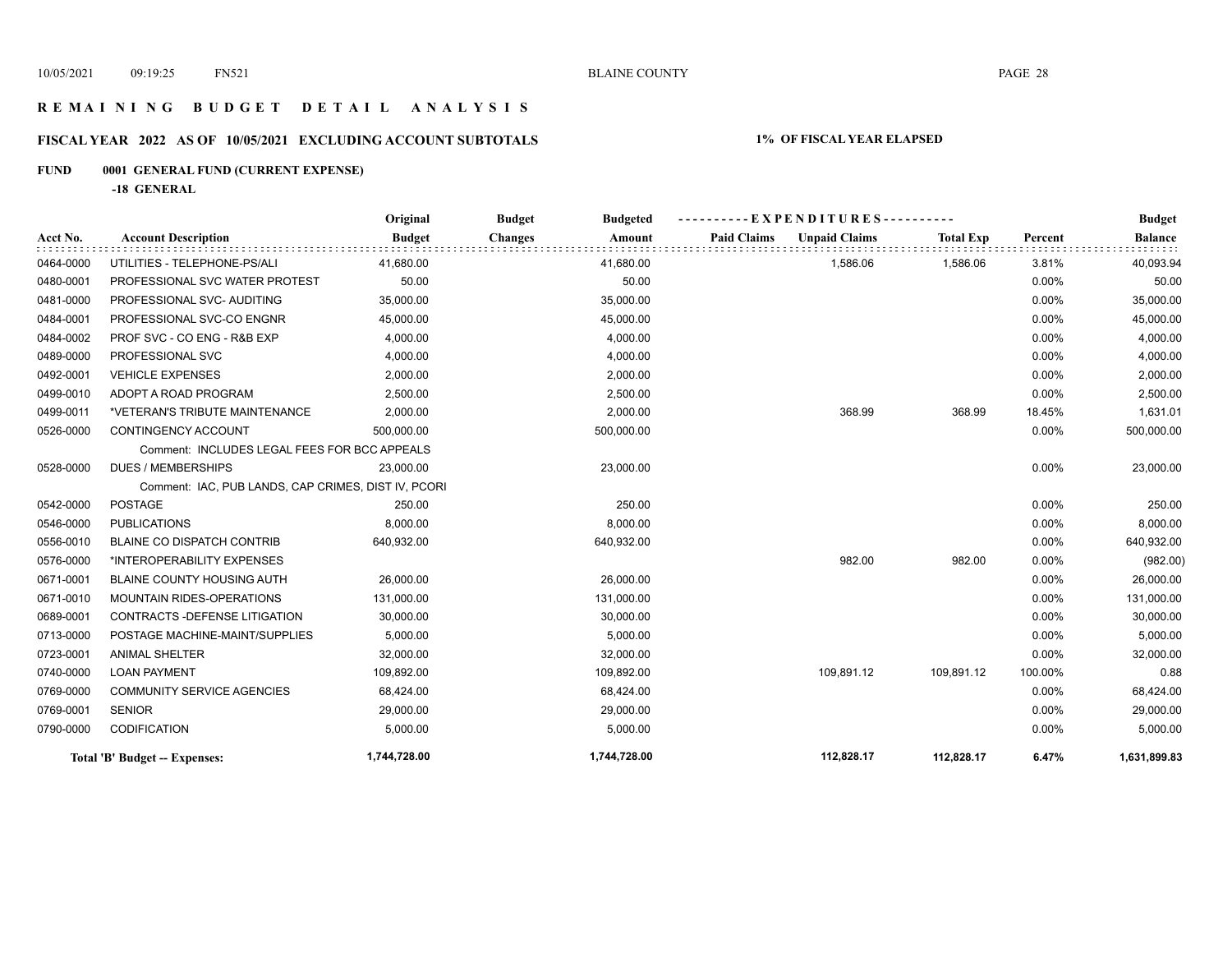# R E M A I N I N G   B U D G E T   D E T A I L   A N A L Y S I S

## FISCAL YEAR 2022 AS OF 10/05/2021 EXCLUDING ACCOUNT SUBTOTALS — 1% OF FISCAL YEAR ELAPSED

### FUND 0001 GENERAL FUND (CURRENT EXPENSE)

**-18 GENERAL**

| Acct No. | Account Description | Original Budget | Budget Changes | Budgeted Amount | Paid Claims | Unpaid Claims | Total Exp | Percent | Budget Balance |
|---|---|---|---|---|---|---|---|---|---|
| 0464-0000 | UTILITIES - TELEPHONE-PS/ALI | 41,680.00 | | 41,680.00 | | 1,586.06 | 1,586.06 | 3.81% | 40,093.94 |
| 0480-0001 | PROFESSIONAL SVC WATER PROTEST | 50.00 | | 50.00 | | | | 0.00% | 50.00 |
| 0481-0000 | PROFESSIONAL SVC- AUDITING | 35,000.00 | | 35,000.00 | | | | 0.00% | 35,000.00 |
| 0484-0001 | PROFESSIONAL SVC-CO ENGNR | 45,000.00 | | 45,000.00 | | | | 0.00% | 45,000.00 |
| 0484-0002 | PROF SVC - CO ENG - R&B EXP | 4,000.00 | | 4,000.00 | | | | 0.00% | 4,000.00 |
| 0489-0000 | PROFESSIONAL SVC | 4,000.00 | | 4,000.00 | | | | 0.00% | 4,000.00 |
| 0492-0001 | VEHICLE EXPENSES | 2,000.00 | | 2,000.00 | | | | 0.00% | 2,000.00 |
| 0499-0010 | ADOPT A ROAD PROGRAM | 2,500.00 | | 2,500.00 | | | | 0.00% | 2,500.00 |
| 0499-0011 | *VETERAN'S TRIBUTE MAINTENANCE | 2,000.00 | | 2,000.00 | | 368.99 | 368.99 | 18.45% | 1,631.01 |
| 0526-0000 | CONTINGENCY ACCOUNT | 500,000.00 | | 500,000.00 | | | | 0.00% | 500,000.00 |
| | Comment: INCLUDES LEGAL FEES FOR BCC APPEALS | | | | | | | | |
| 0528-0000 | DUES / MEMBERSHIPS | 23,000.00 | | 23,000.00 | | | | 0.00% | 23,000.00 |
| | Comment: IAC, PUB LANDS, CAP CRIMES, DIST IV, PCORI | | | | | | | | |
| 0542-0000 | POSTAGE | 250.00 | | 250.00 | | | | 0.00% | 250.00 |
| 0546-0000 | PUBLICATIONS | 8,000.00 | | 8,000.00 | | | | 0.00% | 8,000.00 |
| 0556-0010 | BLAINE CO DISPATCH CONTRIB | 640,932.00 | | 640,932.00 | | | | 0.00% | 640,932.00 |
| 0576-0000 | *INTEROPERABILITY EXPENSES | | | | | 982.00 | 982.00 | 0.00% | (982.00) |
| 0671-0001 | BLAINE COUNTY HOUSING AUTH | 26,000.00 | | 26,000.00 | | | | 0.00% | 26,000.00 |
| 0671-0010 | MOUNTAIN RIDES-OPERATIONS | 131,000.00 | | 131,000.00 | | | | 0.00% | 131,000.00 |
| 0689-0001 | CONTRACTS -DEFENSE LITIGATION | 30,000.00 | | 30,000.00 | | | | 0.00% | 30,000.00 |
| 0713-0000 | POSTAGE MACHINE-MAINT/SUPPLIES | 5,000.00 | | 5,000.00 | | | | 0.00% | 5,000.00 |
| 0723-0001 | ANIMAL SHELTER | 32,000.00 | | 32,000.00 | | | | 0.00% | 32,000.00 |
| 0740-0000 | LOAN PAYMENT | 109,892.00 | | 109,892.00 | | 109,891.12 | 109,891.12 | 100.00% | 0.88 |
| 0769-0000 | COMMUNITY SERVICE AGENCIES | 68,424.00 | | 68,424.00 | | | | 0.00% | 68,424.00 |
| 0769-0001 | SENIOR | 29,000.00 | | 29,000.00 | | | | 0.00% | 29,000.00 |
| 0790-0000 | CODIFICATION | 5,000.00 | | 5,000.00 | | | | 0.00% | 5,000.00 |
| | **Total 'B' Budget -- Expenses:** | **1,744,728.00** | | **1,744,728.00** | | **112,828.17** | **112,828.17** | **6.47%** | **1,631,899.83** |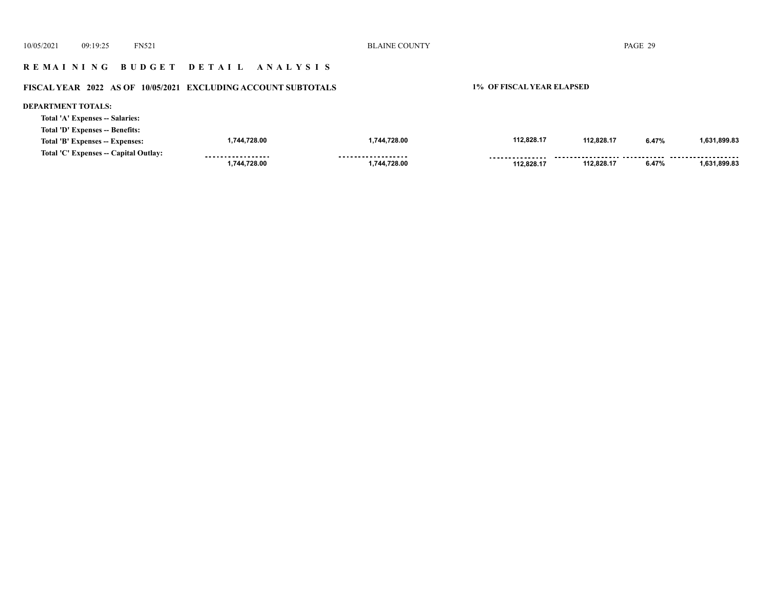**R E M A I N I N G   B U D G E T   D E T A I L   A N A L Y S I S**

**FISCAL YEAR 2022 AS OF 10/05/2021 EXCLUDING ACCOUNT SUBTOTALS** | **1% OF FISCAL YEAR ELAPSED**

**DEPARTMENT TOTALS:**

| | | | | | | |
|---|---|---|---|---|---|---|
| **Total 'A' Expenses -- Salaries:** | | | | | | |
| **Total 'D' Expenses -- Benefits:** | | | | | | |
| **Total 'B' Expenses -- Expenses:** | 1,744,728.00 | 1,744,728.00 | 112,828.17 | 112,828.17 | 6.47% | 1,631,899.83 |
| **Total 'C' Expenses -- Capital Outlay:** | | | | | | |
| | ----------------- | ----------------- | --------------- | ----------------- | ----------- | ----------------- |
| | 1,744,728.00 | 1,744,728.00 | 112,828.17 | 112,828.17 | 6.47% | 1,631,899.83 |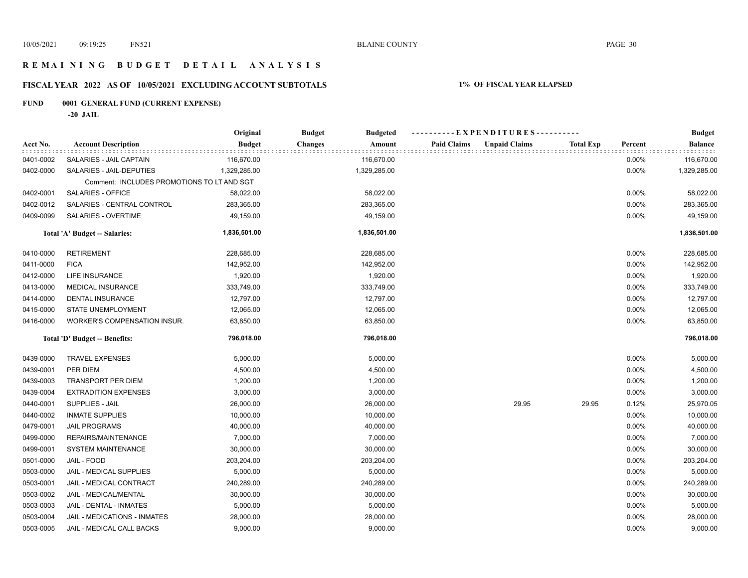# REMAINING BUDGET DETAIL ANALYSIS

## FISCAL YEAR 2022 AS OF 10/05/2021 EXCLUDING ACCOUNT SUBTOTALS

**1% OF FISCAL YEAR ELAPSED**

**FUND 0001 GENERAL FUND (CURRENT EXPENSE)**

**-20 JAIL**

| Acct No. | Account Description | Original Budget | Budget Changes | Budgeted Amount | Paid Claims | Unpaid Claims | Total Exp | Percent | Budget Balance |
|---|---|---|---|---|---|---|---|---|---|
| 0401-0002 | SALARIES - JAIL CAPTAIN | 116,670.00 | | 116,670.00 | | | | 0.00% | 116,670.00 |
| 0402-0000 | SALARIES - JAIL-DEPUTIES | 1,329,285.00 | | 1,329,285.00 | | | | 0.00% | 1,329,285.00 |
| | Comment: INCLUDES PROMOTIONS TO LT AND SGT | | | | | | | | |
| 0402-0001 | SALARIES - OFFICE | 58,022.00 | | 58,022.00 | | | | 0.00% | 58,022.00 |
| 0402-0012 | SALARIES - CENTRAL CONTROL | 283,365.00 | | 283,365.00 | | | | 0.00% | 283,365.00 |
| 0409-0099 | SALARIES - OVERTIME | 49,159.00 | | 49,159.00 | | | | 0.00% | 49,159.00 |
| | **Total 'A' Budget -- Salaries:** | **1,836,501.00** | | **1,836,501.00** | | | | | **1,836,501.00** |
| 0410-0000 | RETIREMENT | 228,685.00 | | 228,685.00 | | | | 0.00% | 228,685.00 |
| 0411-0000 | FICA | 142,952.00 | | 142,952.00 | | | | 0.00% | 142,952.00 |
| 0412-0000 | LIFE INSURANCE | 1,920.00 | | 1,920.00 | | | | 0.00% | 1,920.00 |
| 0413-0000 | MEDICAL INSURANCE | 333,749.00 | | 333,749.00 | | | | 0.00% | 333,749.00 |
| 0414-0000 | DENTAL INSURANCE | 12,797.00 | | 12,797.00 | | | | 0.00% | 12,797.00 |
| 0415-0000 | STATE UNEMPLOYMENT | 12,065.00 | | 12,065.00 | | | | 0.00% | 12,065.00 |
| 0416-0000 | WORKER'S COMPENSATION INSUR. | 63,850.00 | | 63,850.00 | | | | 0.00% | 63,850.00 |
| | **Total 'D' Budget -- Benefits:** | **796,018.00** | | **796,018.00** | | | | | **796,018.00** |
| 0439-0000 | TRAVEL EXPENSES | 5,000.00 | | 5,000.00 | | | | 0.00% | 5,000.00 |
| 0439-0001 | PER DIEM | 4,500.00 | | 4,500.00 | | | | 0.00% | 4,500.00 |
| 0439-0003 | TRANSPORT PER DIEM | 1,200.00 | | 1,200.00 | | | | 0.00% | 1,200.00 |
| 0439-0004 | EXTRADITION EXPENSES | 3,000.00 | | 3,000.00 | | | | 0.00% | 3,000.00 |
| 0440-0001 | SUPPLIES - JAIL | 26,000.00 | | 26,000.00 | | 29.95 | 29.95 | 0.12% | 25,970.05 |
| 0440-0002 | INMATE SUPPLIES | 10,000.00 | | 10,000.00 | | | | 0.00% | 10,000.00 |
| 0479-0001 | JAIL PROGRAMS | 40,000.00 | | 40,000.00 | | | | 0.00% | 40,000.00 |
| 0499-0000 | REPAIRS/MAINTENANCE | 7,000.00 | | 7,000.00 | | | | 0.00% | 7,000.00 |
| 0499-0001 | SYSTEM MAINTENANCE | 30,000.00 | | 30,000.00 | | | | 0.00% | 30,000.00 |
| 0501-0000 | JAIL - FOOD | 203,204.00 | | 203,204.00 | | | | 0.00% | 203,204.00 |
| 0503-0000 | JAIL - MEDICAL SUPPLIES | 5,000.00 | | 5,000.00 | | | | 0.00% | 5,000.00 |
| 0503-0001 | JAIL - MEDICAL CONTRACT | 240,289.00 | | 240,289.00 | | | | 0.00% | 240,289.00 |
| 0503-0002 | JAIL - MEDICAL/MENTAL | 30,000.00 | | 30,000.00 | | | | 0.00% | 30,000.00 |
| 0503-0003 | JAIL - DENTAL - INMATES | 5,000.00 | | 5,000.00 | | | | 0.00% | 5,000.00 |
| 0503-0004 | JAIL - MEDICATIONS - INMATES | 28,000.00 | | 28,000.00 | | | | 0.00% | 28,000.00 |
| 0503-0005 | JAIL - MEDICAL CALL BACKS | 9,000.00 | | 9,000.00 | | | | 0.00% | 9,000.00 |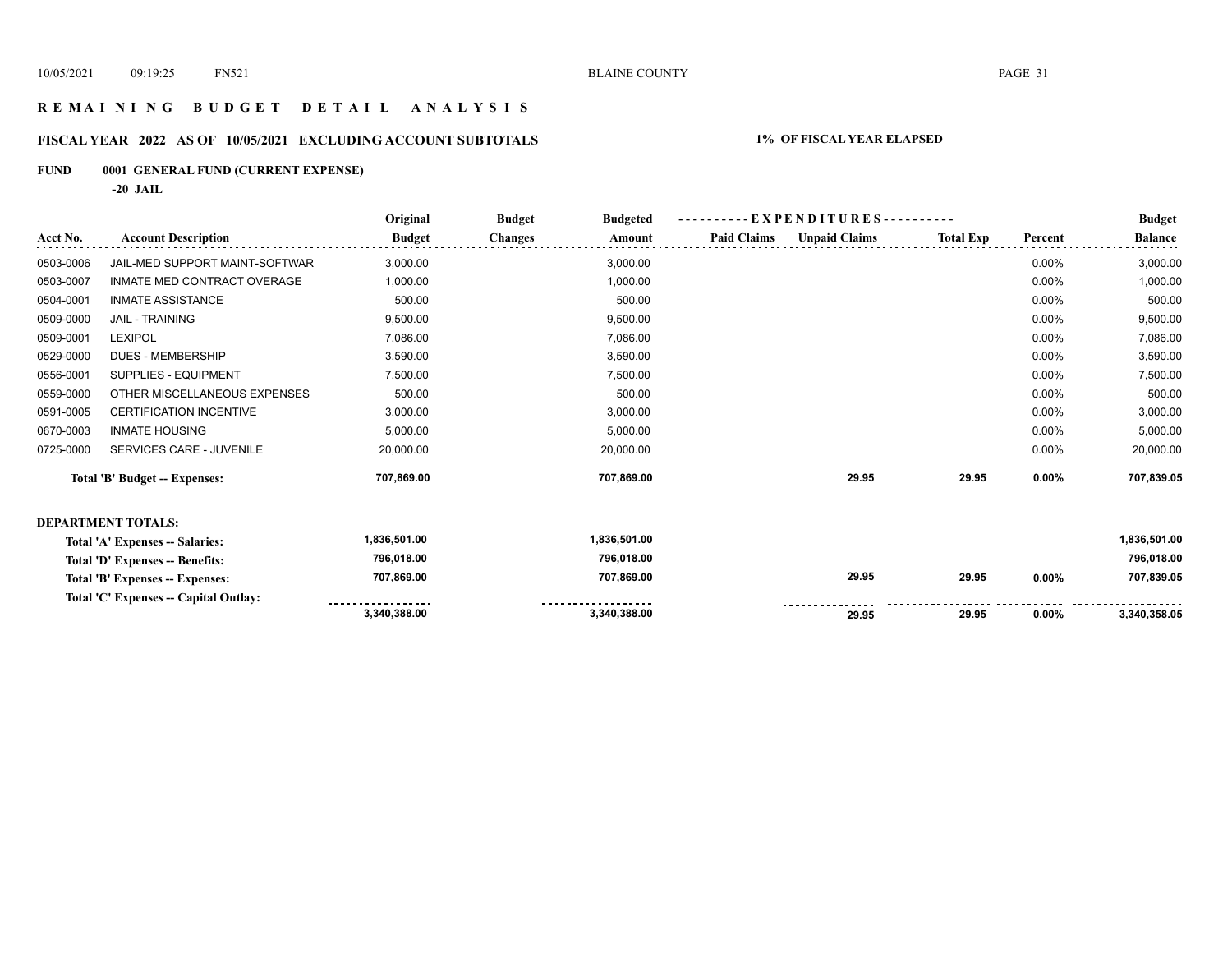# REMAINING BUDGET DETAIL ANALYSIS

## FISCAL YEAR 2022 AS OF 10/05/2021 EXCLUDING ACCOUNT SUBTOTALS

**1% OF FISCAL YEAR ELAPSED**

**FUND 0001 GENERAL FUND (CURRENT EXPENSE)**

**-20 JAIL**

| Acct No. | Account Description | Original Budget | Budget Changes | Budgeted Amount | Paid Claims | Unpaid Claims | Total Exp | Percent | Budget Balance |
|---|---|---|---|---|---|---|---|---|---|
| 0503-0006 | JAIL-MED SUPPORT MAINT-SOFTWAR | 3,000.00 | | 3,000.00 | | | | 0.00% | 3,000.00 |
| 0503-0007 | INMATE MED CONTRACT OVERAGE | 1,000.00 | | 1,000.00 | | | | 0.00% | 1,000.00 |
| 0504-0001 | INMATE ASSISTANCE | 500.00 | | 500.00 | | | | 0.00% | 500.00 |
| 0509-0000 | JAIL - TRAINING | 9,500.00 | | 9,500.00 | | | | 0.00% | 9,500.00 |
| 0509-0001 | LEXIPOL | 7,086.00 | | 7,086.00 | | | | 0.00% | 7,086.00 |
| 0529-0000 | DUES - MEMBERSHIP | 3,590.00 | | 3,590.00 | | | | 0.00% | 3,590.00 |
| 0556-0001 | SUPPLIES - EQUIPMENT | 7,500.00 | | 7,500.00 | | | | 0.00% | 7,500.00 |
| 0559-0000 | OTHER MISCELLANEOUS EXPENSES | 500.00 | | 500.00 | | | | 0.00% | 500.00 |
| 0591-0005 | CERTIFICATION INCENTIVE | 3,000.00 | | 3,000.00 | | | | 0.00% | 3,000.00 |
| 0670-0003 | INMATE HOUSING | 5,000.00 | | 5,000.00 | | | | 0.00% | 5,000.00 |
| 0725-0000 | SERVICES CARE - JUVENILE | 20,000.00 | | 20,000.00 | | | | 0.00% | 20,000.00 |
| | **Total 'B' Budget -- Expenses:** | **707,869.00** | | **707,869.00** | | **29.95** | **29.95** | **0.00%** | **707,839.05** |

**DEPARTMENT TOTALS:**

| | Original Budget | Budget Changes | Budgeted Amount | Paid Claims | Unpaid Claims | Total Exp | Percent | Budget Balance |
|---|---|---|---|---|---|---|---|---|
| **Total 'A' Expenses -- Salaries:** | **1,836,501.00** | | **1,836,501.00** | | | | | **1,836,501.00** |
| **Total 'D' Expenses -- Benefits:** | **796,018.00** | | **796,018.00** | | | | | **796,018.00** |
| **Total 'B' Expenses -- Expenses:** | **707,869.00** | | **707,869.00** | | **29.95** | **29.95** | **0.00%** | **707,839.05** |
| **Total 'C' Expenses -- Capital Outlay:** | | | | | | | | |
| | **3,340,388.00** | | **3,340,388.00** | | **29.95** | **29.95** | **0.00%** | **3,340,358.05** |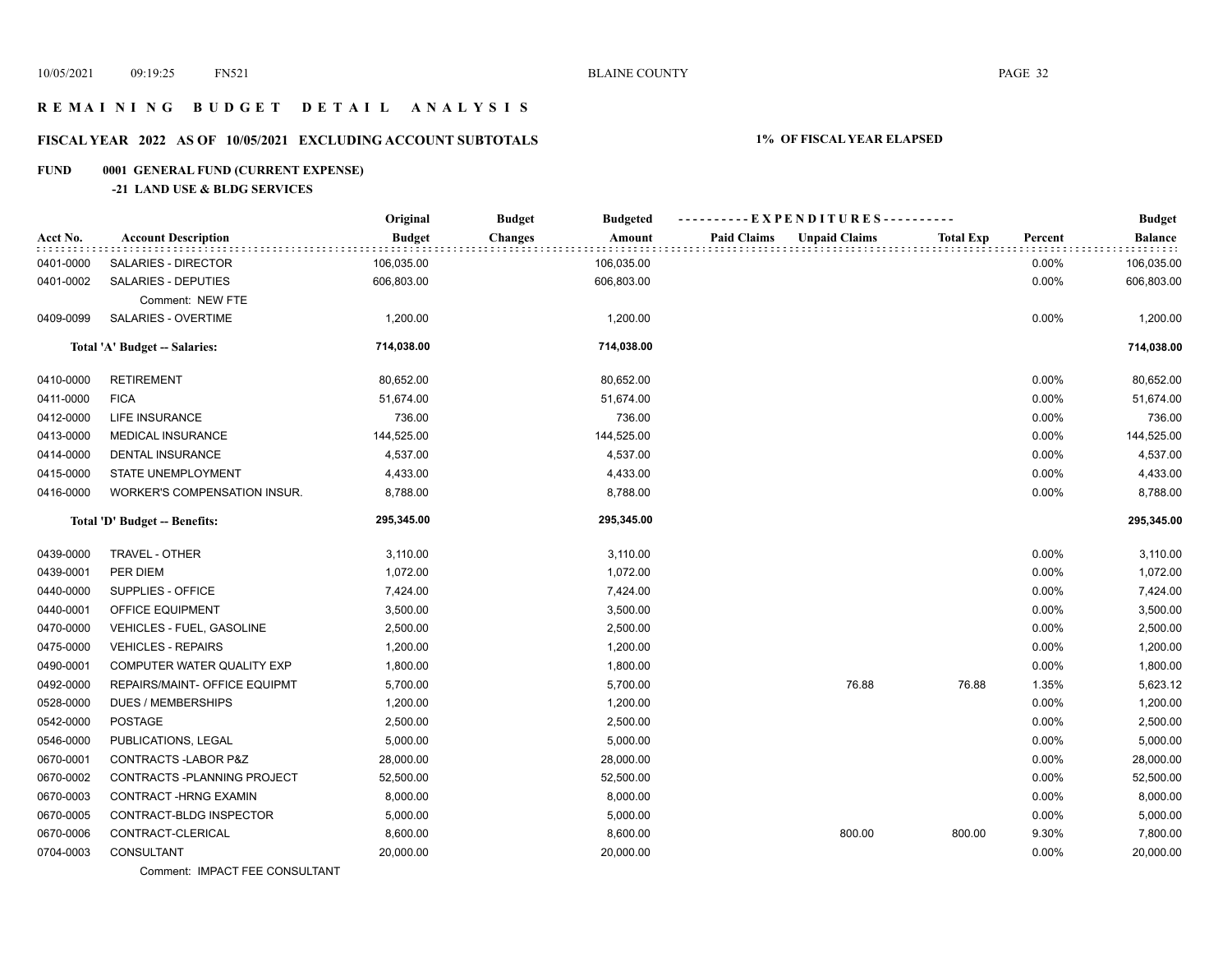# REMAINING BUDGET DETAIL ANALYSIS

## FISCAL YEAR 2022 AS OF 10/05/2021 EXCLUDING ACCOUNT SUBTOTALS

**1% OF FISCAL YEAR ELAPSED**

**FUND 0001 GENERAL FUND (CURRENT EXPENSE)**

**-21 LAND USE & BLDG SERVICES**

| Acct No. | Account Description | Original Budget | Budget Changes | Budgeted Amount | Paid Claims | Unpaid Claims | Total Exp | Percent | Budget Balance |
|---|---|---|---|---|---|---|---|---|---|
| 0401-0000 | SALARIES - DIRECTOR | 106,035.00 | | 106,035.00 | | | | 0.00% | 106,035.00 |
| 0401-0002 | SALARIES - DEPUTIES | 606,803.00 | | 606,803.00 | | | | 0.00% | 606,803.00 |
| | Comment: NEW FTE | | | | | | | | |
| 0409-0099 | SALARIES - OVERTIME | 1,200.00 | | 1,200.00 | | | | 0.00% | 1,200.00 |
| | **Total 'A' Budget -- Salaries:** | **714,038.00** | | **714,038.00** | | | | | **714,038.00** |
| 0410-0000 | RETIREMENT | 80,652.00 | | 80,652.00 | | | | 0.00% | 80,652.00 |
| 0411-0000 | FICA | 51,674.00 | | 51,674.00 | | | | 0.00% | 51,674.00 |
| 0412-0000 | LIFE INSURANCE | 736.00 | | 736.00 | | | | 0.00% | 736.00 |
| 0413-0000 | MEDICAL INSURANCE | 144,525.00 | | 144,525.00 | | | | 0.00% | 144,525.00 |
| 0414-0000 | DENTAL INSURANCE | 4,537.00 | | 4,537.00 | | | | 0.00% | 4,537.00 |
| 0415-0000 | STATE UNEMPLOYMENT | 4,433.00 | | 4,433.00 | | | | 0.00% | 4,433.00 |
| 0416-0000 | WORKER'S COMPENSATION INSUR. | 8,788.00 | | 8,788.00 | | | | 0.00% | 8,788.00 |
| | **Total 'D' Budget -- Benefits:** | **295,345.00** | | **295,345.00** | | | | | **295,345.00** |
| 0439-0000 | TRAVEL - OTHER | 3,110.00 | | 3,110.00 | | | | 0.00% | 3,110.00 |
| 0439-0001 | PER DIEM | 1,072.00 | | 1,072.00 | | | | 0.00% | 1,072.00 |
| 0440-0000 | SUPPLIES - OFFICE | 7,424.00 | | 7,424.00 | | | | 0.00% | 7,424.00 |
| 0440-0001 | OFFICE EQUIPMENT | 3,500.00 | | 3,500.00 | | | | 0.00% | 3,500.00 |
| 0470-0000 | VEHICLES - FUEL, GASOLINE | 2,500.00 | | 2,500.00 | | | | 0.00% | 2,500.00 |
| 0475-0000 | VEHICLES - REPAIRS | 1,200.00 | | 1,200.00 | | | | 0.00% | 1,200.00 |
| 0490-0001 | COMPUTER WATER QUALITY EXP | 1,800.00 | | 1,800.00 | | | | 0.00% | 1,800.00 |
| 0492-0000 | REPAIRS/MAINT- OFFICE EQUIPMT | 5,700.00 | | 5,700.00 | | 76.88 | 76.88 | 1.35% | 5,623.12 |
| 0528-0000 | DUES / MEMBERSHIPS | 1,200.00 | | 1,200.00 | | | | 0.00% | 1,200.00 |
| 0542-0000 | POSTAGE | 2,500.00 | | 2,500.00 | | | | 0.00% | 2,500.00 |
| 0546-0000 | PUBLICATIONS, LEGAL | 5,000.00 | | 5,000.00 | | | | 0.00% | 5,000.00 |
| 0670-0001 | CONTRACTS -LABOR P&Z | 28,000.00 | | 28,000.00 | | | | 0.00% | 28,000.00 |
| 0670-0002 | CONTRACTS -PLANNING PROJECT | 52,500.00 | | 52,500.00 | | | | 0.00% | 52,500.00 |
| 0670-0003 | CONTRACT -HRNG EXAMIN | 8,000.00 | | 8,000.00 | | | | 0.00% | 8,000.00 |
| 0670-0005 | CONTRACT-BLDG INSPECTOR | 5,000.00 | | 5,000.00 | | | | 0.00% | 5,000.00 |
| 0670-0006 | CONTRACT-CLERICAL | 8,600.00 | | 8,600.00 | | 800.00 | 800.00 | 9.30% | 7,800.00 |
| 0704-0003 | CONSULTANT | 20,000.00 | | 20,000.00 | | | | 0.00% | 20,000.00 |
| | Comment: IMPACT FEE CONSULTANT | | | | | | | | |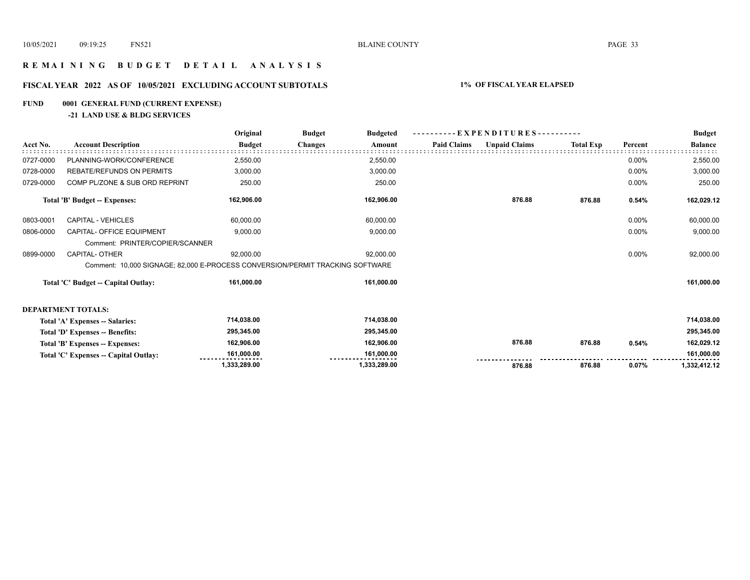# REMAINING BUDGET DETAIL ANALYSIS

## FISCAL YEAR 2022 AS OF 10/05/2021 EXCLUDING ACCOUNT SUBTOTALS — 1% OF FISCAL YEAR ELAPSED

**FUND 0001 GENERAL FUND (CURRENT EXPENSE)**

**-21 LAND USE & BLDG SERVICES**

| Acct No. | Account Description | Original Budget | Budget Changes | Budgeted Amount | EXPENDITURES Paid Claims | Unpaid Claims | Total Exp | Percent | Budget Balance |
|---|---|---|---|---|---|---|---|---|---|
| 0727-0000 | PLANNING-WORK/CONFERENCE | 2,550.00 | | 2,550.00 | | | | 0.00% | 2,550.00 |
| 0728-0000 | REBATE/REFUNDS ON PERMITS | 3,000.00 | | 3,000.00 | | | | 0.00% | 3,000.00 |
| 0729-0000 | COMP PL/ZONE & SUB ORD REPRINT | 250.00 | | 250.00 | | | | 0.00% | 250.00 |
| | **Total 'B' Budget -- Expenses:** | **162,906.00** | | **162,906.00** | | **876.88** | **876.88** | **0.54%** | **162,029.12** |
| 0803-0001 | CAPITAL - VEHICLES | 60,000.00 | | 60,000.00 | | | | 0.00% | 60,000.00 |
| 0806-0000 | CAPITAL- OFFICE EQUIPMENT | 9,000.00 | | 9,000.00 | | | | 0.00% | 9,000.00 |
| | Comment: PRINTER/COPIER/SCANNER | | | | | | | | |
| 0899-0000 | CAPITAL- OTHER | 92,000.00 | | 92,000.00 | | | | 0.00% | 92,000.00 |
| | Comment: 10,000 SIGNAGE; 82,000 E-PROCESS CONVERSION/PERMIT TRACKING SOFTWARE | | | | | | | | |
| | **Total 'C' Budget -- Capital Outlay:** | **161,000.00** | | **161,000.00** | | | | | **161,000.00** |

**DEPARTMENT TOTALS:**

| | Original Budget | Budget Changes | Budgeted Amount | Paid Claims | Unpaid Claims | Total Exp | Percent | Budget Balance |
|---|---|---|---|---|---|---|---|---|
| **Total 'A' Expenses -- Salaries:** | 714,038.00 | | 714,038.00 | | | | | 714,038.00 |
| **Total 'D' Expenses -- Benefits:** | 295,345.00 | | 295,345.00 | | | | | 295,345.00 |
| **Total 'B' Expenses -- Expenses:** | 162,906.00 | | 162,906.00 | | 876.88 | 876.88 | 0.54% | 162,029.12 |
| **Total 'C' Expenses -- Capital Outlay:** | 161,000.00 | | 161,000.00 | | | | | 161,000.00 |
| | 1,333,289.00 | | 1,333,289.00 | | 876.88 | 876.88 | 0.07% | 1,332,412.12 |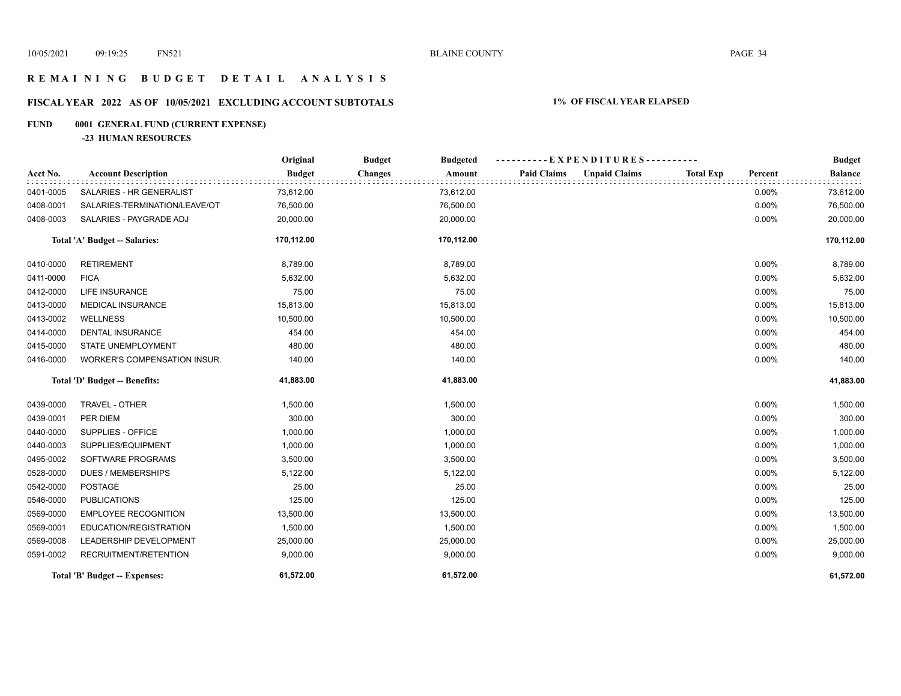# REMAINING BUDGET DETAIL ANALYSIS

## FISCAL YEAR 2022 AS OF 10/05/2021 EXCLUDING ACCOUNT SUBTOTALS

**1% OF FISCAL YEAR ELAPSED**

### FUND 0001 GENERAL FUND (CURRENT EXPENSE)

#### -23 HUMAN RESOURCES

| Acct No. | Account Description | Original Budget | Budget Changes | Budgeted Amount | Paid Claims | Unpaid Claims | Total Exp | Percent | Budget Balance |
|---|---|---|---|---|---|---|---|---|---|
| 0401-0005 | SALARIES - HR GENERALIST | 73,612.00 | | 73,612.00 | | | | 0.00% | 73,612.00 |
| 0408-0001 | SALARIES-TERMINATION/LEAVE/OT | 76,500.00 | | 76,500.00 | | | | 0.00% | 76,500.00 |
| 0408-0003 | SALARIES - PAYGRADE ADJ | 20,000.00 | | 20,000.00 | | | | 0.00% | 20,000.00 |
| | **Total 'A' Budget -- Salaries:** | **170,112.00** | | **170,112.00** | | | | | **170,112.00** |
| 0410-0000 | RETIREMENT | 8,789.00 | | 8,789.00 | | | | 0.00% | 8,789.00 |
| 0411-0000 | FICA | 5,632.00 | | 5,632.00 | | | | 0.00% | 5,632.00 |
| 0412-0000 | LIFE INSURANCE | 75.00 | | 75.00 | | | | 0.00% | 75.00 |
| 0413-0000 | MEDICAL INSURANCE | 15,813.00 | | 15,813.00 | | | | 0.00% | 15,813.00 |
| 0413-0002 | WELLNESS | 10,500.00 | | 10,500.00 | | | | 0.00% | 10,500.00 |
| 0414-0000 | DENTAL INSURANCE | 454.00 | | 454.00 | | | | 0.00% | 454.00 |
| 0415-0000 | STATE UNEMPLOYMENT | 480.00 | | 480.00 | | | | 0.00% | 480.00 |
| 0416-0000 | WORKER'S COMPENSATION INSUR. | 140.00 | | 140.00 | | | | 0.00% | 140.00 |
| | **Total 'D' Budget -- Benefits:** | **41,883.00** | | **41,883.00** | | | | | **41,883.00** |
| 0439-0000 | TRAVEL - OTHER | 1,500.00 | | 1,500.00 | | | | 0.00% | 1,500.00 |
| 0439-0001 | PER DIEM | 300.00 | | 300.00 | | | | 0.00% | 300.00 |
| 0440-0000 | SUPPLIES - OFFICE | 1,000.00 | | 1,000.00 | | | | 0.00% | 1,000.00 |
| 0440-0003 | SUPPLIES/EQUIPMENT | 1,000.00 | | 1,000.00 | | | | 0.00% | 1,000.00 |
| 0495-0002 | SOFTWARE PROGRAMS | 3,500.00 | | 3,500.00 | | | | 0.00% | 3,500.00 |
| 0528-0000 | DUES / MEMBERSHIPS | 5,122.00 | | 5,122.00 | | | | 0.00% | 5,122.00 |
| 0542-0000 | POSTAGE | 25.00 | | 25.00 | | | | 0.00% | 25.00 |
| 0546-0000 | PUBLICATIONS | 125.00 | | 125.00 | | | | 0.00% | 125.00 |
| 0569-0000 | EMPLOYEE RECOGNITION | 13,500.00 | | 13,500.00 | | | | 0.00% | 13,500.00 |
| 0569-0001 | EDUCATION/REGISTRATION | 1,500.00 | | 1,500.00 | | | | 0.00% | 1,500.00 |
| 0569-0008 | LEADERSHIP DEVELOPMENT | 25,000.00 | | 25,000.00 | | | | 0.00% | 25,000.00 |
| 0591-0002 | RECRUITMENT/RETENTION | 9,000.00 | | 9,000.00 | | | | 0.00% | 9,000.00 |
| | **Total 'B' Budget -- Expenses:** | **61,572.00** | | **61,572.00** | | | | | **61,572.00** |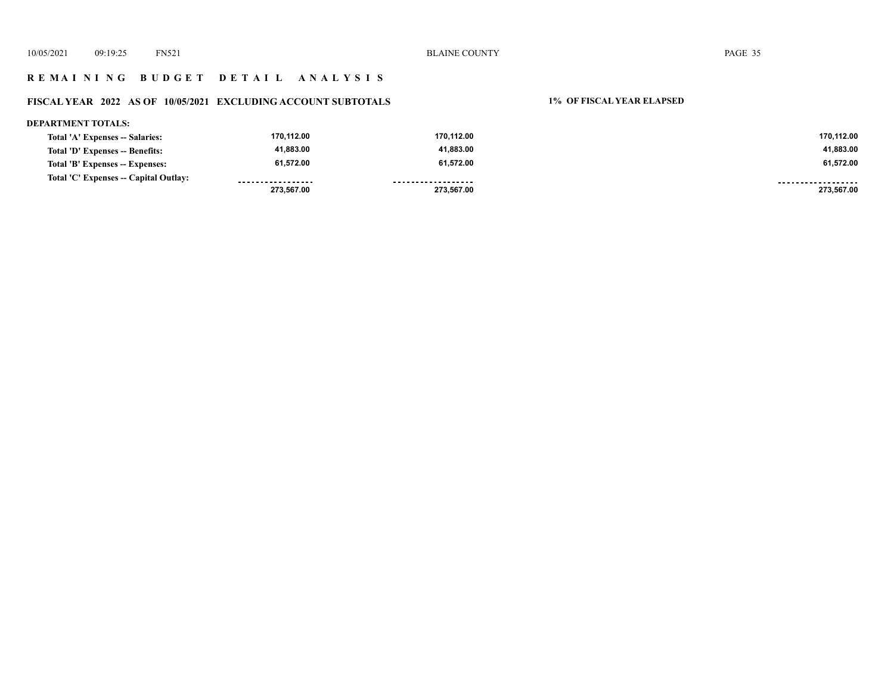## R E M A I N I N G   B U D G E T   D E T A I L   A N A L Y S I S

### FISCAL YEAR 2022 AS OF 10/05/2021 EXCLUDING ACCOUNT SUBTOTALS

**1% OF FISCAL YEAR ELAPSED**

**DEPARTMENT TOTALS:**

| | | | |
|---|---|---|---|
| **Total 'A' Expenses -- Salaries:** | 170,112.00 | 170,112.00 | 170,112.00 |
| **Total 'D' Expenses -- Benefits:** | 41,883.00 | 41,883.00 | 41,883.00 |
| **Total 'B' Expenses -- Expenses:** | 61,572.00 | 61,572.00 | 61,572.00 |
| **Total 'C' Expenses -- Capital Outlay:** | | | |
| | 273,567.00 | 273,567.00 | 273,567.00 |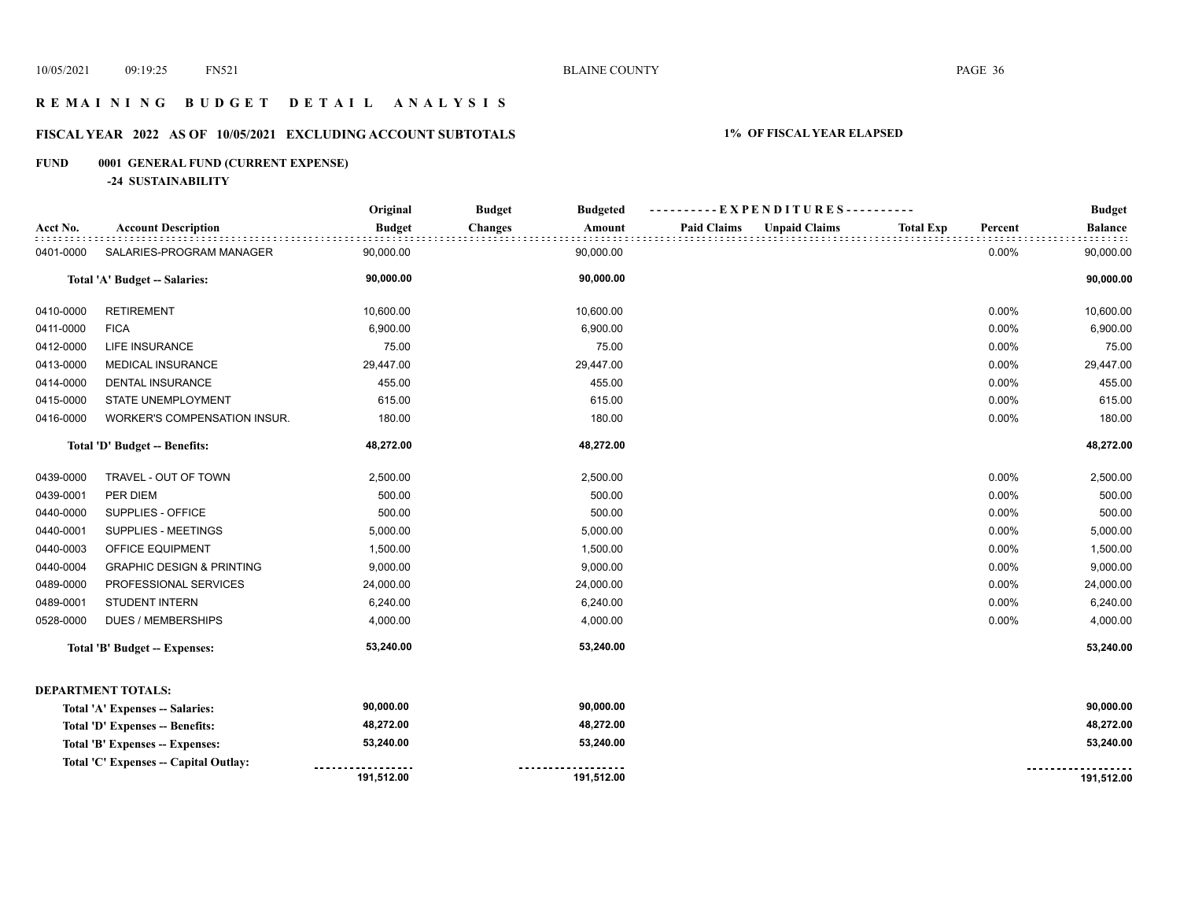# REMAINING BUDGET DETAIL ANALYSIS

## FISCAL YEAR 2022 AS OF 10/05/2021 EXCLUDING ACCOUNT SUBTOTALS

**1% OF FISCAL YEAR ELAPSED**

### FUND 0001 GENERAL FUND (CURRENT EXPENSE)

**-24 SUSTAINABILITY**

| Acct No. | Account Description | Original Budget | Budget Changes | Budgeted Amount | Paid Claims | Unpaid Claims | Total Exp | Percent | Budget Balance |
|---|---|---|---|---|---|---|---|---|---|
| 0401-0000 | SALARIES-PROGRAM MANAGER | 90,000.00 | | 90,000.00 | | | | 0.00% | 90,000.00 |
| | **Total 'A' Budget -- Salaries:** | **90,000.00** | | **90,000.00** | | | | | **90,000.00** |
| 0410-0000 | RETIREMENT | 10,600.00 | | 10,600.00 | | | | 0.00% | 10,600.00 |
| 0411-0000 | FICA | 6,900.00 | | 6,900.00 | | | | 0.00% | 6,900.00 |
| 0412-0000 | LIFE INSURANCE | 75.00 | | 75.00 | | | | 0.00% | 75.00 |
| 0413-0000 | MEDICAL INSURANCE | 29,447.00 | | 29,447.00 | | | | 0.00% | 29,447.00 |
| 0414-0000 | DENTAL INSURANCE | 455.00 | | 455.00 | | | | 0.00% | 455.00 |
| 0415-0000 | STATE UNEMPLOYMENT | 615.00 | | 615.00 | | | | 0.00% | 615.00 |
| 0416-0000 | WORKER'S COMPENSATION INSUR. | 180.00 | | 180.00 | | | | 0.00% | 180.00 |
| | **Total 'D' Budget -- Benefits:** | **48,272.00** | | **48,272.00** | | | | | **48,272.00** |
| 0439-0000 | TRAVEL - OUT OF TOWN | 2,500.00 | | 2,500.00 | | | | 0.00% | 2,500.00 |
| 0439-0001 | PER DIEM | 500.00 | | 500.00 | | | | 0.00% | 500.00 |
| 0440-0000 | SUPPLIES - OFFICE | 500.00 | | 500.00 | | | | 0.00% | 500.00 |
| 0440-0001 | SUPPLIES - MEETINGS | 5,000.00 | | 5,000.00 | | | | 0.00% | 5,000.00 |
| 0440-0003 | OFFICE EQUIPMENT | 1,500.00 | | 1,500.00 | | | | 0.00% | 1,500.00 |
| 0440-0004 | GRAPHIC DESIGN & PRINTING | 9,000.00 | | 9,000.00 | | | | 0.00% | 9,000.00 |
| 0489-0000 | PROFESSIONAL SERVICES | 24,000.00 | | 24,000.00 | | | | 0.00% | 24,000.00 |
| 0489-0001 | STUDENT INTERN | 6,240.00 | | 6,240.00 | | | | 0.00% | 6,240.00 |
| 0528-0000 | DUES / MEMBERSHIPS | 4,000.00 | | 4,000.00 | | | | 0.00% | 4,000.00 |
| | **Total 'B' Budget -- Expenses:** | **53,240.00** | | **53,240.00** | | | | | **53,240.00** |

**DEPARTMENT TOTALS:**

| | Original Budget | Budgeted Amount | Budget Balance |
|---|---|---|---|
| **Total 'A' Expenses -- Salaries:** | **90,000.00** | **90,000.00** | **90,000.00** |
| **Total 'D' Expenses -- Benefits:** | **48,272.00** | **48,272.00** | **48,272.00** |
| **Total 'B' Expenses -- Expenses:** | **53,240.00** | **53,240.00** | **53,240.00** |
| **Total 'C' Expenses -- Capital Outlay:** | | | |
| | **191,512.00** | **191,512.00** | **191,512.00** |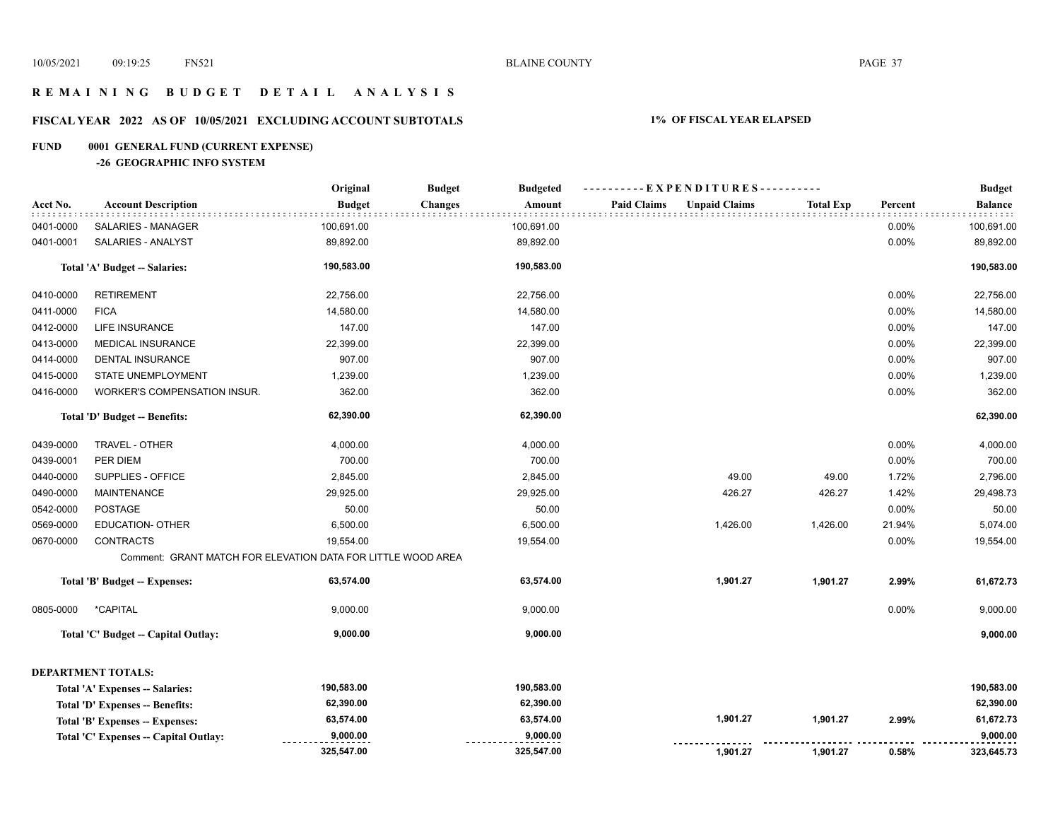# REMAINING BUDGET DETAIL ANALYSIS

## FISCAL YEAR 2022 AS OF 10/05/2021 EXCLUDING ACCOUNT SUBTOTALS

**1% OF FISCAL YEAR ELAPSED**

**FUND 0001 GENERAL FUND (CURRENT EXPENSE)**

**-26 GEOGRAPHIC INFO SYSTEM**

| Acct No. | Account Description | Original Budget | Budget Changes | Budgeted Amount | Paid Claims | Unpaid Claims | Total Exp | Percent | Budget Balance |
|---|---|---|---|---|---|---|---|---|---|
| 0401-0000 | SALARIES - MANAGER | 100,691.00 | | 100,691.00 | | | | 0.00% | 100,691.00 |
| 0401-0001 | SALARIES - ANALYST | 89,892.00 | | 89,892.00 | | | | 0.00% | 89,892.00 |
| | **Total 'A' Budget -- Salaries:** | **190,583.00** | | **190,583.00** | | | | | **190,583.00** |
| 0410-0000 | RETIREMENT | 22,756.00 | | 22,756.00 | | | | 0.00% | 22,756.00 |
| 0411-0000 | FICA | 14,580.00 | | 14,580.00 | | | | 0.00% | 14,580.00 |
| 0412-0000 | LIFE INSURANCE | 147.00 | | 147.00 | | | | 0.00% | 147.00 |
| 0413-0000 | MEDICAL INSURANCE | 22,399.00 | | 22,399.00 | | | | 0.00% | 22,399.00 |
| 0414-0000 | DENTAL INSURANCE | 907.00 | | 907.00 | | | | 0.00% | 907.00 |
| 0415-0000 | STATE UNEMPLOYMENT | 1,239.00 | | 1,239.00 | | | | 0.00% | 1,239.00 |
| 0416-0000 | WORKER'S COMPENSATION INSUR. | 362.00 | | 362.00 | | | | 0.00% | 362.00 |
| | **Total 'D' Budget -- Benefits:** | **62,390.00** | | **62,390.00** | | | | | **62,390.00** |
| 0439-0000 | TRAVEL - OTHER | 4,000.00 | | 4,000.00 | | | | 0.00% | 4,000.00 |
| 0439-0001 | PER DIEM | 700.00 | | 700.00 | | | | 0.00% | 700.00 |
| 0440-0000 | SUPPLIES - OFFICE | 2,845.00 | | 2,845.00 | | 49.00 | 49.00 | 1.72% | 2,796.00 |
| 0490-0000 | MAINTENANCE | 29,925.00 | | 29,925.00 | | 426.27 | 426.27 | 1.42% | 29,498.73 |
| 0542-0000 | POSTAGE | 50.00 | | 50.00 | | | | 0.00% | 50.00 |
| 0569-0000 | EDUCATION- OTHER | 6,500.00 | | 6,500.00 | | 1,426.00 | 1,426.00 | 21.94% | 5,074.00 |
| 0670-0000 | CONTRACTS | 19,554.00 | | 19,554.00 | | | | 0.00% | 19,554.00 |
| | Comment: GRANT MATCH FOR ELEVATION DATA FOR LITTLE WOOD AREA | | | | | | | | |
| | **Total 'B' Budget -- Expenses:** | **63,574.00** | | **63,574.00** | | **1,901.27** | **1,901.27** | **2.99%** | **61,672.73** |
| 0805-0000 | *CAPITAL | 9,000.00 | | 9,000.00 | | | | 0.00% | 9,000.00 |
| | **Total 'C' Budget -- Capital Outlay:** | **9,000.00** | | **9,000.00** | | | | | **9,000.00** |

**DEPARTMENT TOTALS:**

| | Original Budget | Budget Changes | Budgeted Amount | Paid Claims | Unpaid Claims | Total Exp | Percent | Budget Balance |
|---|---|---|---|---|---|---|---|---|
| **Total 'A' Expenses -- Salaries:** | **190,583.00** | | **190,583.00** | | | | | **190,583.00** |
| **Total 'D' Expenses -- Benefits:** | **62,390.00** | | **62,390.00** | | | | | **62,390.00** |
| **Total 'B' Expenses -- Expenses:** | **63,574.00** | | **63,574.00** | | **1,901.27** | **1,901.27** | **2.99%** | **61,672.73** |
| **Total 'C' Expenses -- Capital Outlay:** | **9,000.00** | | **9,000.00** | | | | | **9,000.00** |
| | **325,547.00** | | **325,547.00** | | **1,901.27** | **1,901.27** | **0.58%** | **323,645.73** |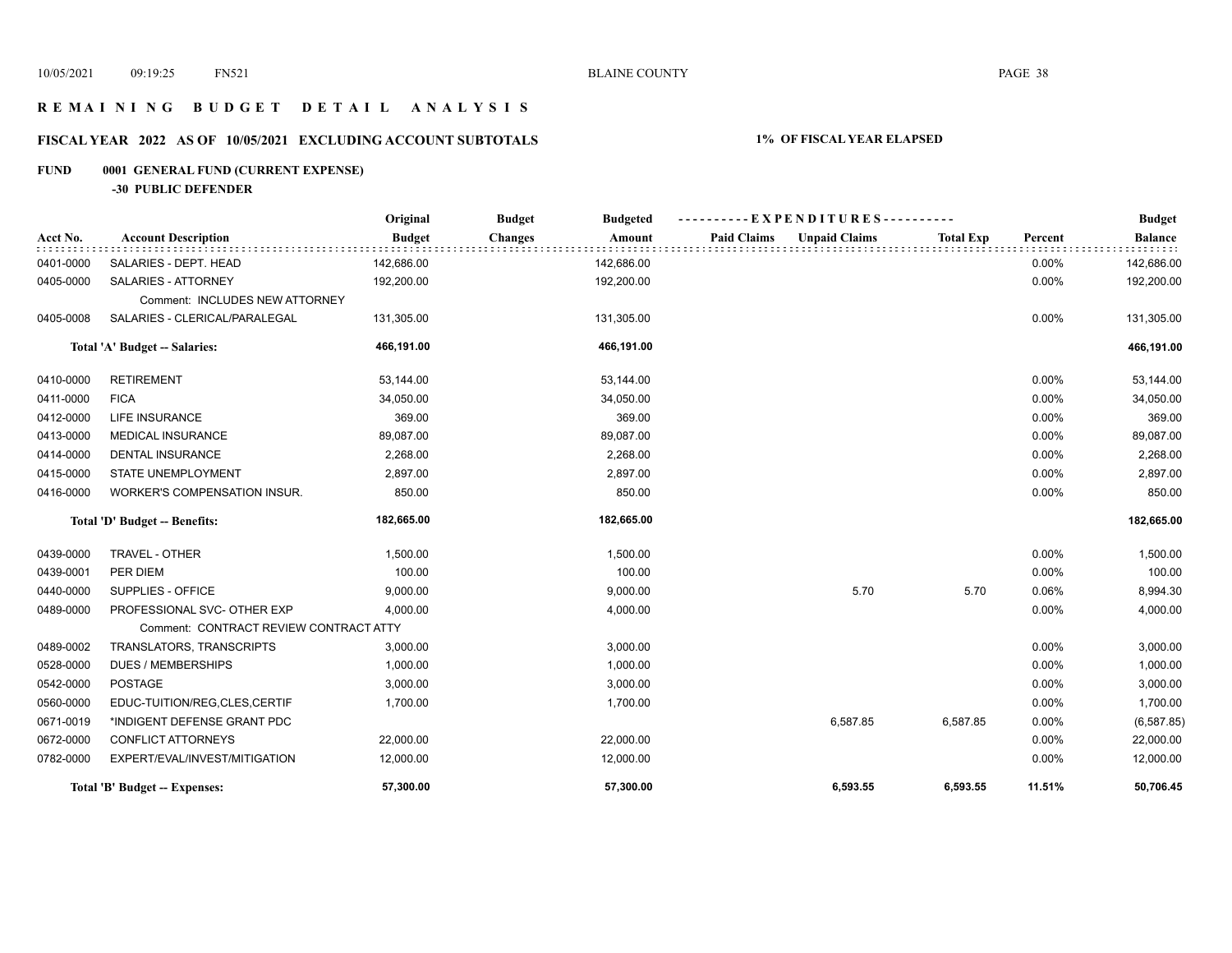# REMAINING BUDGET DETAIL ANALYSIS

## FISCAL YEAR 2022 AS OF 10/05/2021 EXCLUDING ACCOUNT SUBTOTALS

**1% OF FISCAL YEAR ELAPSED**

**FUND 0001 GENERAL FUND (CURRENT EXPENSE)**

**-30 PUBLIC DEFENDER**

| Acct No. | Account Description | Original Budget | Budget Changes | Budgeted Amount | Paid Claims | Unpaid Claims | Total Exp | Percent | Budget Balance |
|---|---|---|---|---|---|---|---|---|---|
| 0401-0000 | SALARIES - DEPT. HEAD | 142,686.00 | | 142,686.00 | | | | 0.00% | 142,686.00 |
| 0405-0000 | SALARIES - ATTORNEY | 192,200.00 | | 192,200.00 | | | | 0.00% | 192,200.00 |
| | Comment: INCLUDES NEW ATTORNEY | | | | | | | | |
| 0405-0008 | SALARIES - CLERICAL/PARALEGAL | 131,305.00 | | 131,305.00 | | | | 0.00% | 131,305.00 |
| | **Total 'A' Budget -- Salaries:** | **466,191.00** | | **466,191.00** | | | | | **466,191.00** |
| 0410-0000 | RETIREMENT | 53,144.00 | | 53,144.00 | | | | 0.00% | 53,144.00 |
| 0411-0000 | FICA | 34,050.00 | | 34,050.00 | | | | 0.00% | 34,050.00 |
| 0412-0000 | LIFE INSURANCE | 369.00 | | 369.00 | | | | 0.00% | 369.00 |
| 0413-0000 | MEDICAL INSURANCE | 89,087.00 | | 89,087.00 | | | | 0.00% | 89,087.00 |
| 0414-0000 | DENTAL INSURANCE | 2,268.00 | | 2,268.00 | | | | 0.00% | 2,268.00 |
| 0415-0000 | STATE UNEMPLOYMENT | 2,897.00 | | 2,897.00 | | | | 0.00% | 2,897.00 |
| 0416-0000 | WORKER'S COMPENSATION INSUR. | 850.00 | | 850.00 | | | | 0.00% | 850.00 |
| | **Total 'D' Budget -- Benefits:** | **182,665.00** | | **182,665.00** | | | | | **182,665.00** |
| 0439-0000 | TRAVEL - OTHER | 1,500.00 | | 1,500.00 | | | | 0.00% | 1,500.00 |
| 0439-0001 | PER DIEM | 100.00 | | 100.00 | | | | 0.00% | 100.00 |
| 0440-0000 | SUPPLIES - OFFICE | 9,000.00 | | 9,000.00 | | 5.70 | 5.70 | 0.06% | 8,994.30 |
| 0489-0000 | PROFESSIONAL SVC- OTHER EXP | 4,000.00 | | 4,000.00 | | | | 0.00% | 4,000.00 |
| | Comment: CONTRACT REVIEW CONTRACT ATTY | | | | | | | | |
| 0489-0002 | TRANSLATORS, TRANSCRIPTS | 3,000.00 | | 3,000.00 | | | | 0.00% | 3,000.00 |
| 0528-0000 | DUES / MEMBERSHIPS | 1,000.00 | | 1,000.00 | | | | 0.00% | 1,000.00 |
| 0542-0000 | POSTAGE | 3,000.00 | | 3,000.00 | | | | 0.00% | 3,000.00 |
| 0560-0000 | EDUC-TUITION/REG,CLES,CERTIF | 1,700.00 | | 1,700.00 | | | | 0.00% | 1,700.00 |
| 0671-0019 | *INDIGENT DEFENSE GRANT PDC | | | | | 6,587.85 | 6,587.85 | 0.00% | (6,587.85) |
| 0672-0000 | CONFLICT ATTORNEYS | 22,000.00 | | 22,000.00 | | | | 0.00% | 22,000.00 |
| 0782-0000 | EXPERT/EVAL/INVEST/MITIGATION | 12,000.00 | | 12,000.00 | | | | 0.00% | 12,000.00 |
| | **Total 'B' Budget -- Expenses:** | **57,300.00** | | **57,300.00** | | **6,593.55** | **6,593.55** | **11.51%** | **50,706.45** |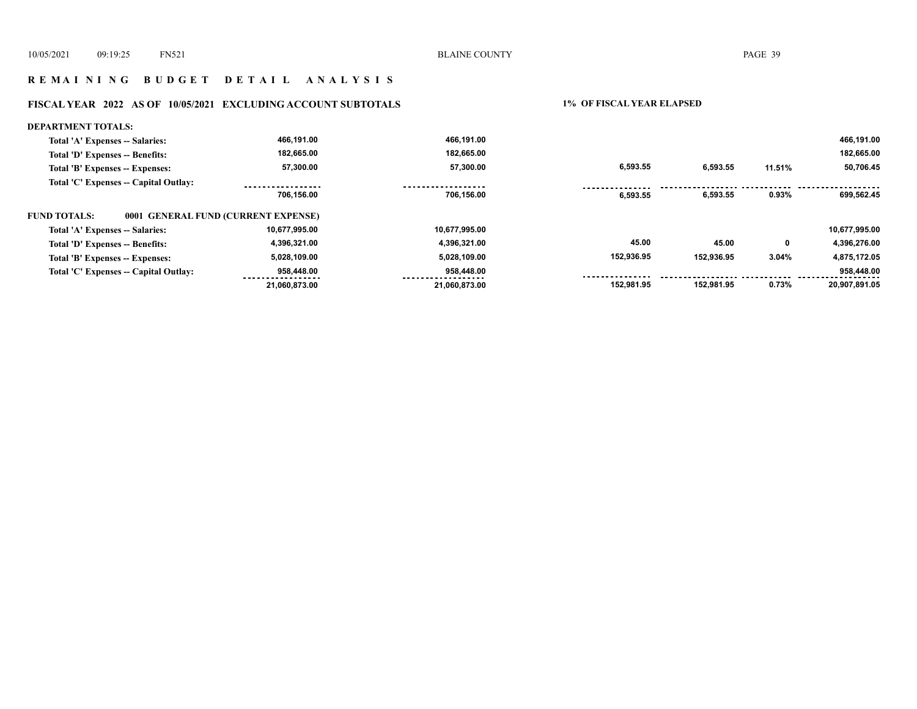## REMAINING BUDGET DETAIL ANALYSIS

**FISCAL YEAR 2022 AS OF 10/05/2021 EXCLUDING ACCOUNT SUBTOTALS** — **1% OF FISCAL YEAR ELAPSED**

**DEPARTMENT TOTALS:**

| | | | | | | |
|---|---|---|---|---|---|---|
| Total 'A' Expenses -- Salaries: | 466,191.00 | 466,191.00 | | | | 466,191.00 |
| Total 'D' Expenses -- Benefits: | 182,665.00 | 182,665.00 | | | | 182,665.00 |
| Total 'B' Expenses -- Expenses: | 57,300.00 | 57,300.00 | 6,593.55 | 6,593.55 | 11.51% | 50,706.45 |
| Total 'C' Expenses -- Capital Outlay: | | | | | | |
| | 706,156.00 | 706,156.00 | 6,593.55 | 6,593.55 | 0.93% | 699,562.45 |

**FUND TOTALS: 0001 GENERAL FUND (CURRENT EXPENSE)**

| | | | | | | |
|---|---|---|---|---|---|---|
| Total 'A' Expenses -- Salaries: | 10,677,995.00 | 10,677,995.00 | | | | 10,677,995.00 |
| Total 'D' Expenses -- Benefits: | 4,396,321.00 | 4,396,321.00 | 45.00 | 45.00 | 0 | 4,396,276.00 |
| Total 'B' Expenses -- Expenses: | 5,028,109.00 | 5,028,109.00 | 152,936.95 | 152,936.95 | 3.04% | 4,875,172.05 |
| Total 'C' Expenses -- Capital Outlay: | 958,448.00 | 958,448.00 | | | | 958,448.00 |
| | 21,060,873.00 | 21,060,873.00 | 152,981.95 | 152,981.95 | 0.73% | 20,907,891.05 |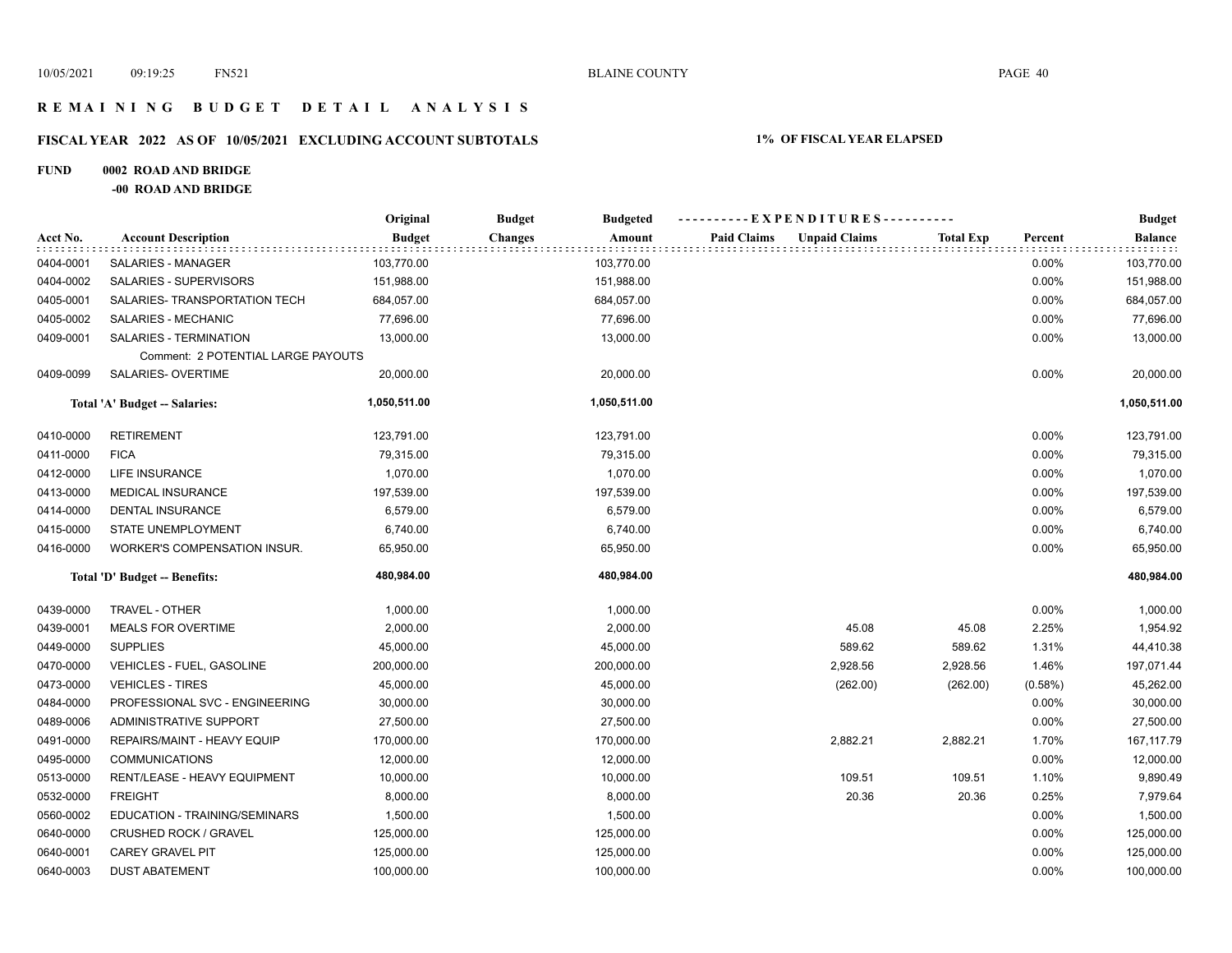# R E M A I N I N G   B U D G E T   D E T A I L   A N A L Y S I S

## FISCAL YEAR 2022 AS OF 10/05/2021 EXCLUDING ACCOUNT SUBTOTALS

**1% OF FISCAL YEAR ELAPSED**

**FUND 0002 ROAD AND BRIDGE**

**-00 ROAD AND BRIDGE**

| Acct No. | Account Description | Original Budget | Budget Changes | Budgeted Amount | Paid Claims | Unpaid Claims | Total Exp | Percent | Budget Balance |
|---|---|---|---|---|---|---|---|---|---|
| 0404-0001 | SALARIES - MANAGER | 103,770.00 | | 103,770.00 | | | | 0.00% | 103,770.00 |
| 0404-0002 | SALARIES - SUPERVISORS | 151,988.00 | | 151,988.00 | | | | 0.00% | 151,988.00 |
| 0405-0001 | SALARIES- TRANSPORTATION TECH | 684,057.00 | | 684,057.00 | | | | 0.00% | 684,057.00 |
| 0405-0002 | SALARIES - MECHANIC | 77,696.00 | | 77,696.00 | | | | 0.00% | 77,696.00 |
| 0409-0001 | SALARIES - TERMINATION | 13,000.00 | | 13,000.00 | | | | 0.00% | 13,000.00 |
| | Comment: 2 POTENTIAL LARGE PAYOUTS | | | | | | | | |
| 0409-0099 | SALARIES- OVERTIME | 20,000.00 | | 20,000.00 | | | | 0.00% | 20,000.00 |
| | **Total 'A' Budget -- Salaries:** | **1,050,511.00** | | **1,050,511.00** | | | | | **1,050,511.00** |
| 0410-0000 | RETIREMENT | 123,791.00 | | 123,791.00 | | | | 0.00% | 123,791.00 |
| 0411-0000 | FICA | 79,315.00 | | 79,315.00 | | | | 0.00% | 79,315.00 |
| 0412-0000 | LIFE INSURANCE | 1,070.00 | | 1,070.00 | | | | 0.00% | 1,070.00 |
| 0413-0000 | MEDICAL INSURANCE | 197,539.00 | | 197,539.00 | | | | 0.00% | 197,539.00 |
| 0414-0000 | DENTAL INSURANCE | 6,579.00 | | 6,579.00 | | | | 0.00% | 6,579.00 |
| 0415-0000 | STATE UNEMPLOYMENT | 6,740.00 | | 6,740.00 | | | | 0.00% | 6,740.00 |
| 0416-0000 | WORKER'S COMPENSATION INSUR. | 65,950.00 | | 65,950.00 | | | | 0.00% | 65,950.00 |
| | **Total 'D' Budget -- Benefits:** | **480,984.00** | | **480,984.00** | | | | | **480,984.00** |
| 0439-0000 | TRAVEL - OTHER | 1,000.00 | | 1,000.00 | | | | 0.00% | 1,000.00 |
| 0439-0001 | MEALS FOR OVERTIME | 2,000.00 | | 2,000.00 | | 45.08 | 45.08 | 2.25% | 1,954.92 |
| 0449-0000 | SUPPLIES | 45,000.00 | | 45,000.00 | | 589.62 | 589.62 | 1.31% | 44,410.38 |
| 0470-0000 | VEHICLES - FUEL, GASOLINE | 200,000.00 | | 200,000.00 | | 2,928.56 | 2,928.56 | 1.46% | 197,071.44 |
| 0473-0000 | VEHICLES - TIRES | 45,000.00 | | 45,000.00 | | (262.00) | (262.00) | (0.58%) | 45,262.00 |
| 0484-0000 | PROFESSIONAL SVC - ENGINEERING | 30,000.00 | | 30,000.00 | | | | 0.00% | 30,000.00 |
| 0489-0006 | ADMINISTRATIVE SUPPORT | 27,500.00 | | 27,500.00 | | | | 0.00% | 27,500.00 |
| 0491-0000 | REPAIRS/MAINT - HEAVY EQUIP | 170,000.00 | | 170,000.00 | | 2,882.21 | 2,882.21 | 1.70% | 167,117.79 |
| 0495-0000 | COMMUNICATIONS | 12,000.00 | | 12,000.00 | | | | 0.00% | 12,000.00 |
| 0513-0000 | RENT/LEASE - HEAVY EQUIPMENT | 10,000.00 | | 10,000.00 | | 109.51 | 109.51 | 1.10% | 9,890.49 |
| 0532-0000 | FREIGHT | 8,000.00 | | 8,000.00 | | 20.36 | 20.36 | 0.25% | 7,979.64 |
| 0560-0002 | EDUCATION - TRAINING/SEMINARS | 1,500.00 | | 1,500.00 | | | | 0.00% | 1,500.00 |
| 0640-0000 | CRUSHED ROCK / GRAVEL | 125,000.00 | | 125,000.00 | | | | 0.00% | 125,000.00 |
| 0640-0001 | CAREY GRAVEL PIT | 125,000.00 | | 125,000.00 | | | | 0.00% | 125,000.00 |
| 0640-0003 | DUST ABATEMENT | 100,000.00 | | 100,000.00 | | | | 0.00% | 100,000.00 |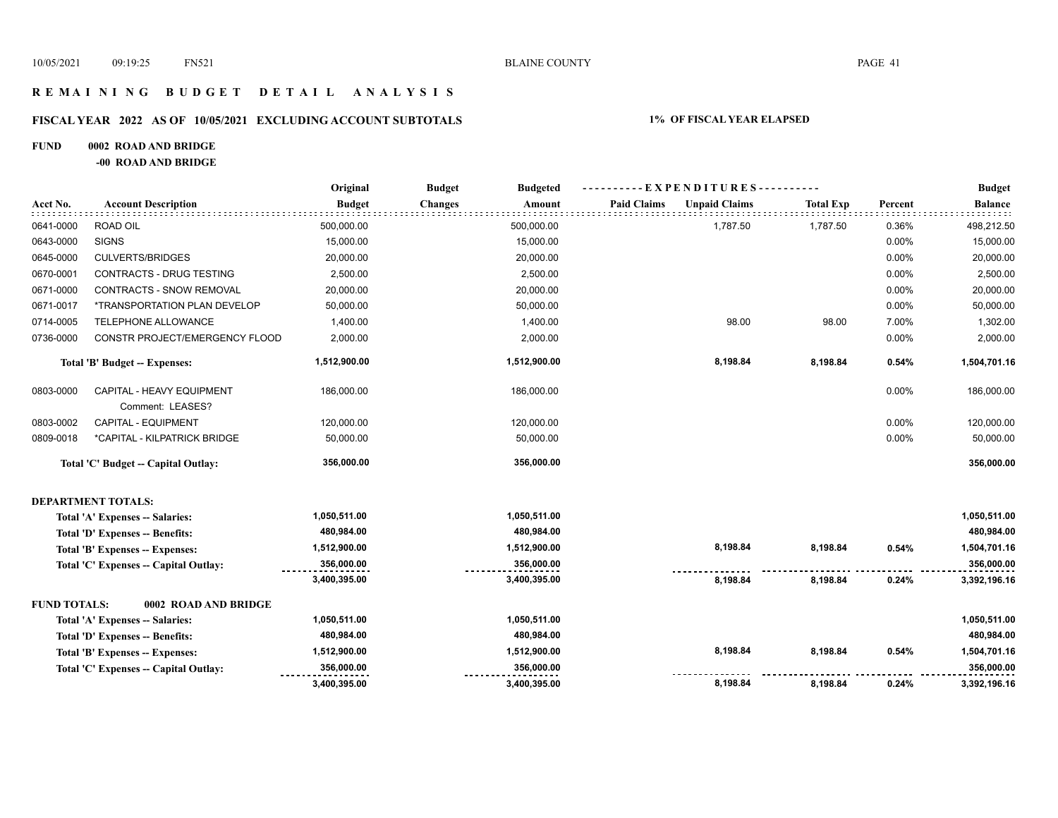# REMAINING BUDGET DETAIL ANALYSIS

## FISCAL YEAR 2022 AS OF 10/05/2021 EXCLUDING ACCOUNT SUBTOTALS

**1% OF FISCAL YEAR ELAPSED**

**FUND 0002 ROAD AND BRIDGE**

**-00 ROAD AND BRIDGE**

| Acct No. | Account Description | Original Budget | Budget Changes | Budgeted Amount | Paid Claims | Unpaid Claims | Total Exp | Percent | Budget Balance |
|---|---|---|---|---|---|---|---|---|---|
| 0641-0000 | ROAD OIL | 500,000.00 | | 500,000.00 | | 1,787.50 | 1,787.50 | 0.36% | 498,212.50 |
| 0643-0000 | SIGNS | 15,000.00 | | 15,000.00 | | | | 0.00% | 15,000.00 |
| 0645-0000 | CULVERTS/BRIDGES | 20,000.00 | | 20,000.00 | | | | 0.00% | 20,000.00 |
| 0670-0001 | CONTRACTS - DRUG TESTING | 2,500.00 | | 2,500.00 | | | | 0.00% | 2,500.00 |
| 0671-0000 | CONTRACTS - SNOW REMOVAL | 20,000.00 | | 20,000.00 | | | | 0.00% | 20,000.00 |
| 0671-0017 | *TRANSPORTATION PLAN DEVELOP | 50,000.00 | | 50,000.00 | | | | 0.00% | 50,000.00 |
| 0714-0005 | TELEPHONE ALLOWANCE | 1,400.00 | | 1,400.00 | | 98.00 | 98.00 | 7.00% | 1,302.00 |
| 0736-0000 | CONSTR PROJECT/EMERGENCY FLOOD | 2,000.00 | | 2,000.00 | | | | 0.00% | 2,000.00 |
| | **Total 'B' Budget -- Expenses:** | **1,512,900.00** | | **1,512,900.00** | | **8,198.84** | **8,198.84** | **0.54%** | **1,504,701.16** |
| 0803-0000 | CAPITAL - HEAVY EQUIPMENT<br>Comment: LEASES? | 186,000.00 | | 186,000.00 | | | | 0.00% | 186,000.00 |
| 0803-0002 | CAPITAL - EQUIPMENT | 120,000.00 | | 120,000.00 | | | | 0.00% | 120,000.00 |
| 0809-0018 | *CAPITAL - KILPATRICK BRIDGE | 50,000.00 | | 50,000.00 | | | | 0.00% | 50,000.00 |
| | **Total 'C' Budget -- Capital Outlay:** | **356,000.00** | | **356,000.00** | | | | | **356,000.00** |
| **DEPARTMENT TOTALS:** | | | | | | | | | |
| | **Total 'A' Expenses -- Salaries:** | **1,050,511.00** | | **1,050,511.00** | | | | | **1,050,511.00** |
| | **Total 'D' Expenses -- Benefits:** | **480,984.00** | | **480,984.00** | | | | | **480,984.00** |
| | **Total 'B' Expenses -- Expenses:** | **1,512,900.00** | | **1,512,900.00** | | **8,198.84** | **8,198.84** | **0.54%** | **1,504,701.16** |
| | **Total 'C' Expenses -- Capital Outlay:** | **356,000.00** | | **356,000.00** | | | | | **356,000.00** |
| | | **3,400,395.00** | | **3,400,395.00** | | **8,198.84** | **8,198.84** | **0.24%** | **3,392,196.16** |
| **FUND TOTALS:** | **0002 ROAD AND BRIDGE** | | | | | | | | |
| | **Total 'A' Expenses -- Salaries:** | **1,050,511.00** | | **1,050,511.00** | | | | | **1,050,511.00** |
| | **Total 'D' Expenses -- Benefits:** | **480,984.00** | | **480,984.00** | | | | | **480,984.00** |
| | **Total 'B' Expenses -- Expenses:** | **1,512,900.00** | | **1,512,900.00** | | **8,198.84** | **8,198.84** | **0.54%** | **1,504,701.16** |
| | **Total 'C' Expenses -- Capital Outlay:** | **356,000.00** | | **356,000.00** | | | | | **356,000.00** |
| | | **3,400,395.00** | | **3,400,395.00** | | **8,198.84** | **8,198.84** | **0.24%** | **3,392,196.16** |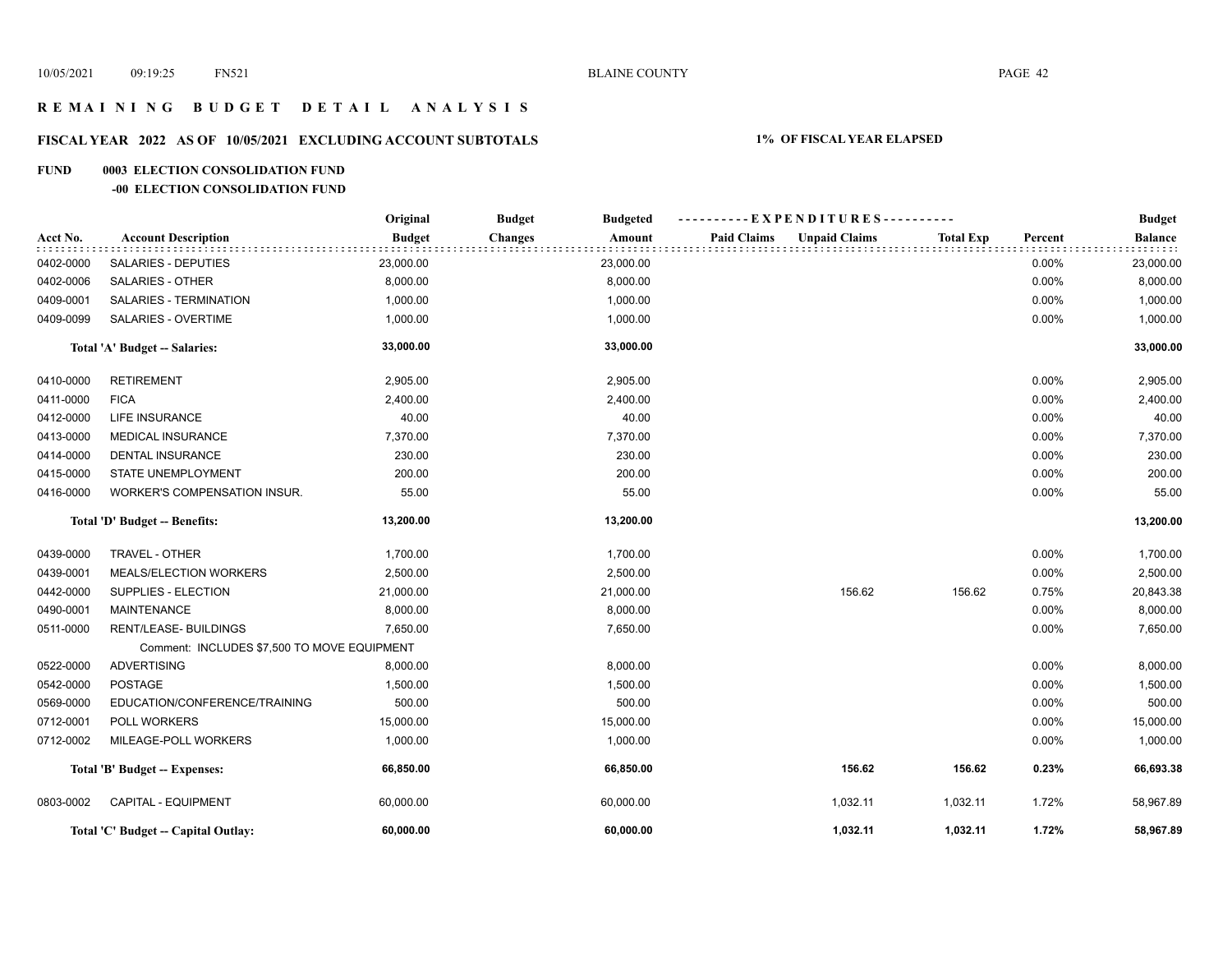# REMAINING BUDGET DETAIL ANALYSIS

## FISCAL YEAR 2022 AS OF 10/05/2021 EXCLUDING ACCOUNT SUBTOTALS

**1% OF FISCAL YEAR ELAPSED**

### FUND 0003 ELECTION CONSOLIDATION FUND

#### -00 ELECTION CONSOLIDATION FUND

| Acct No. | Account Description | Original Budget | Budget Changes | Budgeted Amount | Paid Claims | Unpaid Claims | Total Exp | Percent | Budget Balance |
|---|---|---|---|---|---|---|---|---|---|
| 0402-0000 | SALARIES - DEPUTIES | 23,000.00 | | 23,000.00 | | | | 0.00% | 23,000.00 |
| 0402-0006 | SALARIES - OTHER | 8,000.00 | | 8,000.00 | | | | 0.00% | 8,000.00 |
| 0409-0001 | SALARIES - TERMINATION | 1,000.00 | | 1,000.00 | | | | 0.00% | 1,000.00 |
| 0409-0099 | SALARIES - OVERTIME | 1,000.00 | | 1,000.00 | | | | 0.00% | 1,000.00 |
| | **Total 'A' Budget -- Salaries:** | **33,000.00** | | **33,000.00** | | | | | **33,000.00** |
| 0410-0000 | RETIREMENT | 2,905.00 | | 2,905.00 | | | | 0.00% | 2,905.00 |
| 0411-0000 | FICA | 2,400.00 | | 2,400.00 | | | | 0.00% | 2,400.00 |
| 0412-0000 | LIFE INSURANCE | 40.00 | | 40.00 | | | | 0.00% | 40.00 |
| 0413-0000 | MEDICAL INSURANCE | 7,370.00 | | 7,370.00 | | | | 0.00% | 7,370.00 |
| 0414-0000 | DENTAL INSURANCE | 230.00 | | 230.00 | | | | 0.00% | 230.00 |
| 0415-0000 | STATE UNEMPLOYMENT | 200.00 | | 200.00 | | | | 0.00% | 200.00 |
| 0416-0000 | WORKER'S COMPENSATION INSUR. | 55.00 | | 55.00 | | | | 0.00% | 55.00 |
| | **Total 'D' Budget -- Benefits:** | **13,200.00** | | **13,200.00** | | | | | **13,200.00** |
| 0439-0000 | TRAVEL - OTHER | 1,700.00 | | 1,700.00 | | | | 0.00% | 1,700.00 |
| 0439-0001 | MEALS/ELECTION WORKERS | 2,500.00 | | 2,500.00 | | | | 0.00% | 2,500.00 |
| 0442-0000 | SUPPLIES - ELECTION | 21,000.00 | | 21,000.00 | | 156.62 | 156.62 | 0.75% | 20,843.38 |
| 0490-0001 | MAINTENANCE | 8,000.00 | | 8,000.00 | | | | 0.00% | 8,000.00 |
| 0511-0000 | RENT/LEASE- BUILDINGS | 7,650.00 | | 7,650.00 | | | | 0.00% | 7,650.00 |
| | Comment: INCLUDES $7,500 TO MOVE EQUIPMENT | | | | | | | | |
| 0522-0000 | ADVERTISING | 8,000.00 | | 8,000.00 | | | | 0.00% | 8,000.00 |
| 0542-0000 | POSTAGE | 1,500.00 | | 1,500.00 | | | | 0.00% | 1,500.00 |
| 0569-0000 | EDUCATION/CONFERENCE/TRAINING | 500.00 | | 500.00 | | | | 0.00% | 500.00 |
| 0712-0001 | POLL WORKERS | 15,000.00 | | 15,000.00 | | | | 0.00% | 15,000.00 |
| 0712-0002 | MILEAGE-POLL WORKERS | 1,000.00 | | 1,000.00 | | | | 0.00% | 1,000.00 |
| | **Total 'B' Budget -- Expenses:** | **66,850.00** | | **66,850.00** | | **156.62** | **156.62** | **0.23%** | **66,693.38** |
| 0803-0002 | CAPITAL - EQUIPMENT | 60,000.00 | | 60,000.00 | | 1,032.11 | 1,032.11 | 1.72% | 58,967.89 |
| | **Total 'C' Budget -- Capital Outlay:** | **60,000.00** | | **60,000.00** | | **1,032.11** | **1,032.11** | **1.72%** | **58,967.89** |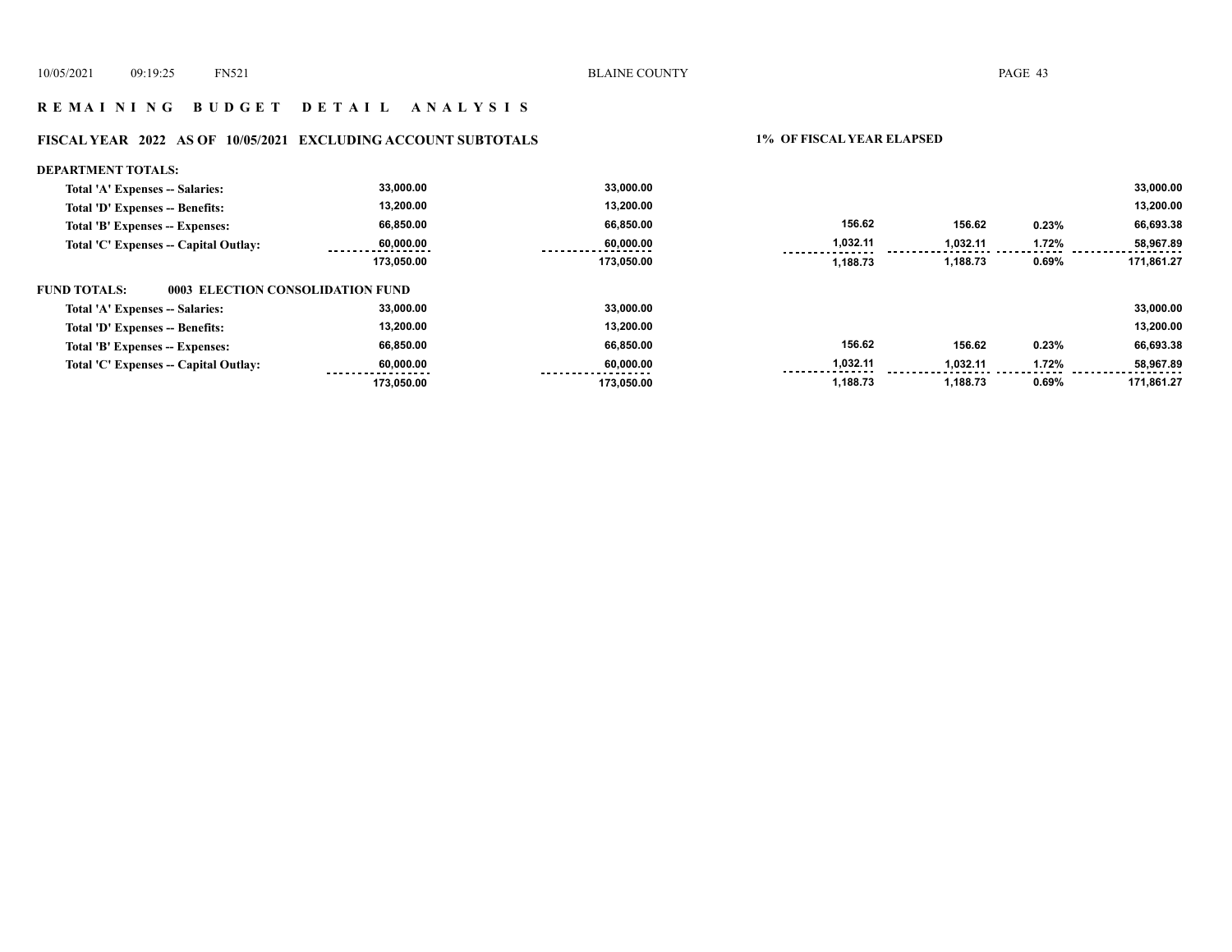## REMAINING BUDGET DETAIL ANALYSIS

### FISCAL YEAR 2022 AS OF 10/05/2021 EXCLUDING ACCOUNT SUBTOTALS

**1% OF FISCAL YEAR ELAPSED**

**DEPARTMENT TOTALS:**

| | | | | | | |
|---|---|---|---|---|---|---|
| Total 'A' Expenses -- Salaries: | 33,000.00 | 33,000.00 | | | | 33,000.00 |
| Total 'D' Expenses -- Benefits: | 13,200.00 | 13,200.00 | | | | 13,200.00 |
| Total 'B' Expenses -- Expenses: | 66,850.00 | 66,850.00 | 156.62 | 156.62 | 0.23% | 66,693.38 |
| Total 'C' Expenses -- Capital Outlay: | 60,000.00 | 60,000.00 | 1,032.11 | 1,032.11 | 1.72% | 58,967.89 |
| | 173,050.00 | 173,050.00 | 1,188.73 | 1,188.73 | 0.69% | 171,861.27 |

**FUND TOTALS: 0003 ELECTION CONSOLIDATION FUND**

| | | | | | | |
|---|---|---|---|---|---|---|
| Total 'A' Expenses -- Salaries: | 33,000.00 | 33,000.00 | | | | 33,000.00 |
| Total 'D' Expenses -- Benefits: | 13,200.00 | 13,200.00 | | | | 13,200.00 |
| Total 'B' Expenses -- Expenses: | 66,850.00 | 66,850.00 | 156.62 | 156.62 | 0.23% | 66,693.38 |
| Total 'C' Expenses -- Capital Outlay: | 60,000.00 | 60,000.00 | 1,032.11 | 1,032.11 | 1.72% | 58,967.89 |
| | 173,050.00 | 173,050.00 | 1,188.73 | 1,188.73 | 0.69% | 171,861.27 |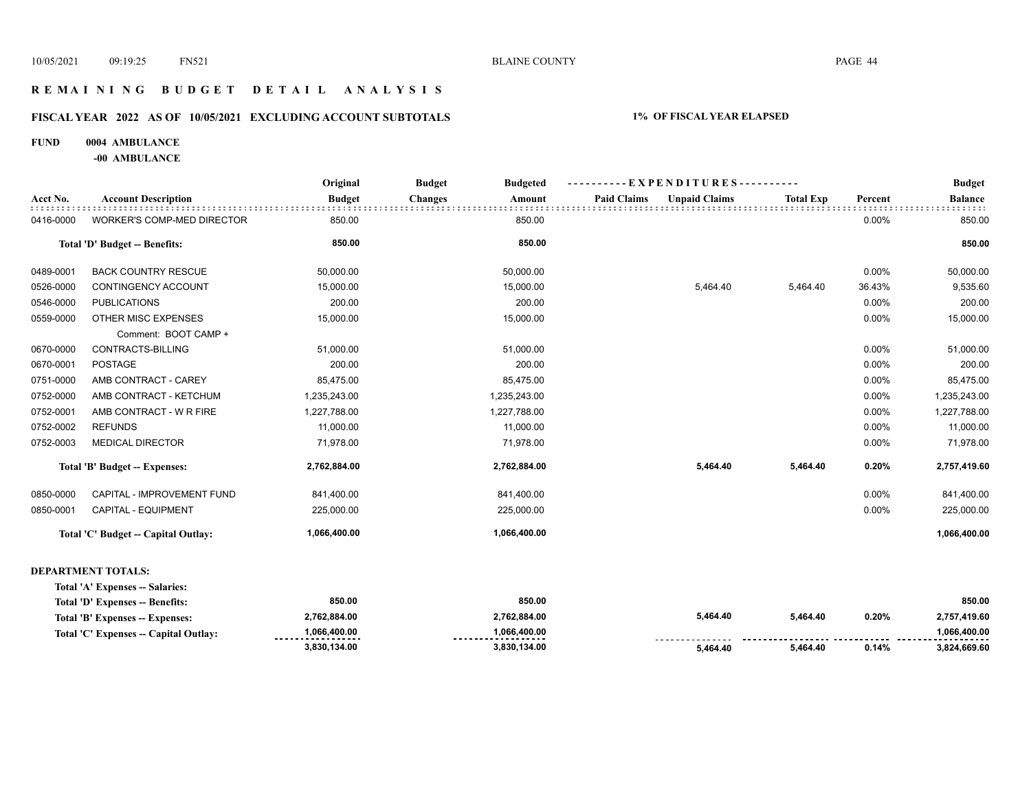# REMAINING BUDGET DETAIL ANALYSIS

## FISCAL YEAR 2022 AS OF 10/05/2021 EXCLUDING ACCOUNT SUBTOTALS

**1% OF FISCAL YEAR ELAPSED**

**FUND 0004 AMBULANCE**

**-00 AMBULANCE**

| Acct No. | Account Description | Original Budget | Budget Changes | Budgeted Amount | Paid Claims | Unpaid Claims | Total Exp | Percent | Budget Balance |
|---|---|---|---|---|---|---|---|---|---|
| 0416-0000 | WORKER'S COMP-MED DIRECTOR | 850.00 | | 850.00 | | | | 0.00% | 850.00 |
| | **Total 'D' Budget -- Benefits:** | **850.00** | | **850.00** | | | | | **850.00** |
| 0489-0001 | BACK COUNTRY RESCUE | 50,000.00 | | 50,000.00 | | | | 0.00% | 50,000.00 |
| 0526-0000 | CONTINGENCY ACCOUNT | 15,000.00 | | 15,000.00 | | 5,464.40 | 5,464.40 | 36.43% | 9,535.60 |
| 0546-0000 | PUBLICATIONS | 200.00 | | 200.00 | | | | 0.00% | 200.00 |
| 0559-0000 | OTHER MISC EXPENSES | 15,000.00 | | 15,000.00 | | | | 0.00% | 15,000.00 |
| | Comment: BOOT CAMP + | | | | | | | | |
| 0670-0000 | CONTRACTS-BILLING | 51,000.00 | | 51,000.00 | | | | 0.00% | 51,000.00 |
| 0670-0001 | POSTAGE | 200.00 | | 200.00 | | | | 0.00% | 200.00 |
| 0751-0000 | AMB CONTRACT - CAREY | 85,475.00 | | 85,475.00 | | | | 0.00% | 85,475.00 |
| 0752-0000 | AMB CONTRACT - KETCHUM | 1,235,243.00 | | 1,235,243.00 | | | | 0.00% | 1,235,243.00 |
| 0752-0001 | AMB CONTRACT - W R FIRE | 1,227,788.00 | | 1,227,788.00 | | | | 0.00% | 1,227,788.00 |
| 0752-0002 | REFUNDS | 11,000.00 | | 11,000.00 | | | | 0.00% | 11,000.00 |
| 0752-0003 | MEDICAL DIRECTOR | 71,978.00 | | 71,978.00 | | | | 0.00% | 71,978.00 |
| | **Total 'B' Budget -- Expenses:** | **2,762,884.00** | | **2,762,884.00** | | **5,464.40** | **5,464.40** | **0.20%** | **2,757,419.60** |
| 0850-0000 | CAPITAL - IMPROVEMENT FUND | 841,400.00 | | 841,400.00 | | | | 0.00% | 841,400.00 |
| 0850-0001 | CAPITAL - EQUIPMENT | 225,000.00 | | 225,000.00 | | | | 0.00% | 225,000.00 |
| | **Total 'C' Budget -- Capital Outlay:** | **1,066,400.00** | | **1,066,400.00** | | | | | **1,066,400.00** |

**DEPARTMENT TOTALS:**

| | Original Budget | Budget Changes | Budgeted Amount | Paid Claims | Unpaid Claims | Total Exp | Percent | Budget Balance |
|---|---|---|---|---|---|---|---|---|
| **Total 'A' Expenses -- Salaries:** | | | | | | | | |
| **Total 'D' Expenses -- Benefits:** | **850.00** | | **850.00** | | | | | **850.00** |
| **Total 'B' Expenses -- Expenses:** | **2,762,884.00** | | **2,762,884.00** | | **5,464.40** | **5,464.40** | **0.20%** | **2,757,419.60** |
| **Total 'C' Expenses -- Capital Outlay:** | **1,066,400.00** | | **1,066,400.00** | | | | | **1,066,400.00** |
| | **3,830,134.00** | | **3,830,134.00** | | **5,464.40** | **5,464.40** | **0.14%** | **3,824,669.60** |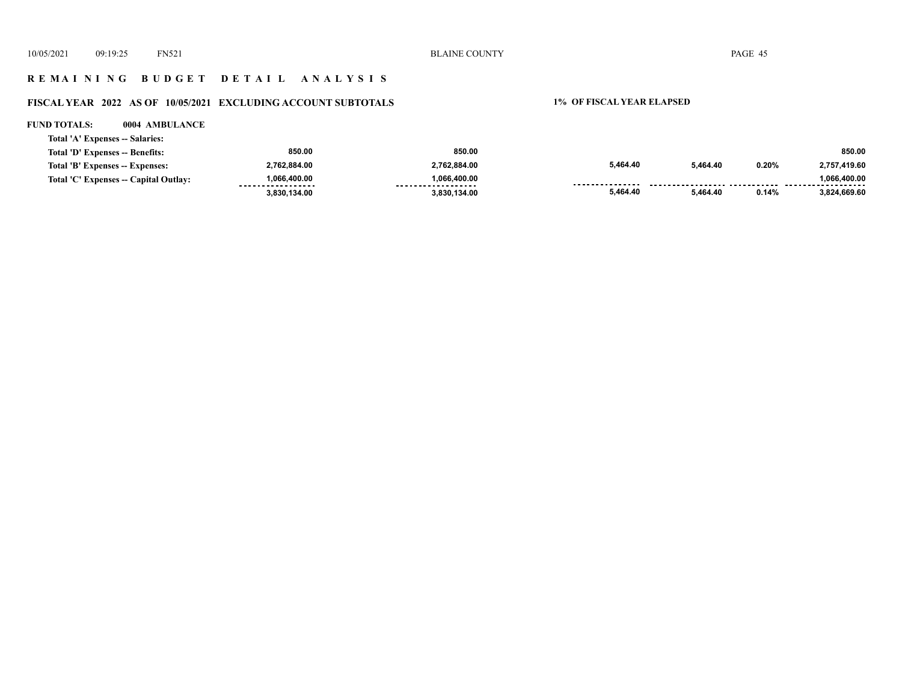## R E M A I N I N G   B U D G E T   D E T A I L   A N A L Y S I S

### FISCAL YEAR 2022 AS OF 10/05/2021 EXCLUDING ACCOUNT SUBTOTALS

**1% OF FISCAL YEAR ELAPSED**

**FUND TOTALS: 0004 AMBULANCE**

| | | | | | | |
|---|---|---|---|---|---|---|
| Total 'A' Expenses -- Salaries: | | | | | | |
| Total 'D' Expenses -- Benefits: | 850.00 | 850.00 | | | | 850.00 |
| Total 'B' Expenses -- Expenses: | 2,762,884.00 | 2,762,884.00 | 5,464.40 | 5,464.40 | 0.20% | 2,757,419.60 |
| Total 'C' Expenses -- Capital Outlay: | 1,066,400.00 | 1,066,400.00 | | | | 1,066,400.00 |
| | 3,830,134.00 | 3,830,134.00 | 5,464.40 | 5,464.40 | 0.14% | 3,824,669.60 |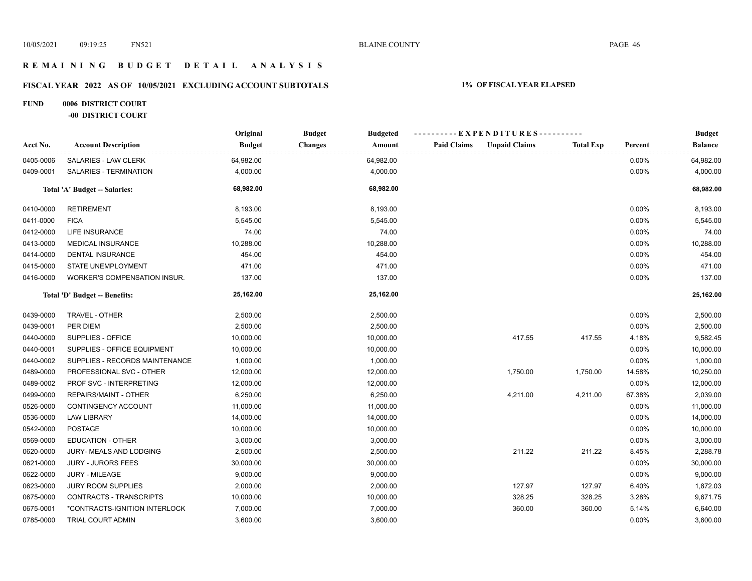# R E M A I N I N G   B U D G E T   D E T A I L   A N A L Y S I S

## FISCAL YEAR 2022 AS OF 10/05/2021 EXCLUDING ACCOUNT SUBTOTALS

**1% OF FISCAL YEAR ELAPSED**

**FUND 0006 DISTRICT COURT**

**-00 DISTRICT COURT**

| Acct No. | Account Description | Original Budget | Budget Changes | Budgeted Amount | Paid Claims | Unpaid Claims | Total Exp | Percent | Budget Balance |
|---|---|---|---|---|---|---|---|---|---|
| 0405-0006 | SALARIES - LAW CLERK | 64,982.00 | | 64,982.00 | | | | 0.00% | 64,982.00 |
| 0409-0001 | SALARIES - TERMINATION | 4,000.00 | | 4,000.00 | | | | 0.00% | 4,000.00 |
| | **Total 'A' Budget -- Salaries:** | **68,982.00** | | **68,982.00** | | | | | **68,982.00** |
| 0410-0000 | RETIREMENT | 8,193.00 | | 8,193.00 | | | | 0.00% | 8,193.00 |
| 0411-0000 | FICA | 5,545.00 | | 5,545.00 | | | | 0.00% | 5,545.00 |
| 0412-0000 | LIFE INSURANCE | 74.00 | | 74.00 | | | | 0.00% | 74.00 |
| 0413-0000 | MEDICAL INSURANCE | 10,288.00 | | 10,288.00 | | | | 0.00% | 10,288.00 |
| 0414-0000 | DENTAL INSURANCE | 454.00 | | 454.00 | | | | 0.00% | 454.00 |
| 0415-0000 | STATE UNEMPLOYMENT | 471.00 | | 471.00 | | | | 0.00% | 471.00 |
| 0416-0000 | WORKER'S COMPENSATION INSUR. | 137.00 | | 137.00 | | | | 0.00% | 137.00 |
| | **Total 'D' Budget -- Benefits:** | **25,162.00** | | **25,162.00** | | | | | **25,162.00** |
| 0439-0000 | TRAVEL - OTHER | 2,500.00 | | 2,500.00 | | | | 0.00% | 2,500.00 |
| 0439-0001 | PER DIEM | 2,500.00 | | 2,500.00 | | | | 0.00% | 2,500.00 |
| 0440-0000 | SUPPLIES - OFFICE | 10,000.00 | | 10,000.00 | | 417.55 | 417.55 | 4.18% | 9,582.45 |
| 0440-0001 | SUPPLIES - OFFICE EQUIPMENT | 10,000.00 | | 10,000.00 | | | | 0.00% | 10,000.00 |
| 0440-0002 | SUPPLIES - RECORDS MAINTENANCE | 1,000.00 | | 1,000.00 | | | | 0.00% | 1,000.00 |
| 0489-0000 | PROFESSIONAL SVC - OTHER | 12,000.00 | | 12,000.00 | | 1,750.00 | 1,750.00 | 14.58% | 10,250.00 |
| 0489-0002 | PROF SVC - INTERPRETING | 12,000.00 | | 12,000.00 | | | | 0.00% | 12,000.00 |
| 0499-0000 | REPAIRS/MAINT - OTHER | 6,250.00 | | 6,250.00 | | 4,211.00 | 4,211.00 | 67.38% | 2,039.00 |
| 0526-0000 | CONTINGENCY ACCOUNT | 11,000.00 | | 11,000.00 | | | | 0.00% | 11,000.00 |
| 0536-0000 | LAW LIBRARY | 14,000.00 | | 14,000.00 | | | | 0.00% | 14,000.00 |
| 0542-0000 | POSTAGE | 10,000.00 | | 10,000.00 | | | | 0.00% | 10,000.00 |
| 0569-0000 | EDUCATION - OTHER | 3,000.00 | | 3,000.00 | | | | 0.00% | 3,000.00 |
| 0620-0000 | JURY- MEALS AND LODGING | 2,500.00 | | 2,500.00 | | 211.22 | 211.22 | 8.45% | 2,288.78 |
| 0621-0000 | JURY - JURORS FEES | 30,000.00 | | 30,000.00 | | | | 0.00% | 30,000.00 |
| 0622-0000 | JURY - MILEAGE | 9,000.00 | | 9,000.00 | | | | 0.00% | 9,000.00 |
| 0623-0000 | JURY ROOM SUPPLIES | 2,000.00 | | 2,000.00 | | 127.97 | 127.97 | 6.40% | 1,872.03 |
| 0675-0000 | CONTRACTS - TRANSCRIPTS | 10,000.00 | | 10,000.00 | | 328.25 | 328.25 | 3.28% | 9,671.75 |
| 0675-0001 | *CONTRACTS-IGNITION INTERLOCK | 7,000.00 | | 7,000.00 | | 360.00 | 360.00 | 5.14% | 6,640.00 |
| 0785-0000 | TRIAL COURT ADMIN | 3,600.00 | | 3,600.00 | | | | 0.00% | 3,600.00 |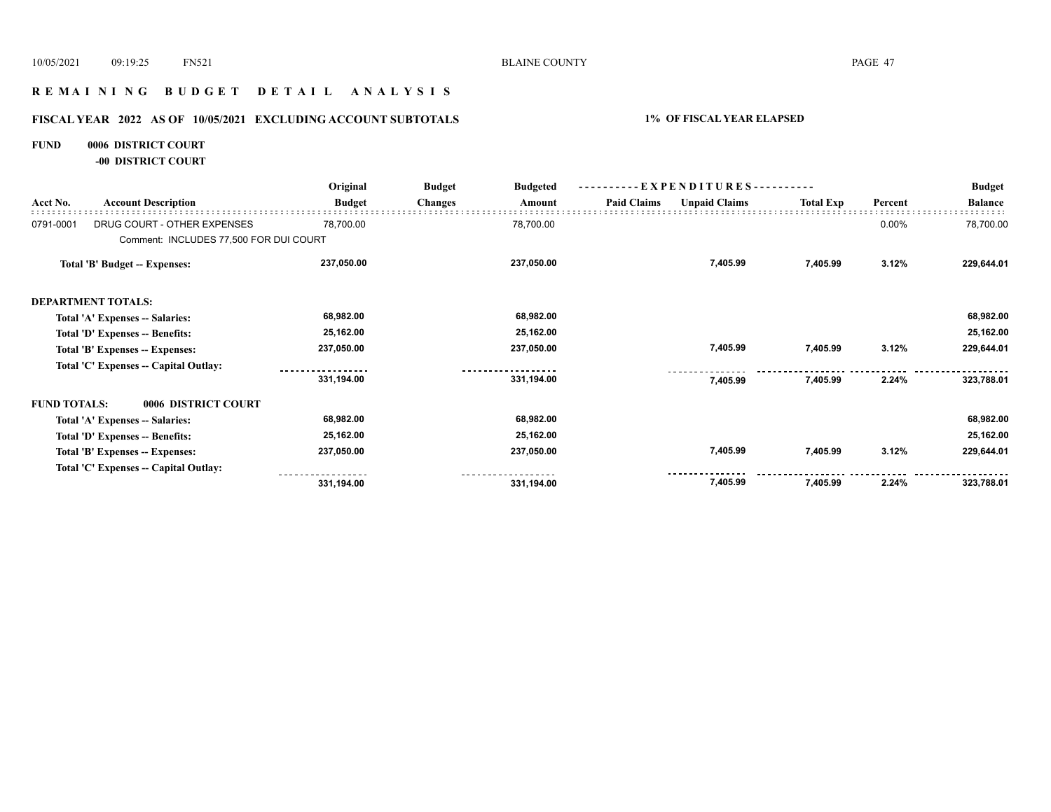# R E M A I N I N G B U D G E T D E T A I L A N A L Y S I S

## FISCAL YEAR 2022 AS OF 10/05/2021 EXCLUDING ACCOUNT SUBTOTALS

**1% OF FISCAL YEAR ELAPSED**

**FUND 0006 DISTRICT COURT**

**-00 DISTRICT COURT**

| Acct No. | Account Description | Original Budget | Budget Changes | Budgeted Amount | Paid Claims | Unpaid Claims | Total Exp | Percent | Budget Balance |
|---|---|---|---|---|---|---|---|---|---|
| 0791-0001 | DRUG COURT - OTHER EXPENSES | 78,700.00 | | 78,700.00 | | | | 0.00% | 78,700.00 |
| | Comment: INCLUDES 77,500 FOR DUI COURT | | | | | | | | |
| | **Total 'B' Budget -- Expenses:** | **237,050.00** | | **237,050.00** | | **7,405.99** | **7,405.99** | **3.12%** | **229,644.01** |
| | **DEPARTMENT TOTALS:** | | | | | | | | |
| | **Total 'A' Expenses -- Salaries:** | **68,982.00** | | **68,982.00** | | | | | **68,982.00** |
| | **Total 'D' Expenses -- Benefits:** | **25,162.00** | | **25,162.00** | | | | | **25,162.00** |
| | **Total 'B' Expenses -- Expenses:** | **237,050.00** | | **237,050.00** | | **7,405.99** | **7,405.99** | **3.12%** | **229,644.01** |
| | **Total 'C' Expenses -- Capital Outlay:** | | | | | | | | |
| | | **331,194.00** | | **331,194.00** | | **7,405.99** | **7,405.99** | **2.24%** | **323,788.01** |
| | **FUND TOTALS: 0006 DISTRICT COURT** | | | | | | | | |
| | **Total 'A' Expenses -- Salaries:** | **68,982.00** | | **68,982.00** | | | | | **68,982.00** |
| | **Total 'D' Expenses -- Benefits:** | **25,162.00** | | **25,162.00** | | | | | **25,162.00** |
| | **Total 'B' Expenses -- Expenses:** | **237,050.00** | | **237,050.00** | | **7,405.99** | **7,405.99** | **3.12%** | **229,644.01** |
| | **Total 'C' Expenses -- Capital Outlay:** | | | | | | | | |
| | | **331,194.00** | | **331,194.00** | | **7,405.99** | **7,405.99** | **2.24%** | **323,788.01** |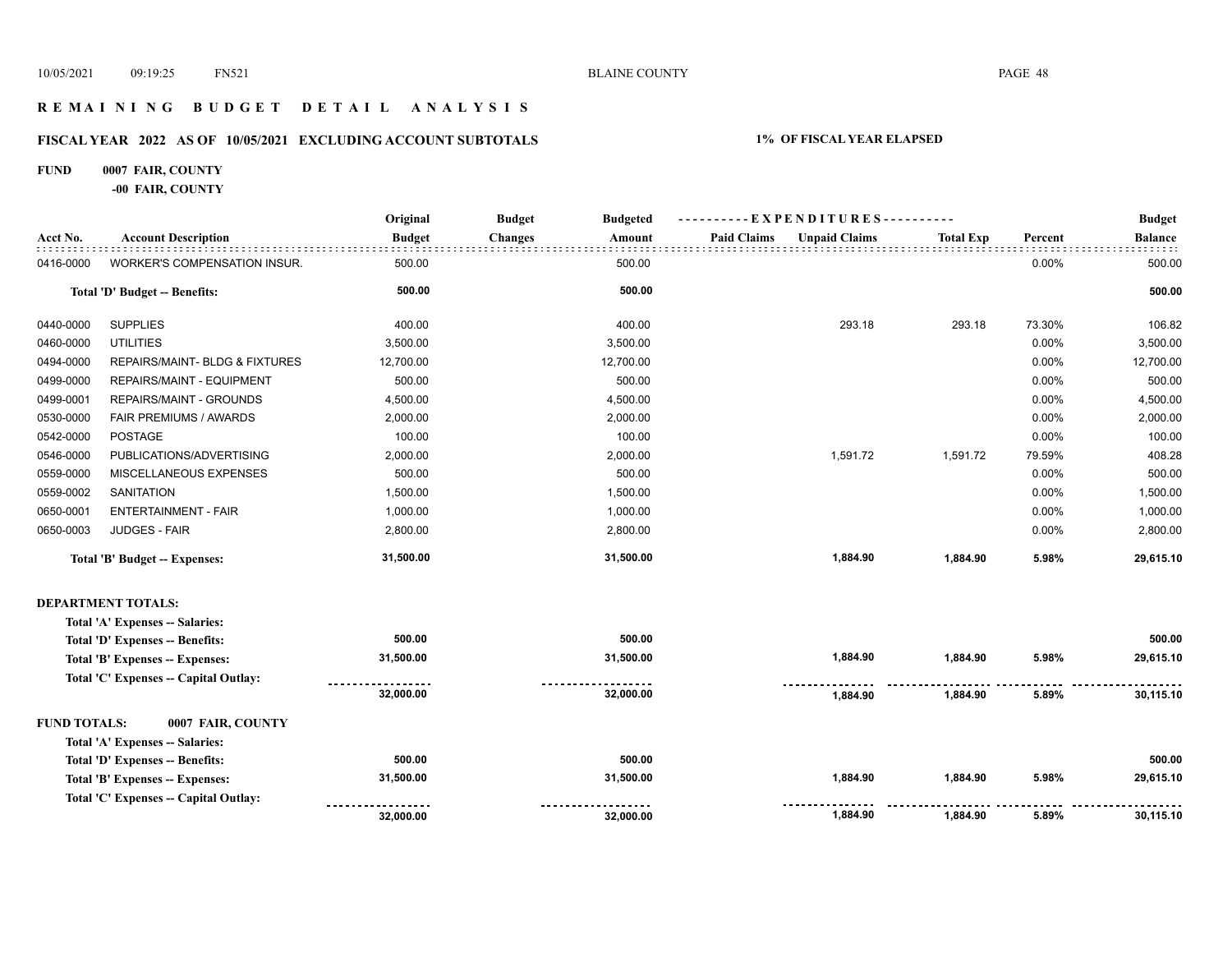# R E M A I N I N G   B U D G E T   D E T A I L   A N A L Y S I S

## FISCAL YEAR 2022 AS OF 10/05/2021 EXCLUDING ACCOUNT SUBTOTALS — 1% OF FISCAL YEAR ELAPSED

**FUND 0007 FAIR, COUNTY**

**-00 FAIR, COUNTY**

| Acct No. | Account Description | Original Budget | Budget Changes | Budgeted Amount | Paid Claims | Unpaid Claims | Total Exp | Percent | Budget Balance |
|---|---|---|---|---|---|---|---|---|---|
| 0416-0000 | WORKER'S COMPENSATION INSUR. | 500.00 | | 500.00 | | | | 0.00% | 500.00 |
| | **Total 'D' Budget -- Benefits:** | **500.00** | | **500.00** | | | | | **500.00** |
| 0440-0000 | SUPPLIES | 400.00 | | 400.00 | | 293.18 | 293.18 | 73.30% | 106.82 |
| 0460-0000 | UTILITIES | 3,500.00 | | 3,500.00 | | | | 0.00% | 3,500.00 |
| 0494-0000 | REPAIRS/MAINT- BLDG & FIXTURES | 12,700.00 | | 12,700.00 | | | | 0.00% | 12,700.00 |
| 0499-0000 | REPAIRS/MAINT - EQUIPMENT | 500.00 | | 500.00 | | | | 0.00% | 500.00 |
| 0499-0001 | REPAIRS/MAINT - GROUNDS | 4,500.00 | | 4,500.00 | | | | 0.00% | 4,500.00 |
| 0530-0000 | FAIR PREMIUMS / AWARDS | 2,000.00 | | 2,000.00 | | | | 0.00% | 2,000.00 |
| 0542-0000 | POSTAGE | 100.00 | | 100.00 | | | | 0.00% | 100.00 |
| 0546-0000 | PUBLICATIONS/ADVERTISING | 2,000.00 | | 2,000.00 | | 1,591.72 | 1,591.72 | 79.59% | 408.28 |
| 0559-0000 | MISCELLANEOUS EXPENSES | 500.00 | | 500.00 | | | | 0.00% | 500.00 |
| 0559-0002 | SANITATION | 1,500.00 | | 1,500.00 | | | | 0.00% | 1,500.00 |
| 0650-0001 | ENTERTAINMENT - FAIR | 1,000.00 | | 1,000.00 | | | | 0.00% | 1,000.00 |
| 0650-0003 | JUDGES - FAIR | 2,800.00 | | 2,800.00 | | | | 0.00% | 2,800.00 |
| | **Total 'B' Budget -- Expenses:** | **31,500.00** | | **31,500.00** | | **1,884.90** | **1,884.90** | **5.98%** | **29,615.10** |

**DEPARTMENT TOTALS:**

| | Original Budget | Budget Changes | Budgeted Amount | Paid Claims | Unpaid Claims | Total Exp | Percent | Budget Balance |
|---|---|---|---|---|---|---|---|---|
| **Total 'A' Expenses -- Salaries:** | | | | | | | | |
| **Total 'D' Expenses -- Benefits:** | **500.00** | | **500.00** | | | | | **500.00** |
| **Total 'B' Expenses -- Expenses:** | **31,500.00** | | **31,500.00** | | **1,884.90** | **1,884.90** | **5.98%** | **29,615.10** |
| **Total 'C' Expenses -- Capital Outlay:** | | | | | | | | |
| | **32,000.00** | | **32,000.00** | | **1,884.90** | **1,884.90** | **5.89%** | **30,115.10** |

**FUND TOTALS: 0007 FAIR, COUNTY**

| | Original Budget | Budget Changes | Budgeted Amount | Paid Claims | Unpaid Claims | Total Exp | Percent | Budget Balance |
|---|---|---|---|---|---|---|---|---|
| **Total 'A' Expenses -- Salaries:** | | | | | | | | |
| **Total 'D' Expenses -- Benefits:** | **500.00** | | **500.00** | | | | | **500.00** |
| **Total 'B' Expenses -- Expenses:** | **31,500.00** | | **31,500.00** | | **1,884.90** | **1,884.90** | **5.98%** | **29,615.10** |
| **Total 'C' Expenses -- Capital Outlay:** | | | | | | | | |
| | **32,000.00** | | **32,000.00** | | **1,884.90** | **1,884.90** | **5.89%** | **30,115.10** |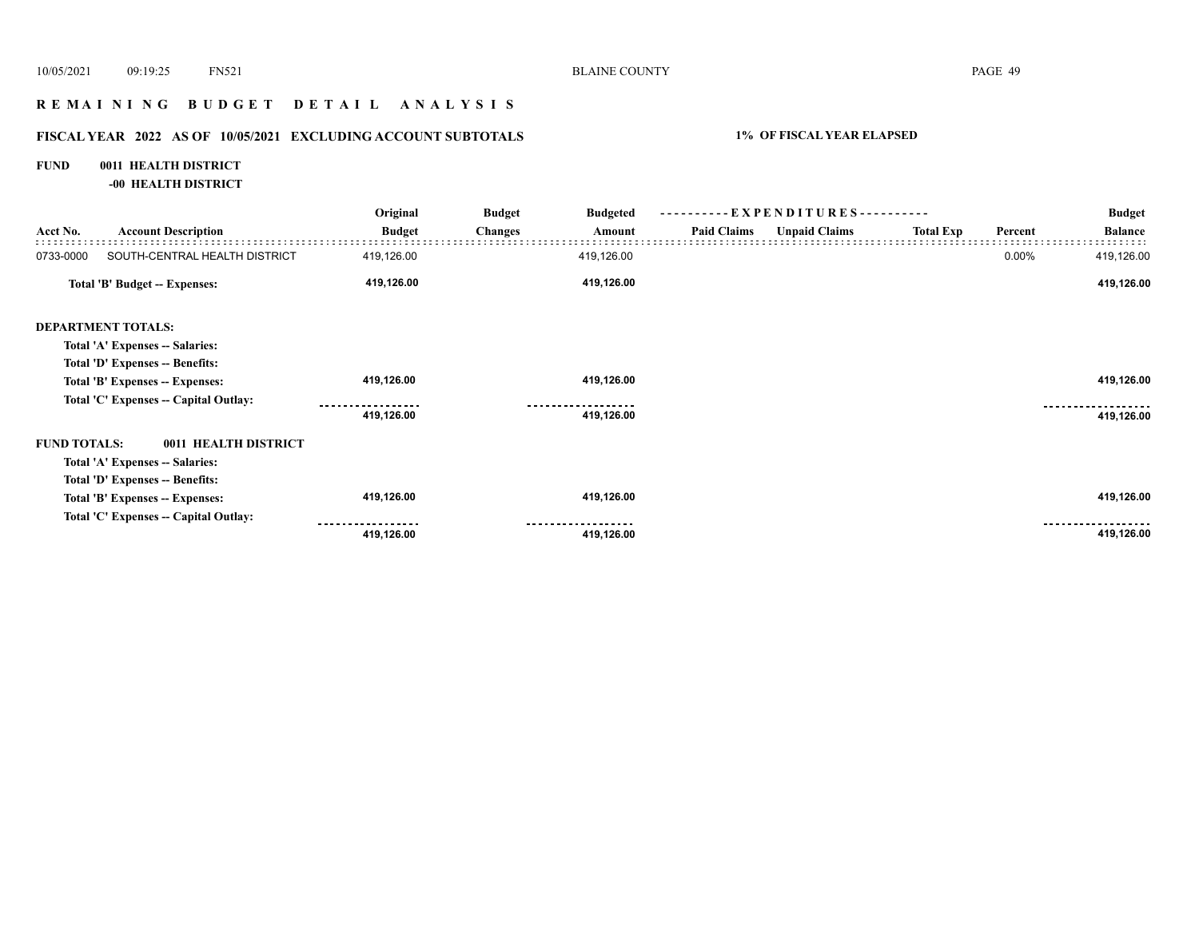# REMAINING BUDGET DETAIL ANALYSIS

## FISCAL YEAR 2022 AS OF 10/05/2021 EXCLUDING ACCOUNT SUBTOTALS

**1% OF FISCAL YEAR ELAPSED**

**FUND 0011 HEALTH DISTRICT**

**-00 HEALTH DISTRICT**

| Acct No. | Account Description | Original Budget | Budget Changes | Budgeted Amount | Paid Claims | Unpaid Claims | Total Exp | Percent | Budget Balance |
|---|---|---|---|---|---|---|---|---|---|
| 0733-0000 | SOUTH-CENTRAL HEALTH DISTRICT | 419,126.00 | | 419,126.00 | | | | 0.00% | 419,126.00 |
| | **Total 'B' Budget -- Expenses:** | **419,126.00** | | **419,126.00** | | | | | **419,126.00** |
| **DEPARTMENT TOTALS:** | | | | | | | | | |
| | **Total 'A' Expenses -- Salaries:** | | | | | | | | |
| | **Total 'D' Expenses -- Benefits:** | | | | | | | | |
| | **Total 'B' Expenses -- Expenses:** | **419,126.00** | | **419,126.00** | | | | | **419,126.00** |
| | **Total 'C' Expenses -- Capital Outlay:** | | | | | | | | |
| | | **419,126.00** | | **419,126.00** | | | | | **419,126.00** |
| **FUND TOTALS:** | **0011 HEALTH DISTRICT** | | | | | | | | |
| | **Total 'A' Expenses -- Salaries:** | | | | | | | | |
| | **Total 'D' Expenses -- Benefits:** | | | | | | | | |
| | **Total 'B' Expenses -- Expenses:** | **419,126.00** | | **419,126.00** | | | | | **419,126.00** |
| | **Total 'C' Expenses -- Capital Outlay:** | | | | | | | | |
| | | **419,126.00** | | **419,126.00** | | | | | **419,126.00** |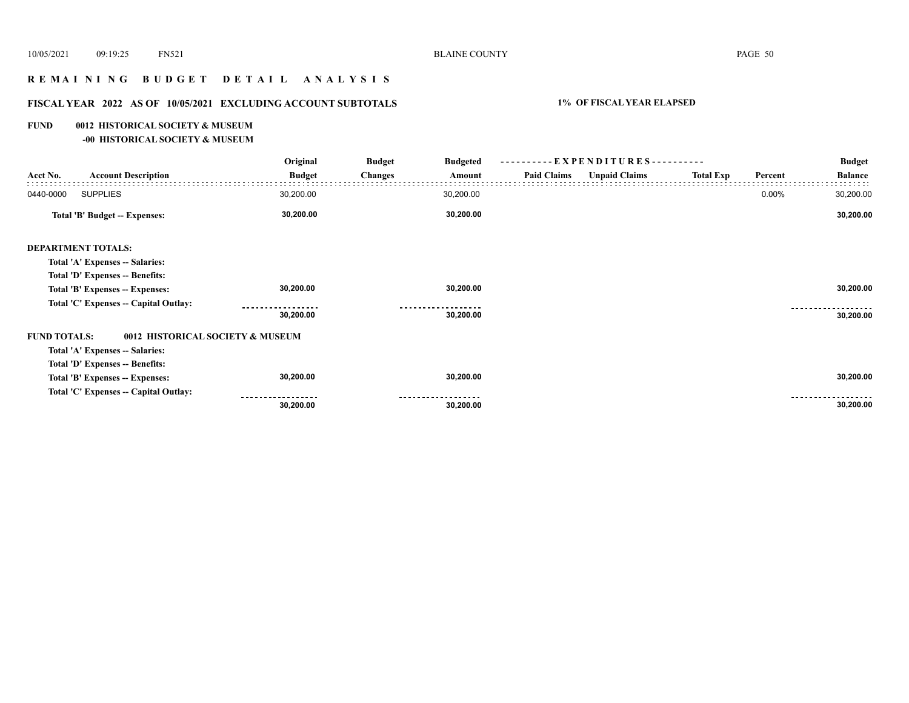## R E M A I N I N G   B U D G E T   D E T A I L   A N A L Y S I S

### FISCAL YEAR 2022 AS OF 10/05/2021 EXCLUDING ACCOUNT SUBTOTALS — 1% OF FISCAL YEAR ELAPSED

**FUND 0012 HISTORICAL SOCIETY & MUSEUM**

**-00 HISTORICAL SOCIETY & MUSEUM**

| Acct No. | Account Description | Original Budget | Budget Changes | Budgeted Amount | Paid Claims | Unpaid Claims | Total Exp | Percent | Budget Balance |
|---|---|---|---|---|---|---|---|---|---|
| 0440-0000 | SUPPLIES | 30,200.00 | | 30,200.00 | | | | 0.00% | 30,200.00 |
| | **Total 'B' Budget -- Expenses:** | **30,200.00** | | **30,200.00** | | | | | **30,200.00** |
| | | | | | | | | | |
| **DEPARTMENT TOTALS:** | | | | | | | | | |
| | **Total 'A' Expenses -- Salaries:** | | | | | | | | |
| | **Total 'D' Expenses -- Benefits:** | | | | | | | | |
| | **Total 'B' Expenses -- Expenses:** | **30,200.00** | | **30,200.00** | | | | | **30,200.00** |
| | **Total 'C' Expenses -- Capital Outlay:** | | | | | | | | |
| | | **30,200.00** | | **30,200.00** | | | | | **30,200.00** |
| | | | | | | | | | |
| **FUND TOTALS:** | **0012 HISTORICAL SOCIETY & MUSEUM** | | | | | | | | |
| | **Total 'A' Expenses -- Salaries:** | | | | | | | | |
| | **Total 'D' Expenses -- Benefits:** | | | | | | | | |
| | **Total 'B' Expenses -- Expenses:** | **30,200.00** | | **30,200.00** | | | | | **30,200.00** |
| | **Total 'C' Expenses -- Capital Outlay:** | | | | | | | | |
| | | **30,200.00** | | **30,200.00** | | | | | **30,200.00** |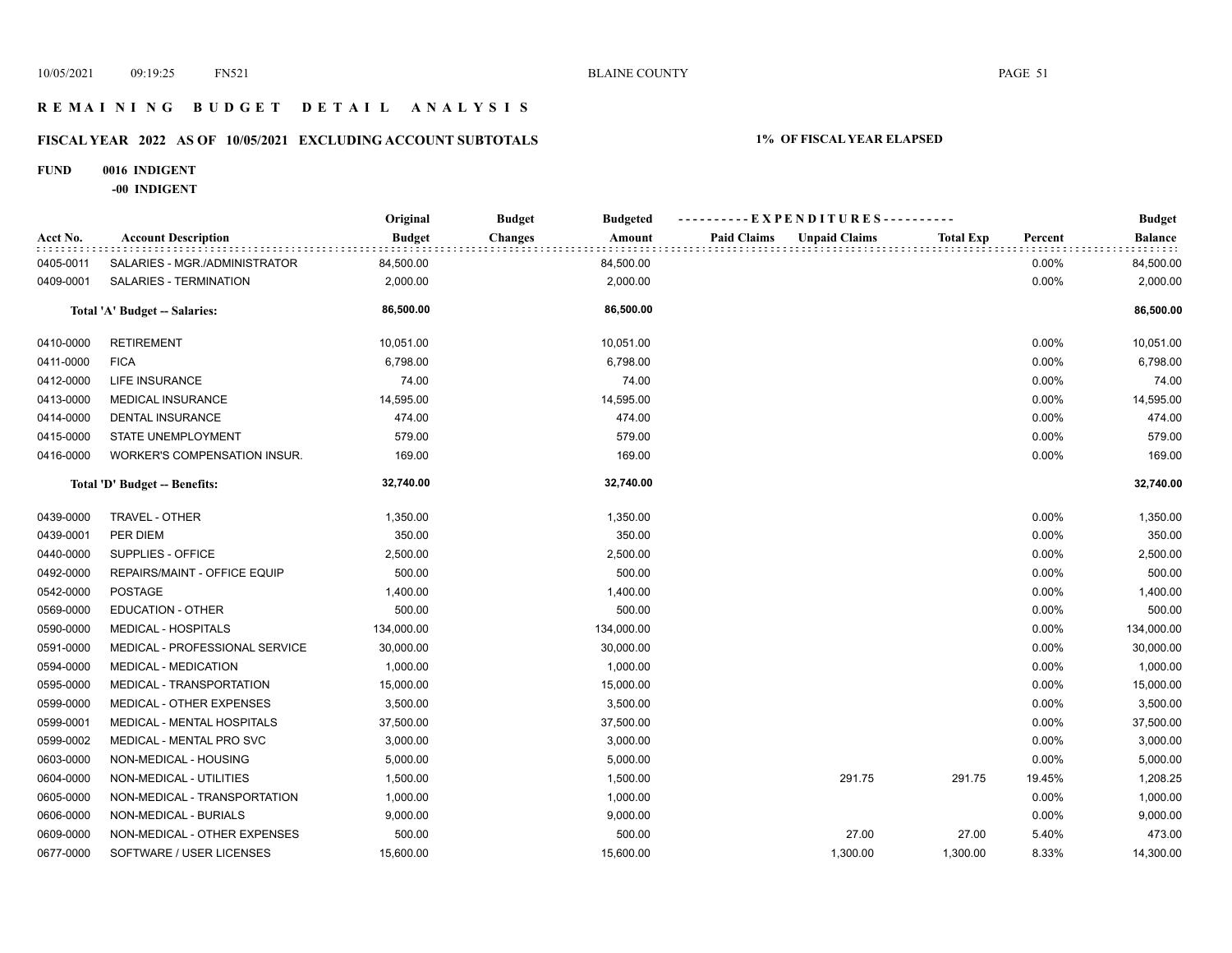# REMAINING BUDGET DETAIL ANALYSIS

## FISCAL YEAR 2022 AS OF 10/05/2021 EXCLUDING ACCOUNT SUBTOTALS

**1% OF FISCAL YEAR ELAPSED**

**FUND 0016 INDIGENT**

**-00 INDIGENT**

| Acct No. | Account Description | Original Budget | Budget Changes | Budgeted Amount | Paid Claims | Unpaid Claims | Total Exp | Percent | Budget Balance |
|---|---|---|---|---|---|---|---|---|---|
| 0405-0011 | SALARIES - MGR./ADMINISTRATOR | 84,500.00 | | 84,500.00 | | | | 0.00% | 84,500.00 |
| 0409-0001 | SALARIES - TERMINATION | 2,000.00 | | 2,000.00 | | | | 0.00% | 2,000.00 |
| | **Total 'A' Budget -- Salaries:** | **86,500.00** | | **86,500.00** | | | | | **86,500.00** |
| 0410-0000 | RETIREMENT | 10,051.00 | | 10,051.00 | | | | 0.00% | 10,051.00 |
| 0411-0000 | FICA | 6,798.00 | | 6,798.00 | | | | 0.00% | 6,798.00 |
| 0412-0000 | LIFE INSURANCE | 74.00 | | 74.00 | | | | 0.00% | 74.00 |
| 0413-0000 | MEDICAL INSURANCE | 14,595.00 | | 14,595.00 | | | | 0.00% | 14,595.00 |
| 0414-0000 | DENTAL INSURANCE | 474.00 | | 474.00 | | | | 0.00% | 474.00 |
| 0415-0000 | STATE UNEMPLOYMENT | 579.00 | | 579.00 | | | | 0.00% | 579.00 |
| 0416-0000 | WORKER'S COMPENSATION INSUR. | 169.00 | | 169.00 | | | | 0.00% | 169.00 |
| | **Total 'D' Budget -- Benefits:** | **32,740.00** | | **32,740.00** | | | | | **32,740.00** |
| 0439-0000 | TRAVEL - OTHER | 1,350.00 | | 1,350.00 | | | | 0.00% | 1,350.00 |
| 0439-0001 | PER DIEM | 350.00 | | 350.00 | | | | 0.00% | 350.00 |
| 0440-0000 | SUPPLIES - OFFICE | 2,500.00 | | 2,500.00 | | | | 0.00% | 2,500.00 |
| 0492-0000 | REPAIRS/MAINT - OFFICE EQUIP | 500.00 | | 500.00 | | | | 0.00% | 500.00 |
| 0542-0000 | POSTAGE | 1,400.00 | | 1,400.00 | | | | 0.00% | 1,400.00 |
| 0569-0000 | EDUCATION - OTHER | 500.00 | | 500.00 | | | | 0.00% | 500.00 |
| 0590-0000 | MEDICAL - HOSPITALS | 134,000.00 | | 134,000.00 | | | | 0.00% | 134,000.00 |
| 0591-0000 | MEDICAL - PROFESSIONAL SERVICE | 30,000.00 | | 30,000.00 | | | | 0.00% | 30,000.00 |
| 0594-0000 | MEDICAL - MEDICATION | 1,000.00 | | 1,000.00 | | | | 0.00% | 1,000.00 |
| 0595-0000 | MEDICAL - TRANSPORTATION | 15,000.00 | | 15,000.00 | | | | 0.00% | 15,000.00 |
| 0599-0000 | MEDICAL - OTHER EXPENSES | 3,500.00 | | 3,500.00 | | | | 0.00% | 3,500.00 |
| 0599-0001 | MEDICAL - MENTAL HOSPITALS | 37,500.00 | | 37,500.00 | | | | 0.00% | 37,500.00 |
| 0599-0002 | MEDICAL - MENTAL PRO SVC | 3,000.00 | | 3,000.00 | | | | 0.00% | 3,000.00 |
| 0603-0000 | NON-MEDICAL - HOUSING | 5,000.00 | | 5,000.00 | | | | 0.00% | 5,000.00 |
| 0604-0000 | NON-MEDICAL - UTILITIES | 1,500.00 | | 1,500.00 | | 291.75 | 291.75 | 19.45% | 1,208.25 |
| 0605-0000 | NON-MEDICAL - TRANSPORTATION | 1,000.00 | | 1,000.00 | | | | 0.00% | 1,000.00 |
| 0606-0000 | NON-MEDICAL - BURIALS | 9,000.00 | | 9,000.00 | | | | 0.00% | 9,000.00 |
| 0609-0000 | NON-MEDICAL - OTHER EXPENSES | 500.00 | | 500.00 | | 27.00 | 27.00 | 5.40% | 473.00 |
| 0677-0000 | SOFTWARE / USER LICENSES | 15,600.00 | | 15,600.00 | | 1,300.00 | 1,300.00 | 8.33% | 14,300.00 |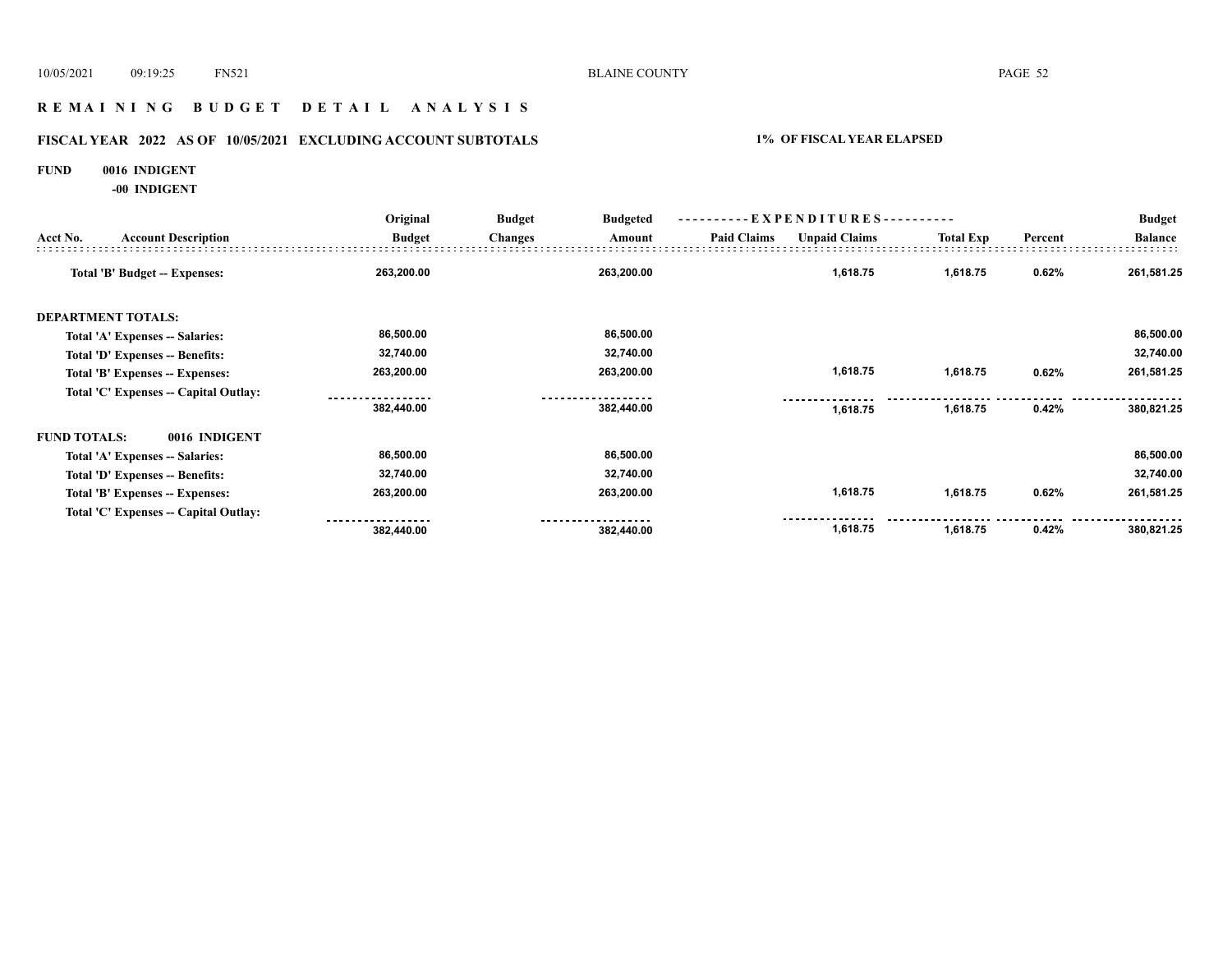# REMAINING BUDGET DETAIL ANALYSIS

## FISCAL YEAR 2022 AS OF 10/05/2021 EXCLUDING ACCOUNT SUBTOTALS

**1% OF FISCAL YEAR ELAPSED**

**FUND 0016 INDIGENT**

**-00 INDIGENT**

| Acct No. | Account Description | Original Budget | Budget Changes | Budgeted Amount | Paid Claims | Unpaid Claims | Total Exp | Percent | Budget Balance |
|---|---|---|---|---|---|---|---|---|---|
| | **Total 'B' Budget -- Expenses:** | 263,200.00 | | 263,200.00 | | 1,618.75 | 1,618.75 | 0.62% | 261,581.25 |
| **DEPARTMENT TOTALS:** | | | | | | | | | |
| | Total 'A' Expenses -- Salaries: | 86,500.00 | | 86,500.00 | | | | | 86,500.00 |
| | Total 'D' Expenses -- Benefits: | 32,740.00 | | 32,740.00 | | | | | 32,740.00 |
| | Total 'B' Expenses -- Expenses: | 263,200.00 | | 263,200.00 | | 1,618.75 | 1,618.75 | 0.62% | 261,581.25 |
| | Total 'C' Expenses -- Capital Outlay: | | | | | | | | |
| | | 382,440.00 | | 382,440.00 | | 1,618.75 | 1,618.75 | 0.42% | 380,821.25 |
| **FUND TOTALS:** | **0016 INDIGENT** | | | | | | | | |
| | Total 'A' Expenses -- Salaries: | 86,500.00 | | 86,500.00 | | | | | 86,500.00 |
| | Total 'D' Expenses -- Benefits: | 32,740.00 | | 32,740.00 | | | | | 32,740.00 |
| | Total 'B' Expenses -- Expenses: | 263,200.00 | | 263,200.00 | | 1,618.75 | 1,618.75 | 0.62% | 261,581.25 |
| | Total 'C' Expenses -- Capital Outlay: | | | | | | | | |
| | | 382,440.00 | | 382,440.00 | | 1,618.75 | 1,618.75 | 0.42% | 380,821.25 |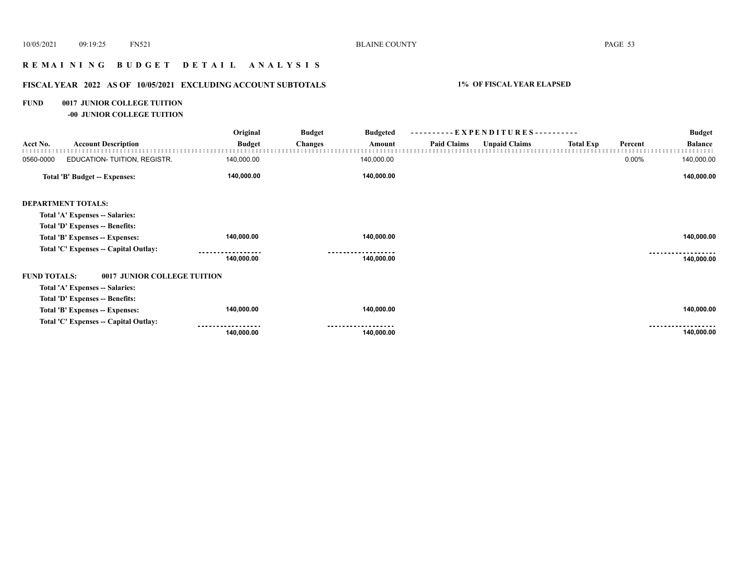## REMAINING BUDGET DETAIL ANALYSIS

### FISCAL YEAR 2022 AS OF 10/05/2021 EXCLUDING ACCOUNT SUBTOTALS — 1% OF FISCAL YEAR ELAPSED

**FUND 0017 JUNIOR COLLEGE TUITION**

**-00 JUNIOR COLLEGE TUITION**

| Acct No. | Account Description | Original Budget | Budget Changes | Budgeted Amount | Paid Claims | Unpaid Claims | Total Exp | Percent | Budget Balance |
|---|---|---|---|---|---|---|---|---|---|
| 0560-0000 | EDUCATION- TUITION, REGISTR. | 140,000.00 | | 140,000.00 | | | | 0.00% | 140,000.00 |
| | **Total 'B' Budget -- Expenses:** | **140,000.00** | | **140,000.00** | | | | | **140,000.00** |
| **DEPARTMENT TOTALS:** | | | | | | | | | |
| | **Total 'A' Expenses -- Salaries:** | | | | | | | | |
| | **Total 'D' Expenses -- Benefits:** | | | | | | | | |
| | **Total 'B' Expenses -- Expenses:** | **140,000.00** | | **140,000.00** | | | | | **140,000.00** |
| | **Total 'C' Expenses -- Capital Outlay:** | | | | | | | | |
| | | **140,000.00** | | **140,000.00** | | | | | **140,000.00** |
| **FUND TOTALS:** | **0017 JUNIOR COLLEGE TUITION** | | | | | | | | |
| | **Total 'A' Expenses -- Salaries:** | | | | | | | | |
| | **Total 'D' Expenses -- Benefits:** | | | | | | | | |
| | **Total 'B' Expenses -- Expenses:** | **140,000.00** | | **140,000.00** | | | | | **140,000.00** |
| | **Total 'C' Expenses -- Capital Outlay:** | | | | | | | | |
| | | **140,000.00** | | **140,000.00** | | | | | **140,000.00** |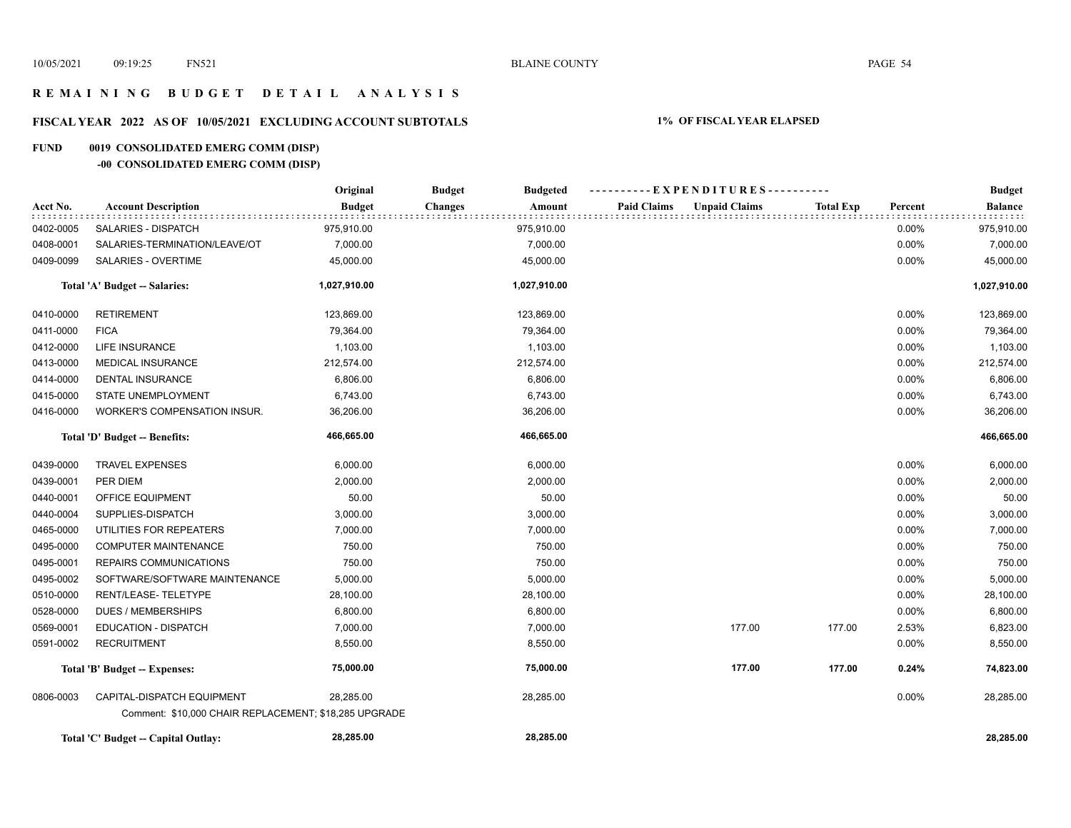# REMAINING BUDGET DETAIL ANALYSIS

## FISCAL YEAR 2022 AS OF 10/05/2021 EXCLUDING ACCOUNT SUBTOTALS

**1% OF FISCAL YEAR ELAPSED**

### FUND 0019 CONSOLIDATED EMERG COMM (DISP)

#### -00 CONSOLIDATED EMERG COMM (DISP)

| Acct No. | Account Description | Original Budget | Budget Changes | Budgeted Amount | Paid Claims | Unpaid Claims | Total Exp | Percent | Budget Balance |
|---|---|---|---|---|---|---|---|---|---|
| 0402-0005 | SALARIES - DISPATCH | 975,910.00 | | 975,910.00 | | | | 0.00% | 975,910.00 |
| 0408-0001 | SALARIES-TERMINATION/LEAVE/OT | 7,000.00 | | 7,000.00 | | | | 0.00% | 7,000.00 |
| 0409-0099 | SALARIES - OVERTIME | 45,000.00 | | 45,000.00 | | | | 0.00% | 45,000.00 |
| | **Total 'A' Budget -- Salaries:** | **1,027,910.00** | | **1,027,910.00** | | | | | **1,027,910.00** |
| 0410-0000 | RETIREMENT | 123,869.00 | | 123,869.00 | | | | 0.00% | 123,869.00 |
| 0411-0000 | FICA | 79,364.00 | | 79,364.00 | | | | 0.00% | 79,364.00 |
| 0412-0000 | LIFE INSURANCE | 1,103.00 | | 1,103.00 | | | | 0.00% | 1,103.00 |
| 0413-0000 | MEDICAL INSURANCE | 212,574.00 | | 212,574.00 | | | | 0.00% | 212,574.00 |
| 0414-0000 | DENTAL INSURANCE | 6,806.00 | | 6,806.00 | | | | 0.00% | 6,806.00 |
| 0415-0000 | STATE UNEMPLOYMENT | 6,743.00 | | 6,743.00 | | | | 0.00% | 6,743.00 |
| 0416-0000 | WORKER'S COMPENSATION INSUR. | 36,206.00 | | 36,206.00 | | | | 0.00% | 36,206.00 |
| | **Total 'D' Budget -- Benefits:** | **466,665.00** | | **466,665.00** | | | | | **466,665.00** |
| 0439-0000 | TRAVEL EXPENSES | 6,000.00 | | 6,000.00 | | | | 0.00% | 6,000.00 |
| 0439-0001 | PER DIEM | 2,000.00 | | 2,000.00 | | | | 0.00% | 2,000.00 |
| 0440-0001 | OFFICE EQUIPMENT | 50.00 | | 50.00 | | | | 0.00% | 50.00 |
| 0440-0004 | SUPPLIES-DISPATCH | 3,000.00 | | 3,000.00 | | | | 0.00% | 3,000.00 |
| 0465-0000 | UTILITIES FOR REPEATERS | 7,000.00 | | 7,000.00 | | | | 0.00% | 7,000.00 |
| 0495-0000 | COMPUTER MAINTENANCE | 750.00 | | 750.00 | | | | 0.00% | 750.00 |
| 0495-0001 | REPAIRS COMMUNICATIONS | 750.00 | | 750.00 | | | | 0.00% | 750.00 |
| 0495-0002 | SOFTWARE/SOFTWARE MAINTENANCE | 5,000.00 | | 5,000.00 | | | | 0.00% | 5,000.00 |
| 0510-0000 | RENT/LEASE- TELETYPE | 28,100.00 | | 28,100.00 | | | | 0.00% | 28,100.00 |
| 0528-0000 | DUES / MEMBERSHIPS | 6,800.00 | | 6,800.00 | | | | 0.00% | 6,800.00 |
| 0569-0001 | EDUCATION - DISPATCH | 7,000.00 | | 7,000.00 | | 177.00 | 177.00 | 2.53% | 6,823.00 |
| 0591-0002 | RECRUITMENT | 8,550.00 | | 8,550.00 | | | | 0.00% | 8,550.00 |
| | **Total 'B' Budget -- Expenses:** | **75,000.00** | | **75,000.00** | | **177.00** | **177.00** | **0.24%** | **74,823.00** |
| 0806-0003 | CAPITAL-DISPATCH EQUIPMENT | 28,285.00 | | 28,285.00 | | | | 0.00% | 28,285.00 |
| | Comment: $10,000 CHAIR REPLACEMENT; $18,285 UPGRADE | | | | | | | | |
| | **Total 'C' Budget -- Capital Outlay:** | **28,285.00** | | **28,285.00** | | | | | **28,285.00** |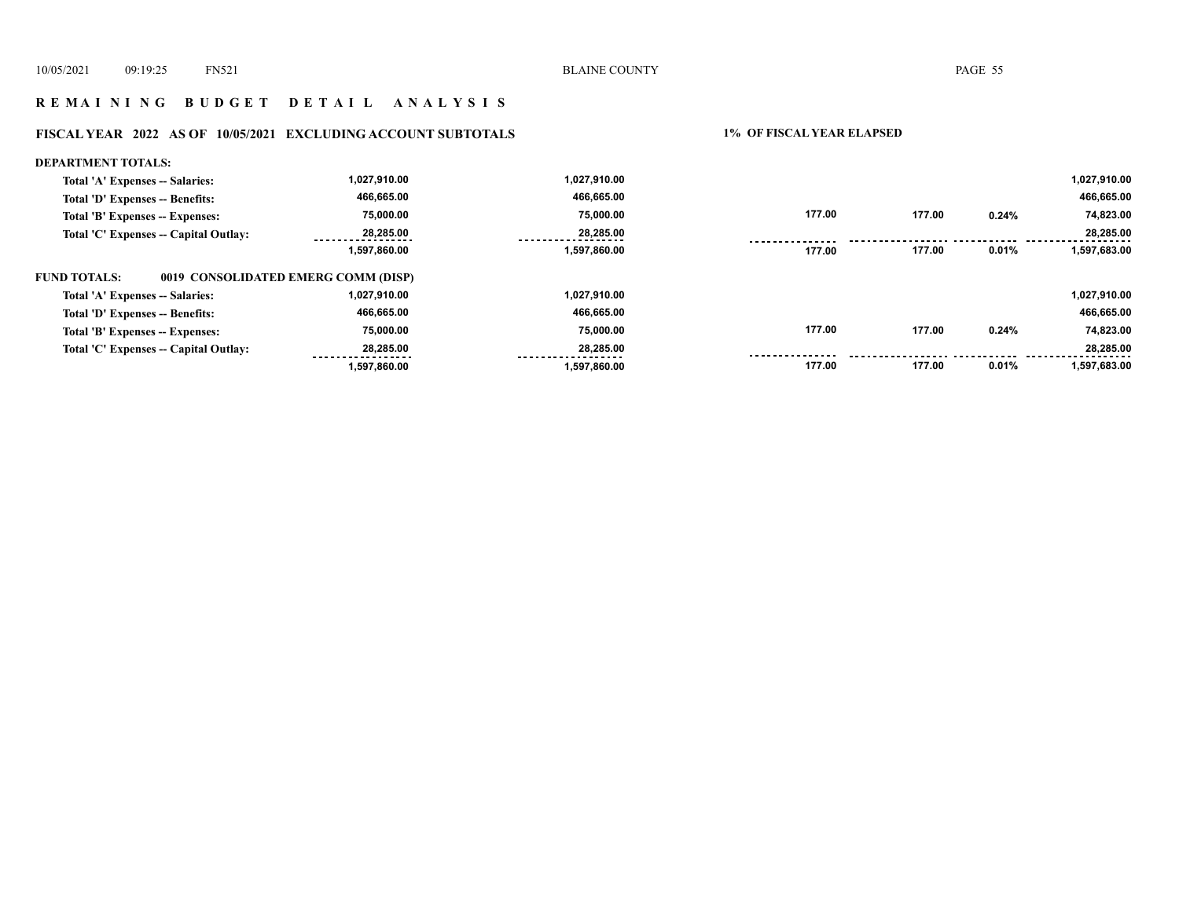## R E M A I N I N G   B U D G E T   D E T A I L   A N A L Y S I S

**FISCAL YEAR 2022 AS OF 10/05/2021 EXCLUDING ACCOUNT SUBTOTALS** — **1% OF FISCAL YEAR ELAPSED**

**DEPARTMENT TOTALS:**

| | | | | | | |
|---|---|---|---|---|---|---|
| Total 'A' Expenses -- Salaries: | 1,027,910.00 | 1,027,910.00 | | | | 1,027,910.00 |
| Total 'D' Expenses -- Benefits: | 466,665.00 | 466,665.00 | | | | 466,665.00 |
| Total 'B' Expenses -- Expenses: | 75,000.00 | 75,000.00 | 177.00 | 177.00 | 0.24% | 74,823.00 |
| Total 'C' Expenses -- Capital Outlay: | 28,285.00 | 28,285.00 | | | | 28,285.00 |
| | 1,597,860.00 | 1,597,860.00 | 177.00 | 177.00 | 0.01% | 1,597,683.00 |

**FUND TOTALS: 0019 CONSOLIDATED EMERG COMM (DISP)**

| | | | | | | |
|---|---|---|---|---|---|---|
| Total 'A' Expenses -- Salaries: | 1,027,910.00 | 1,027,910.00 | | | | 1,027,910.00 |
| Total 'D' Expenses -- Benefits: | 466,665.00 | 466,665.00 | | | | 466,665.00 |
| Total 'B' Expenses -- Expenses: | 75,000.00 | 75,000.00 | 177.00 | 177.00 | 0.24% | 74,823.00 |
| Total 'C' Expenses -- Capital Outlay: | 28,285.00 | 28,285.00 | | | | 28,285.00 |
| | 1,597,860.00 | 1,597,860.00 | 177.00 | 177.00 | 0.01% | 1,597,683.00 |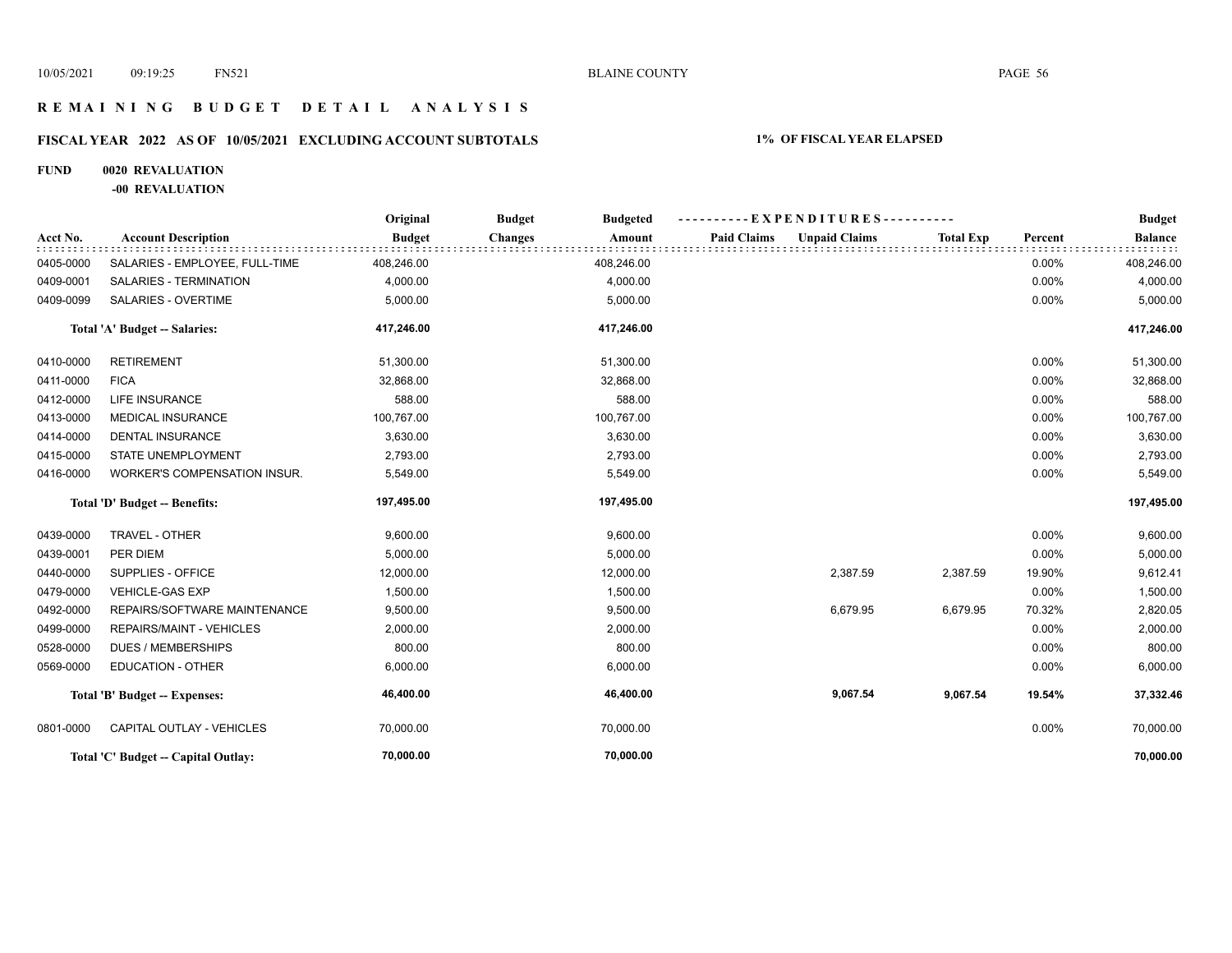# R E M A I N I N G   B U D G E T   D E T A I L   A N A L Y S I S

## FISCAL YEAR 2022 AS OF 10/05/2021 EXCLUDING ACCOUNT SUBTOTALS

**1% OF FISCAL YEAR ELAPSED**

**FUND 0020 REVALUATION**

**-00 REVALUATION**

| Acct No. | Account Description | Original Budget | Budget Changes | Budgeted Amount | Paid Claims | Unpaid Claims | Total Exp | Percent | Budget Balance |
|---|---|---|---|---|---|---|---|---|---|
| 0405-0000 | SALARIES - EMPLOYEE, FULL-TIME | 408,246.00 | | 408,246.00 | | | | 0.00% | 408,246.00 |
| 0409-0001 | SALARIES - TERMINATION | 4,000.00 | | 4,000.00 | | | | 0.00% | 4,000.00 |
| 0409-0099 | SALARIES - OVERTIME | 5,000.00 | | 5,000.00 | | | | 0.00% | 5,000.00 |
| | **Total 'A' Budget -- Salaries:** | **417,246.00** | | **417,246.00** | | | | | **417,246.00** |
| 0410-0000 | RETIREMENT | 51,300.00 | | 51,300.00 | | | | 0.00% | 51,300.00 |
| 0411-0000 | FICA | 32,868.00 | | 32,868.00 | | | | 0.00% | 32,868.00 |
| 0412-0000 | LIFE INSURANCE | 588.00 | | 588.00 | | | | 0.00% | 588.00 |
| 0413-0000 | MEDICAL INSURANCE | 100,767.00 | | 100,767.00 | | | | 0.00% | 100,767.00 |
| 0414-0000 | DENTAL INSURANCE | 3,630.00 | | 3,630.00 | | | | 0.00% | 3,630.00 |
| 0415-0000 | STATE UNEMPLOYMENT | 2,793.00 | | 2,793.00 | | | | 0.00% | 2,793.00 |
| 0416-0000 | WORKER'S COMPENSATION INSUR. | 5,549.00 | | 5,549.00 | | | | 0.00% | 5,549.00 |
| | **Total 'D' Budget -- Benefits:** | **197,495.00** | | **197,495.00** | | | | | **197,495.00** |
| 0439-0000 | TRAVEL - OTHER | 9,600.00 | | 9,600.00 | | | | 0.00% | 9,600.00 |
| 0439-0001 | PER DIEM | 5,000.00 | | 5,000.00 | | | | 0.00% | 5,000.00 |
| 0440-0000 | SUPPLIES - OFFICE | 12,000.00 | | 12,000.00 | | 2,387.59 | 2,387.59 | 19.90% | 9,612.41 |
| 0479-0000 | VEHICLE-GAS EXP | 1,500.00 | | 1,500.00 | | | | 0.00% | 1,500.00 |
| 0492-0000 | REPAIRS/SOFTWARE MAINTENANCE | 9,500.00 | | 9,500.00 | | 6,679.95 | 6,679.95 | 70.32% | 2,820.05 |
| 0499-0000 | REPAIRS/MAINT - VEHICLES | 2,000.00 | | 2,000.00 | | | | 0.00% | 2,000.00 |
| 0528-0000 | DUES / MEMBERSHIPS | 800.00 | | 800.00 | | | | 0.00% | 800.00 |
| 0569-0000 | EDUCATION - OTHER | 6,000.00 | | 6,000.00 | | | | 0.00% | 6,000.00 |
| | **Total 'B' Budget -- Expenses:** | **46,400.00** | | **46,400.00** | | **9,067.54** | **9,067.54** | **19.54%** | **37,332.46** |
| 0801-0000 | CAPITAL OUTLAY - VEHICLES | 70,000.00 | | 70,000.00 | | | | 0.00% | 70,000.00 |
| | **Total 'C' Budget -- Capital Outlay:** | **70,000.00** | | **70,000.00** | | | | | **70,000.00** |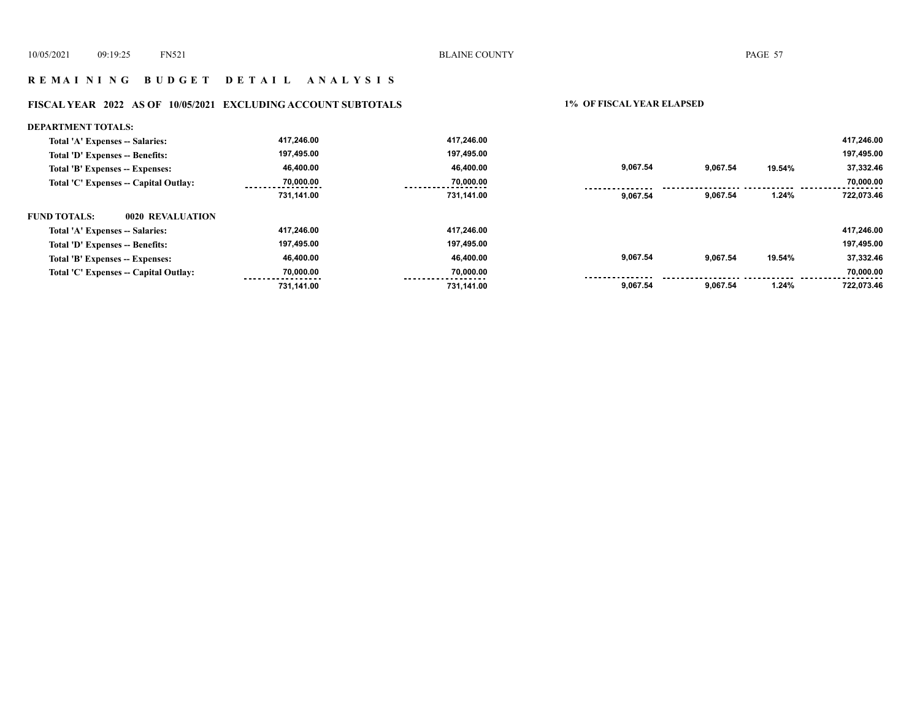# REMAINING BUDGET DETAIL ANALYSIS

## FISCAL YEAR 2022 AS OF 10/05/2021 EXCLUDING ACCOUNT SUBTOTALS

1% OF FISCAL YEAR ELAPSED

| | | | | | | |
|---|---|---|---|---|---|---|
| **DEPARTMENT TOTALS:** | | | | | | |
| Total 'A' Expenses -- Salaries: | 417,246.00 | 417,246.00 | | | | 417,246.00 |
| Total 'D' Expenses -- Benefits: | 197,495.00 | 197,495.00 | | | | 197,495.00 |
| Total 'B' Expenses -- Expenses: | 46,400.00 | 46,400.00 | 9,067.54 | 9,067.54 | 19.54% | 37,332.46 |
| Total 'C' Expenses -- Capital Outlay: | 70,000.00 | 70,000.00 | | | | 70,000.00 |
| | 731,141.00 | 731,141.00 | 9,067.54 | 9,067.54 | 1.24% | 722,073.46 |
| **FUND TOTALS: 0020 REVALUATION** | | | | | | |
| Total 'A' Expenses -- Salaries: | 417,246.00 | 417,246.00 | | | | 417,246.00 |
| Total 'D' Expenses -- Benefits: | 197,495.00 | 197,495.00 | | | | 197,495.00 |
| Total 'B' Expenses -- Expenses: | 46,400.00 | 46,400.00 | 9,067.54 | 9,067.54 | 19.54% | 37,332.46 |
| Total 'C' Expenses -- Capital Outlay: | 70,000.00 | 70,000.00 | | | | 70,000.00 |
| | 731,141.00 | 731,141.00 | 9,067.54 | 9,067.54 | 1.24% | 722,073.46 |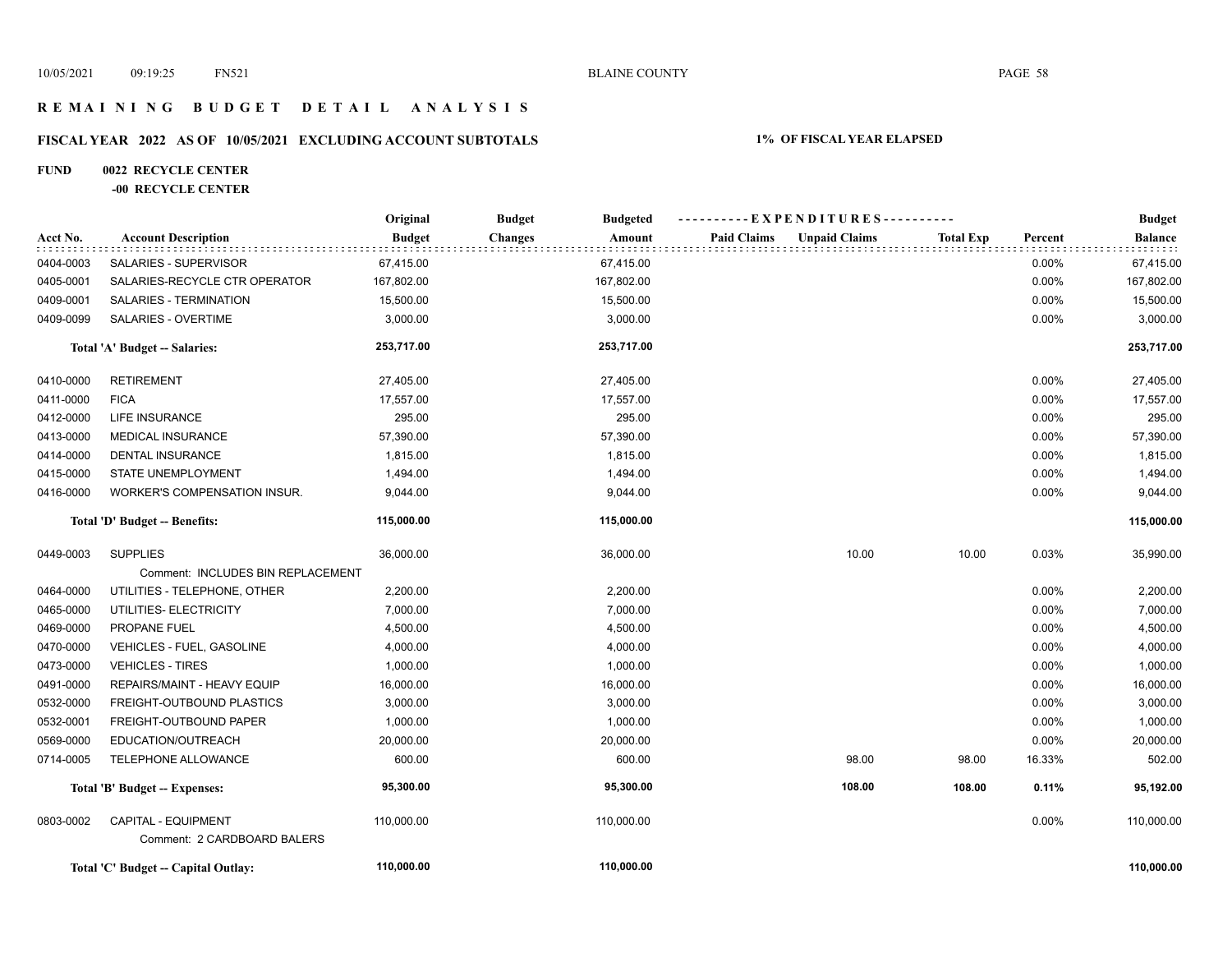# REMAINING BUDGET DETAIL ANALYSIS

## FISCAL YEAR 2022 AS OF 10/05/2021 EXCLUDING ACCOUNT SUBTOTALS

**1% OF FISCAL YEAR ELAPSED**

**FUND 0022 RECYCLE CENTER**

**-00 RECYCLE CENTER**

| Acct No. | Account Description | Original Budget | Budget Changes | Budgeted Amount | Paid Claims | Unpaid Claims | Total Exp | Percent | Budget Balance |
|---|---|---|---|---|---|---|---|---|---|
| 0404-0003 | SALARIES - SUPERVISOR | 67,415.00 | | 67,415.00 | | | | 0.00% | 67,415.00 |
| 0405-0001 | SALARIES-RECYCLE CTR OPERATOR | 167,802.00 | | 167,802.00 | | | | 0.00% | 167,802.00 |
| 0409-0001 | SALARIES - TERMINATION | 15,500.00 | | 15,500.00 | | | | 0.00% | 15,500.00 |
| 0409-0099 | SALARIES - OVERTIME | 3,000.00 | | 3,000.00 | | | | 0.00% | 3,000.00 |
| | **Total 'A' Budget -- Salaries:** | **253,717.00** | | **253,717.00** | | | | | **253,717.00** |
| 0410-0000 | RETIREMENT | 27,405.00 | | 27,405.00 | | | | 0.00% | 27,405.00 |
| 0411-0000 | FICA | 17,557.00 | | 17,557.00 | | | | 0.00% | 17,557.00 |
| 0412-0000 | LIFE INSURANCE | 295.00 | | 295.00 | | | | 0.00% | 295.00 |
| 0413-0000 | MEDICAL INSURANCE | 57,390.00 | | 57,390.00 | | | | 0.00% | 57,390.00 |
| 0414-0000 | DENTAL INSURANCE | 1,815.00 | | 1,815.00 | | | | 0.00% | 1,815.00 |
| 0415-0000 | STATE UNEMPLOYMENT | 1,494.00 | | 1,494.00 | | | | 0.00% | 1,494.00 |
| 0416-0000 | WORKER'S COMPENSATION INSUR. | 9,044.00 | | 9,044.00 | | | | 0.00% | 9,044.00 |
| | **Total 'D' Budget -- Benefits:** | **115,000.00** | | **115,000.00** | | | | | **115,000.00** |
| 0449-0003 | SUPPLIES | 36,000.00 | | 36,000.00 | | 10.00 | 10.00 | 0.03% | 35,990.00 |
| | Comment: INCLUDES BIN REPLACEMENT | | | | | | | | |
| 0464-0000 | UTILITIES - TELEPHONE, OTHER | 2,200.00 | | 2,200.00 | | | | 0.00% | 2,200.00 |
| 0465-0000 | UTILITIES- ELECTRICITY | 7,000.00 | | 7,000.00 | | | | 0.00% | 7,000.00 |
| 0469-0000 | PROPANE FUEL | 4,500.00 | | 4,500.00 | | | | 0.00% | 4,500.00 |
| 0470-0000 | VEHICLES - FUEL, GASOLINE | 4,000.00 | | 4,000.00 | | | | 0.00% | 4,000.00 |
| 0473-0000 | VEHICLES - TIRES | 1,000.00 | | 1,000.00 | | | | 0.00% | 1,000.00 |
| 0491-0000 | REPAIRS/MAINT - HEAVY EQUIP | 16,000.00 | | 16,000.00 | | | | 0.00% | 16,000.00 |
| 0532-0000 | FREIGHT-OUTBOUND PLASTICS | 3,000.00 | | 3,000.00 | | | | 0.00% | 3,000.00 |
| 0532-0001 | FREIGHT-OUTBOUND PAPER | 1,000.00 | | 1,000.00 | | | | 0.00% | 1,000.00 |
| 0569-0000 | EDUCATION/OUTREACH | 20,000.00 | | 20,000.00 | | | | 0.00% | 20,000.00 |
| 0714-0005 | TELEPHONE ALLOWANCE | 600.00 | | 600.00 | | 98.00 | 98.00 | 16.33% | 502.00 |
| | **Total 'B' Budget -- Expenses:** | **95,300.00** | | **95,300.00** | | **108.00** | **108.00** | **0.11%** | **95,192.00** |
| 0803-0002 | CAPITAL - EQUIPMENT | 110,000.00 | | 110,000.00 | | | | 0.00% | 110,000.00 |
| | Comment: 2 CARDBOARD BALERS | | | | | | | | |
| | **Total 'C' Budget -- Capital Outlay:** | **110,000.00** | | **110,000.00** | | | | | **110,000.00** |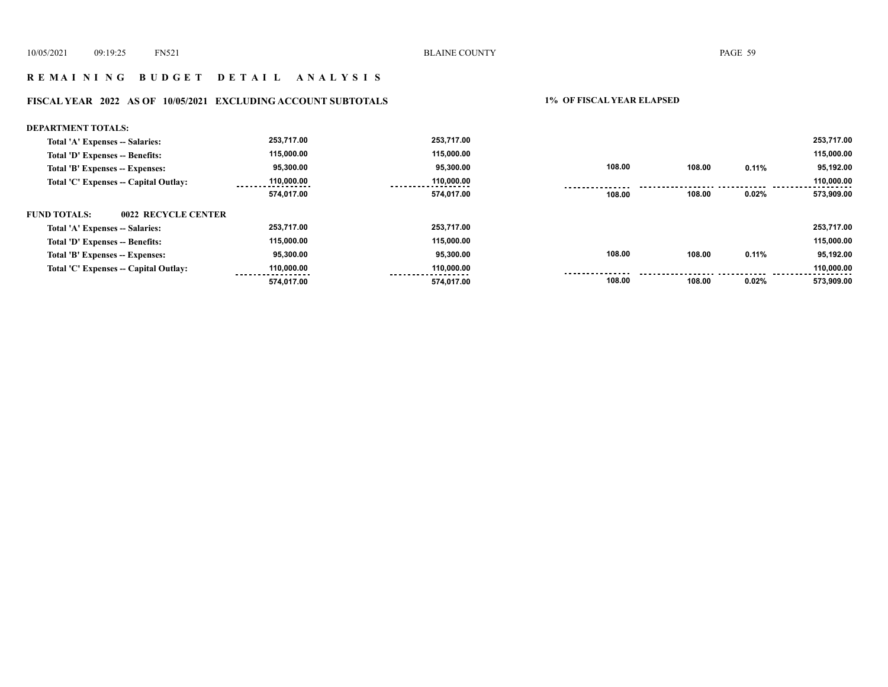## R E M A I N I N G   B U D G E T   D E T A I L   A N A L Y S I S

### FISCAL YEAR 2022 AS OF 10/05/2021 EXCLUDING ACCOUNT SUBTOTALS

**1% OF FISCAL YEAR ELAPSED**

| | | | | | | |
|---|---|---|---|---|---|---|
| **DEPARTMENT TOTALS:** | | | | | | |
| Total 'A' Expenses -- Salaries: | 253,717.00 | 253,717.00 | | | | 253,717.00 |
| Total 'D' Expenses -- Benefits: | 115,000.00 | 115,000.00 | | | | 115,000.00 |
| Total 'B' Expenses -- Expenses: | 95,300.00 | 95,300.00 | 108.00 | 108.00 | 0.11% | 95,192.00 |
| Total 'C' Expenses -- Capital Outlay: | 110,000.00 | 110,000.00 | | | | 110,000.00 |
| | 574,017.00 | 574,017.00 | 108.00 | 108.00 | 0.02% | 573,909.00 |
| **FUND TOTALS: 0022 RECYCLE CENTER** | | | | | | |
| Total 'A' Expenses -- Salaries: | 253,717.00 | 253,717.00 | | | | 253,717.00 |
| Total 'D' Expenses -- Benefits: | 115,000.00 | 115,000.00 | | | | 115,000.00 |
| Total 'B' Expenses -- Expenses: | 95,300.00 | 95,300.00 | 108.00 | 108.00 | 0.11% | 95,192.00 |
| Total 'C' Expenses -- Capital Outlay: | 110,000.00 | 110,000.00 | | | | 110,000.00 |
| | 574,017.00 | 574,017.00 | 108.00 | 108.00 | 0.02% | 573,909.00 |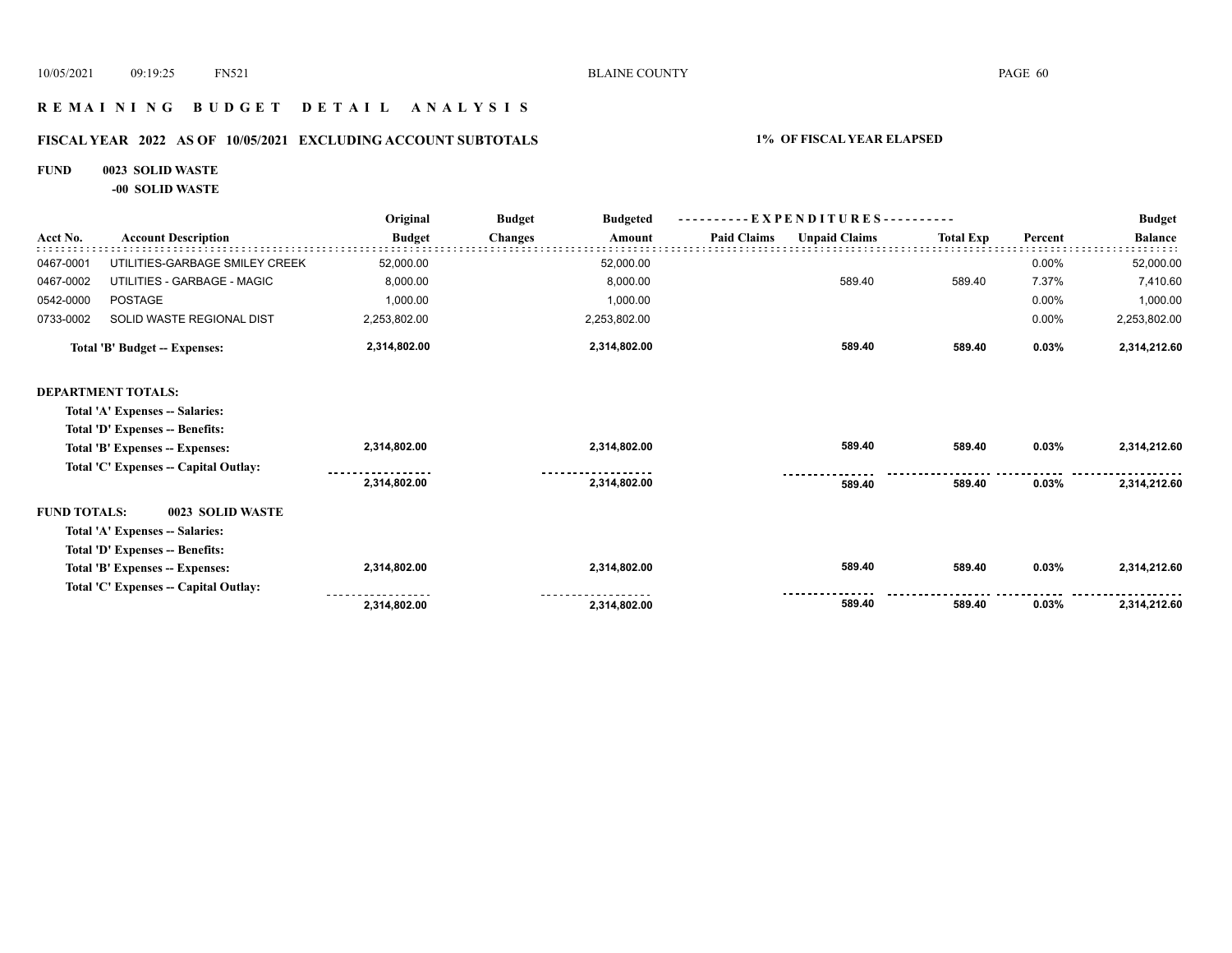# R E M A I N I N G   B U D G E T   D E T A I L   A N A L Y S I S

## FISCAL YEAR 2022 AS OF 10/05/2021 EXCLUDING ACCOUNT SUBTOTALS — 1% OF FISCAL YEAR ELAPSED

**FUND 0023 SOLID WASTE**

**-00 SOLID WASTE**

| Acct No. | Account Description | Original Budget | Budget Changes | Budgeted Amount | Paid Claims | Unpaid Claims | Total Exp | Percent | Budget Balance |
|---|---|---|---|---|---|---|---|---|---|
| 0467-0001 | UTILITIES-GARBAGE SMILEY CREEK | 52,000.00 | | 52,000.00 | | | | 0.00% | 52,000.00 |
| 0467-0002 | UTILITIES - GARBAGE - MAGIC | 8,000.00 | | 8,000.00 | | 589.40 | 589.40 | 7.37% | 7,410.60 |
| 0542-0000 | POSTAGE | 1,000.00 | | 1,000.00 | | | | 0.00% | 1,000.00 |
| 0733-0002 | SOLID WASTE REGIONAL DIST | 2,253,802.00 | | 2,253,802.00 | | | | 0.00% | 2,253,802.00 |
| | **Total 'B' Budget -- Expenses:** | **2,314,802.00** | | **2,314,802.00** | | **589.40** | **589.40** | **0.03%** | **2,314,212.60** |
| | | | | | | | | | |
| **DEPARTMENT TOTALS:** | | | | | | | | | |
| | **Total 'A' Expenses -- Salaries:** | | | | | | | | |
| | **Total 'D' Expenses -- Benefits:** | | | | | | | | |
| | **Total 'B' Expenses -- Expenses:** | **2,314,802.00** | | **2,314,802.00** | | **589.40** | **589.40** | **0.03%** | **2,314,212.60** |
| | **Total 'C' Expenses -- Capital Outlay:** | | | | | | | | |
| | | **2,314,802.00** | | **2,314,802.00** | | **589.40** | **589.40** | **0.03%** | **2,314,212.60** |
| | | | | | | | | | |
| **FUND TOTALS:** | **0023 SOLID WASTE** | | | | | | | | |
| | **Total 'A' Expenses -- Salaries:** | | | | | | | | |
| | **Total 'D' Expenses -- Benefits:** | | | | | | | | |
| | **Total 'B' Expenses -- Expenses:** | **2,314,802.00** | | **2,314,802.00** | | **589.40** | **589.40** | **0.03%** | **2,314,212.60** |
| | **Total 'C' Expenses -- Capital Outlay:** | | | | | | | | |
| | | **2,314,802.00** | | **2,314,802.00** | | **589.40** | **589.40** | **0.03%** | **2,314,212.60** |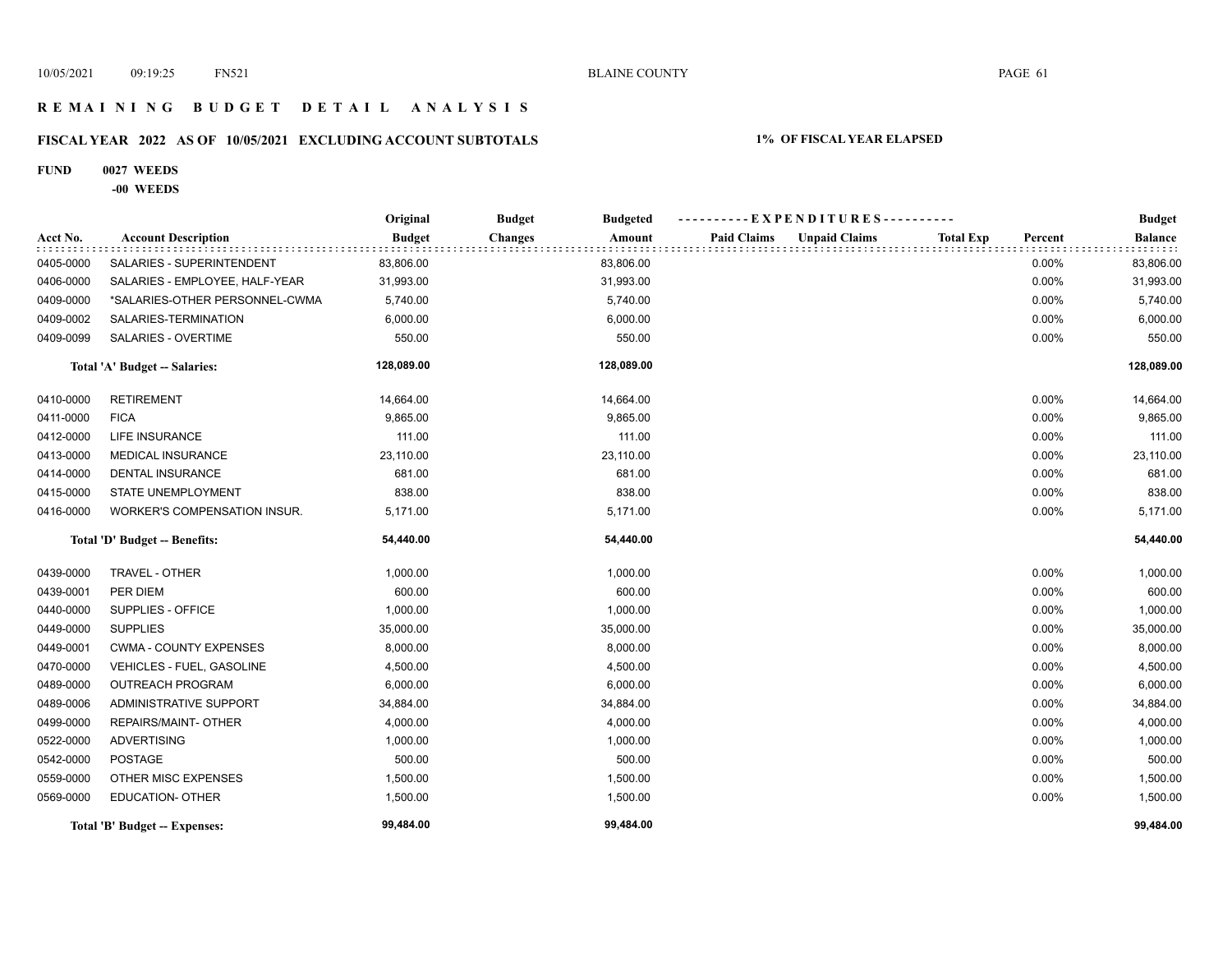# REMAINING BUDGET DETAIL ANALYSIS

## FISCAL YEAR 2022 AS OF 10/05/2021 EXCLUDING ACCOUNT SUBTOTALS

**1% OF FISCAL YEAR ELAPSED**

**FUND 0027 WEEDS**

**-00 WEEDS**

| Acct No. | Account Description | Original Budget | Budget Changes | Budgeted Amount | Paid Claims | Unpaid Claims | Total Exp | Percent | Budget Balance |
|---|---|---|---|---|---|---|---|---|---|
| 0405-0000 | SALARIES - SUPERINTENDENT | 83,806.00 | | 83,806.00 | | | | 0.00% | 83,806.00 |
| 0406-0000 | SALARIES - EMPLOYEE, HALF-YEAR | 31,993.00 | | 31,993.00 | | | | 0.00% | 31,993.00 |
| 0409-0000 | *SALARIES-OTHER PERSONNEL-CWMA | 5,740.00 | | 5,740.00 | | | | 0.00% | 5,740.00 |
| 0409-0002 | SALARIES-TERMINATION | 6,000.00 | | 6,000.00 | | | | 0.00% | 6,000.00 |
| 0409-0099 | SALARIES - OVERTIME | 550.00 | | 550.00 | | | | 0.00% | 550.00 |
| | **Total 'A' Budget -- Salaries:** | **128,089.00** | | **128,089.00** | | | | | **128,089.00** |
| 0410-0000 | RETIREMENT | 14,664.00 | | 14,664.00 | | | | 0.00% | 14,664.00 |
| 0411-0000 | FICA | 9,865.00 | | 9,865.00 | | | | 0.00% | 9,865.00 |
| 0412-0000 | LIFE INSURANCE | 111.00 | | 111.00 | | | | 0.00% | 111.00 |
| 0413-0000 | MEDICAL INSURANCE | 23,110.00 | | 23,110.00 | | | | 0.00% | 23,110.00 |
| 0414-0000 | DENTAL INSURANCE | 681.00 | | 681.00 | | | | 0.00% | 681.00 |
| 0415-0000 | STATE UNEMPLOYMENT | 838.00 | | 838.00 | | | | 0.00% | 838.00 |
| 0416-0000 | WORKER'S COMPENSATION INSUR. | 5,171.00 | | 5,171.00 | | | | 0.00% | 5,171.00 |
| | **Total 'D' Budget -- Benefits:** | **54,440.00** | | **54,440.00** | | | | | **54,440.00** |
| 0439-0000 | TRAVEL - OTHER | 1,000.00 | | 1,000.00 | | | | 0.00% | 1,000.00 |
| 0439-0001 | PER DIEM | 600.00 | | 600.00 | | | | 0.00% | 600.00 |
| 0440-0000 | SUPPLIES - OFFICE | 1,000.00 | | 1,000.00 | | | | 0.00% | 1,000.00 |
| 0449-0000 | SUPPLIES | 35,000.00 | | 35,000.00 | | | | 0.00% | 35,000.00 |
| 0449-0001 | CWMA - COUNTY EXPENSES | 8,000.00 | | 8,000.00 | | | | 0.00% | 8,000.00 |
| 0470-0000 | VEHICLES - FUEL, GASOLINE | 4,500.00 | | 4,500.00 | | | | 0.00% | 4,500.00 |
| 0489-0000 | OUTREACH PROGRAM | 6,000.00 | | 6,000.00 | | | | 0.00% | 6,000.00 |
| 0489-0006 | ADMINISTRATIVE SUPPORT | 34,884.00 | | 34,884.00 | | | | 0.00% | 34,884.00 |
| 0499-0000 | REPAIRS/MAINT- OTHER | 4,000.00 | | 4,000.00 | | | | 0.00% | 4,000.00 |
| 0522-0000 | ADVERTISING | 1,000.00 | | 1,000.00 | | | | 0.00% | 1,000.00 |
| 0542-0000 | POSTAGE | 500.00 | | 500.00 | | | | 0.00% | 500.00 |
| 0559-0000 | OTHER MISC EXPENSES | 1,500.00 | | 1,500.00 | | | | 0.00% | 1,500.00 |
| 0569-0000 | EDUCATION- OTHER | 1,500.00 | | 1,500.00 | | | | 0.00% | 1,500.00 |
| | **Total 'B' Budget -- Expenses:** | **99,484.00** | | **99,484.00** | | | | | **99,484.00** |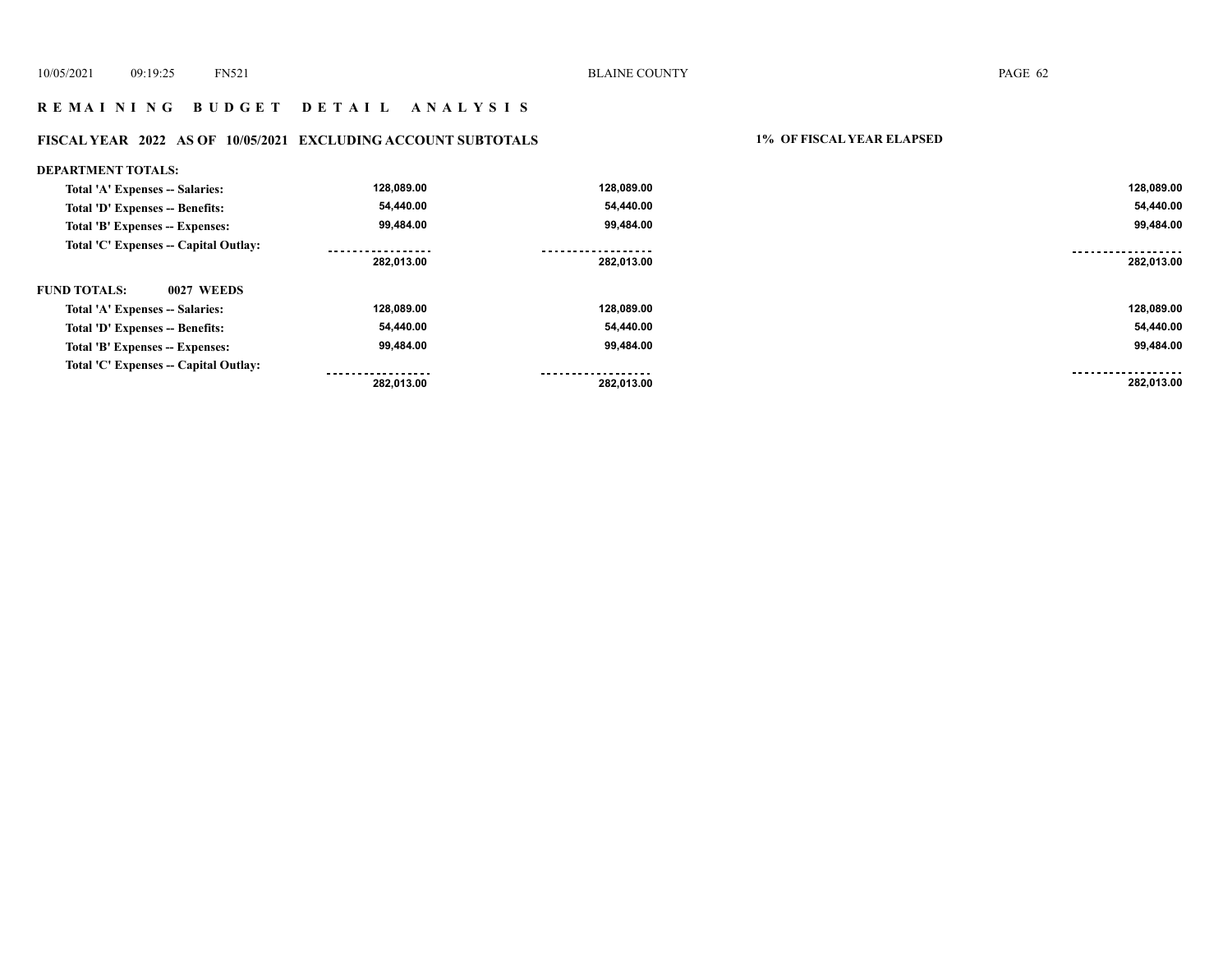## R E M A I N I N G   B U D G E T   D E T A I L   A N A L Y S I S

### FISCAL YEAR 2022 AS OF 10/05/2021 EXCLUDING ACCOUNT SUBTOTALS

**1% OF FISCAL YEAR ELAPSED**

**DEPARTMENT TOTALS:**

| | | | |
|---|---|---|---|
| Total 'A' Expenses -- Salaries: | 128,089.00 | 128,089.00 | 128,089.00 |
| Total 'D' Expenses -- Benefits: | 54,440.00 | 54,440.00 | 54,440.00 |
| Total 'B' Expenses -- Expenses: | 99,484.00 | 99,484.00 | 99,484.00 |
| Total 'C' Expenses -- Capital Outlay: | | | |
| | 282,013.00 | 282,013.00 | 282,013.00 |

**FUND TOTALS: 0027 WEEDS**

| | | | |
|---|---|---|---|
| Total 'A' Expenses -- Salaries: | 128,089.00 | 128,089.00 | 128,089.00 |
| Total 'D' Expenses -- Benefits: | 54,440.00 | 54,440.00 | 54,440.00 |
| Total 'B' Expenses -- Expenses: | 99,484.00 | 99,484.00 | 99,484.00 |
| Total 'C' Expenses -- Capital Outlay: | | | |
| | 282,013.00 | 282,013.00 | 282,013.00 |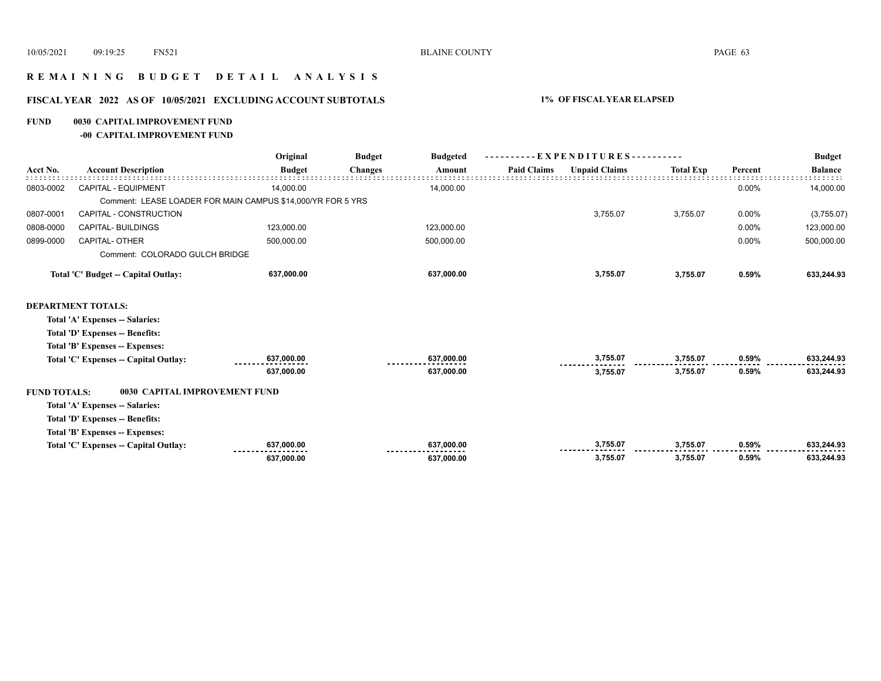# REMAINING BUDGET DETAIL ANALYSIS

## FISCAL YEAR 2022 AS OF 10/05/2021 EXCLUDING ACCOUNT SUBTOTALS

**1% OF FISCAL YEAR ELAPSED**

**FUND 0030 CAPITAL IMPROVEMENT FUND**

**-00 CAPITAL IMPROVEMENT FUND**

| Acct No. | Account Description | Original Budget | Budget Changes | Budgeted Amount | Paid Claims | Unpaid Claims | Total Exp | Percent | Budget Balance |
|---|---|---|---|---|---|---|---|---|---|
| 0803-0002 | CAPITAL - EQUIPMENT | 14,000.00 | | 14,000.00 | | | | 0.00% | 14,000.00 |
| | Comment: LEASE LOADER FOR MAIN CAMPUS $14,000/YR FOR 5 YRS | | | | | | | | |
| 0807-0001 | CAPITAL - CONSTRUCTION | | | | | 3,755.07 | 3,755.07 | 0.00% | (3,755.07) |
| 0808-0000 | CAPITAL- BUILDINGS | 123,000.00 | | 123,000.00 | | | | 0.00% | 123,000.00 |
| 0899-0000 | CAPITAL- OTHER | 500,000.00 | | 500,000.00 | | | | 0.00% | 500,000.00 |
| | Comment: COLORADO GULCH BRIDGE | | | | | | | | |
| | **Total 'C' Budget -- Capital Outlay:** | **637,000.00** | | **637,000.00** | | **3,755.07** | **3,755.07** | **0.59%** | **633,244.93** |
| **DEPARTMENT TOTALS:** | | | | | | | | | |
| | **Total 'A' Expenses -- Salaries:** | | | | | | | | |
| | **Total 'D' Expenses -- Benefits:** | | | | | | | | |
| | **Total 'B' Expenses -- Expenses:** | | | | | | | | |
| | **Total 'C' Expenses -- Capital Outlay:** | **637,000.00** | | **637,000.00** | | **3,755.07** | **3,755.07** | **0.59%** | **633,244.93** |
| | | **637,000.00** | | **637,000.00** | | **3,755.07** | **3,755.07** | **0.59%** | **633,244.93** |
| **FUND TOTALS:** | **0030 CAPITAL IMPROVEMENT FUND** | | | | | | | | |
| | **Total 'A' Expenses -- Salaries:** | | | | | | | | |
| | **Total 'D' Expenses -- Benefits:** | | | | | | | | |
| | **Total 'B' Expenses -- Expenses:** | | | | | | | | |
| | **Total 'C' Expenses -- Capital Outlay:** | **637,000.00** | | **637,000.00** | | **3,755.07** | **3,755.07** | **0.59%** | **633,244.93** |
| | | **637,000.00** | | **637,000.00** | | **3,755.07** | **3,755.07** | **0.59%** | **633,244.93** |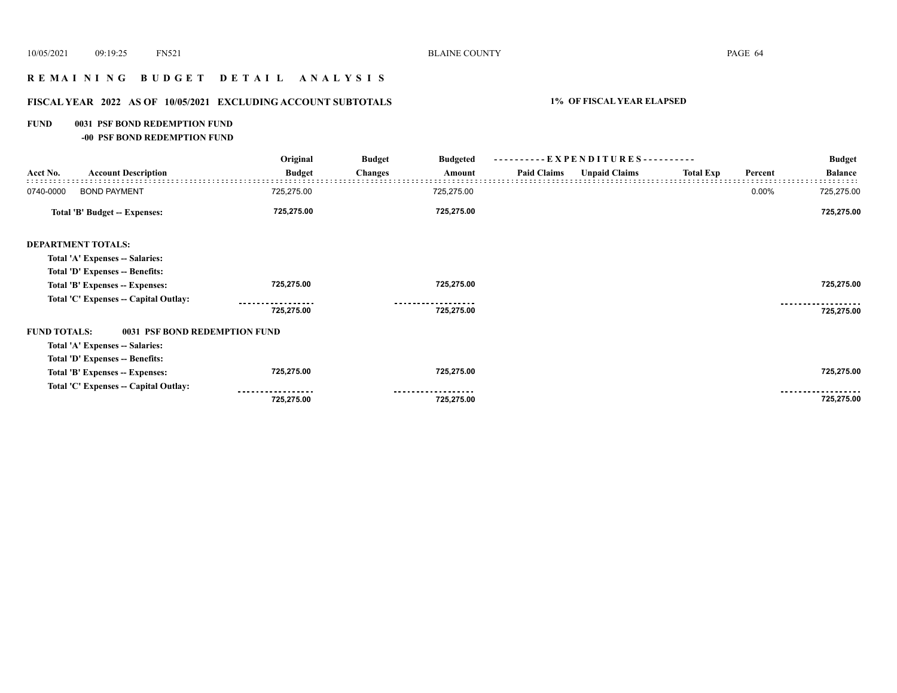# R E M A I N I N G   B U D G E T   D E T A I L   A N A L Y S I S

## FISCAL YEAR 2022 AS OF 10/05/2021 EXCLUDING ACCOUNT SUBTOTALS

**1% OF FISCAL YEAR ELAPSED**

**FUND 0031 PSF BOND REDEMPTION FUND**

**-00 PSF BOND REDEMPTION FUND**

| Acct No. | Account Description | Original Budget | Budget Changes | Budgeted Amount | Paid Claims | Unpaid Claims | Total Exp | Percent | Budget Balance |
|---|---|---|---|---|---|---|---|---|---|
| 0740-0000 | BOND PAYMENT | 725,275.00 | | 725,275.00 | | | | 0.00% | 725,275.00 |
| | **Total 'B' Budget -- Expenses:** | **725,275.00** | | **725,275.00** | | | | | **725,275.00** |
| | **DEPARTMENT TOTALS:** | | | | | | | | |
| | **Total 'A' Expenses -- Salaries:** | | | | | | | | |
| | **Total 'D' Expenses -- Benefits:** | | | | | | | | |
| | **Total 'B' Expenses -- Expenses:** | **725,275.00** | | **725,275.00** | | | | | **725,275.00** |
| | **Total 'C' Expenses -- Capital Outlay:** | | | | | | | | |
| | | **725,275.00** | | **725,275.00** | | | | | **725,275.00** |
| | **FUND TOTALS: 0031 PSF BOND REDEMPTION FUND** | | | | | | | | |
| | **Total 'A' Expenses -- Salaries:** | | | | | | | | |
| | **Total 'D' Expenses -- Benefits:** | | | | | | | | |
| | **Total 'B' Expenses -- Expenses:** | **725,275.00** | | **725,275.00** | | | | | **725,275.00** |
| | **Total 'C' Expenses -- Capital Outlay:** | | | | | | | | |
| | | **725,275.00** | | **725,275.00** | | | | | **725,275.00** |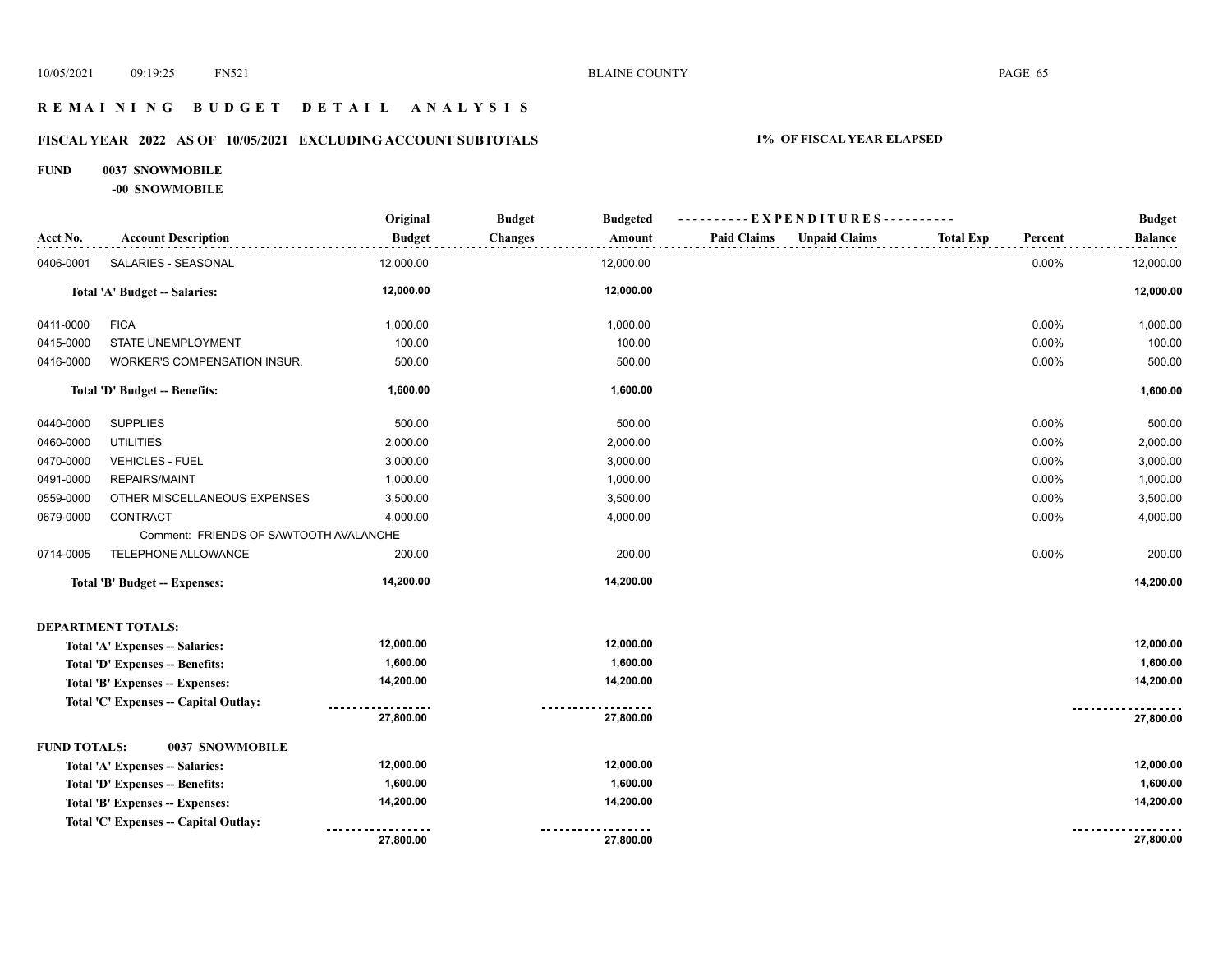# REMAINING BUDGET DETAIL ANALYSIS

## FISCAL YEAR 2022 AS OF 10/05/2021 EXCLUDING ACCOUNT SUBTOTALS

**1% OF FISCAL YEAR ELAPSED**

**FUND 0037 SNOWMOBILE**

**-00 SNOWMOBILE**

| Acct No. | Account Description | Original Budget | Budget Changes | Budgeted Amount | Paid Claims | Unpaid Claims | Total Exp | Percent | Budget Balance |
|---|---|---|---|---|---|---|---|---|---|
| 0406-0001 | SALARIES - SEASONAL | 12,000.00 | | 12,000.00 | | | | 0.00% | 12,000.00 |
| | **Total 'A' Budget -- Salaries:** | **12,000.00** | | **12,000.00** | | | | | **12,000.00** |
| 0411-0000 | FICA | 1,000.00 | | 1,000.00 | | | | 0.00% | 1,000.00 |
| 0415-0000 | STATE UNEMPLOYMENT | 100.00 | | 100.00 | | | | 0.00% | 100.00 |
| 0416-0000 | WORKER'S COMPENSATION INSUR. | 500.00 | | 500.00 | | | | 0.00% | 500.00 |
| | **Total 'D' Budget -- Benefits:** | **1,600.00** | | **1,600.00** | | | | | **1,600.00** |
| 0440-0000 | SUPPLIES | 500.00 | | 500.00 | | | | 0.00% | 500.00 |
| 0460-0000 | UTILITIES | 2,000.00 | | 2,000.00 | | | | 0.00% | 2,000.00 |
| 0470-0000 | VEHICLES - FUEL | 3,000.00 | | 3,000.00 | | | | 0.00% | 3,000.00 |
| 0491-0000 | REPAIRS/MAINT | 1,000.00 | | 1,000.00 | | | | 0.00% | 1,000.00 |
| 0559-0000 | OTHER MISCELLANEOUS EXPENSES | 3,500.00 | | 3,500.00 | | | | 0.00% | 3,500.00 |
| 0679-0000 | CONTRACT | 4,000.00 | | 4,000.00 | | | | 0.00% | 4,000.00 |
| | Comment: FRIENDS OF SAWTOOTH AVALANCHE | | | | | | | | |
| 0714-0005 | TELEPHONE ALLOWANCE | 200.00 | | 200.00 | | | | 0.00% | 200.00 |
| | **Total 'B' Budget -- Expenses:** | **14,200.00** | | **14,200.00** | | | | | **14,200.00** |

**DEPARTMENT TOTALS:**

| | Original Budget | Budgeted Amount | Budget Balance |
|---|---|---|---|
| **Total 'A' Expenses -- Salaries:** | **12,000.00** | **12,000.00** | **12,000.00** |
| **Total 'D' Expenses -- Benefits:** | **1,600.00** | **1,600.00** | **1,600.00** |
| **Total 'B' Expenses -- Expenses:** | **14,200.00** | **14,200.00** | **14,200.00** |
| **Total 'C' Expenses -- Capital Outlay:** | | | |
| | **27,800.00** | **27,800.00** | **27,800.00** |

**FUND TOTALS: 0037 SNOWMOBILE**

| | Original Budget | Budgeted Amount | Budget Balance |
|---|---|---|---|
| **Total 'A' Expenses -- Salaries:** | **12,000.00** | **12,000.00** | **12,000.00** |
| **Total 'D' Expenses -- Benefits:** | **1,600.00** | **1,600.00** | **1,600.00** |
| **Total 'B' Expenses -- Expenses:** | **14,200.00** | **14,200.00** | **14,200.00** |
| **Total 'C' Expenses -- Capital Outlay:** | | | |
| | **27,800.00** | **27,800.00** | **27,800.00** |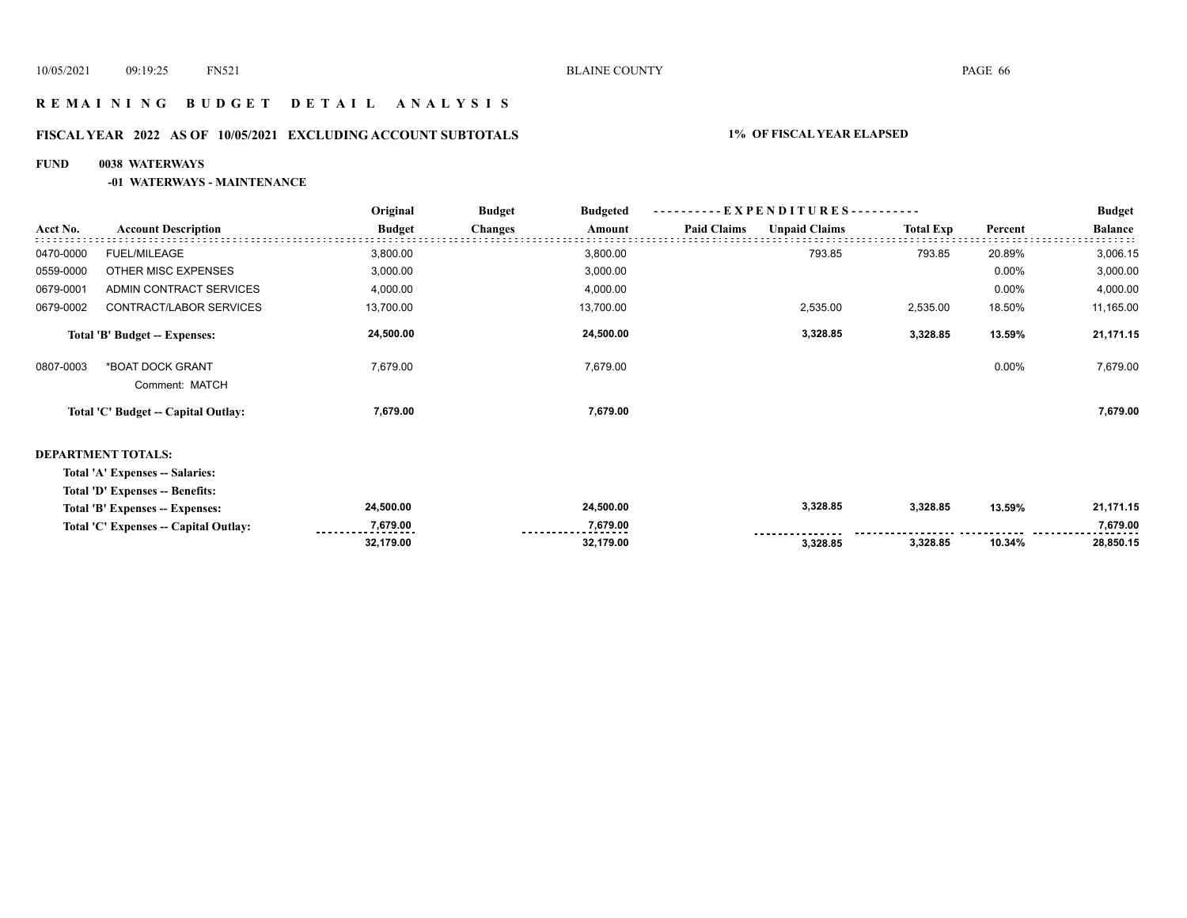# REMAINING BUDGET DETAIL ANALYSIS

## FISCAL YEAR 2022 AS OF 10/05/2021 EXCLUDING ACCOUNT SUBTOTALS — 1% OF FISCAL YEAR ELAPSED

**FUND 0038 WATERWAYS**

**-01 WATERWAYS - MAINTENANCE**

| Acct No. | Account Description | Original Budget | Budget Changes | Budgeted Amount | Paid Claims | Unpaid Claims | Total Exp | Percent | Budget Balance |
|---|---|---|---|---|---|---|---|---|---|
| 0470-0000 | FUEL/MILEAGE | 3,800.00 | | 3,800.00 | | 793.85 | 793.85 | 20.89% | 3,006.15 |
| 0559-0000 | OTHER MISC EXPENSES | 3,000.00 | | 3,000.00 | | | | 0.00% | 3,000.00 |
| 0679-0001 | ADMIN CONTRACT SERVICES | 4,000.00 | | 4,000.00 | | | | 0.00% | 4,000.00 |
| 0679-0002 | CONTRACT/LABOR SERVICES | 13,700.00 | | 13,700.00 | | 2,535.00 | 2,535.00 | 18.50% | 11,165.00 |
| | **Total 'B' Budget -- Expenses:** | **24,500.00** | | **24,500.00** | | **3,328.85** | **3,328.85** | **13.59%** | **21,171.15** |
| 0807-0003 | *BOAT DOCK GRANT<br>Comment: MATCH | 7,679.00 | | 7,679.00 | | | | 0.00% | 7,679.00 |
| | **Total 'C' Budget -- Capital Outlay:** | **7,679.00** | | **7,679.00** | | | | | **7,679.00** |

**DEPARTMENT TOTALS:**

| | Original Budget | Budget Changes | Budgeted Amount | Paid Claims | Unpaid Claims | Total Exp | Percent | Budget Balance |
|---|---|---|---|---|---|---|---|---|
| **Total 'A' Expenses -- Salaries:** | | | | | | | | |
| **Total 'D' Expenses -- Benefits:** | | | | | | | | |
| **Total 'B' Expenses -- Expenses:** | **24,500.00** | | **24,500.00** | | **3,328.85** | **3,328.85** | **13.59%** | **21,171.15** |
| **Total 'C' Expenses -- Capital Outlay:** | **7,679.00** | | **7,679.00** | | | | | **7,679.00** |
| | **32,179.00** | | **32,179.00** | | **3,328.85** | **3,328.85** | **10.34%** | **28,850.15** |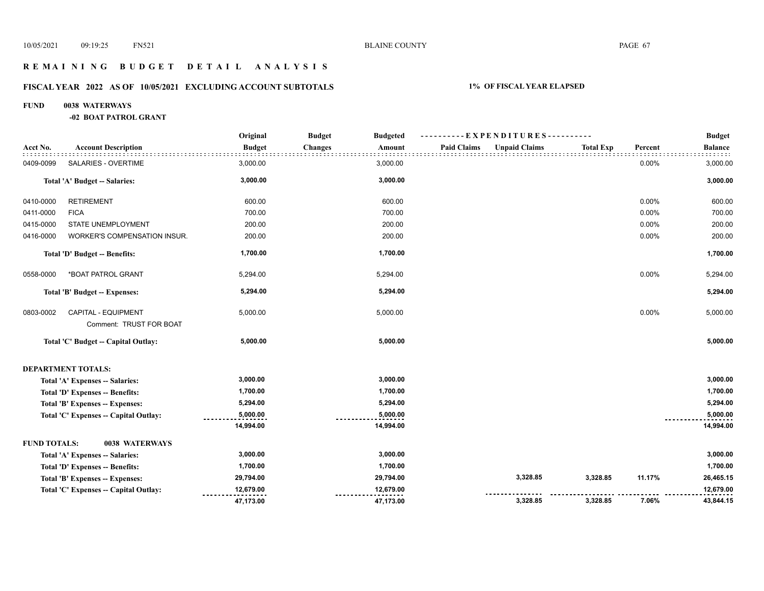# REMAINING BUDGET DETAIL ANALYSIS

## FISCAL YEAR 2022 AS OF 10/05/2021 EXCLUDING ACCOUNT SUBTOTALS — 1% OF FISCAL YEAR ELAPSED

**FUND 0038 WATERWAYS**

**-02 BOAT PATROL GRANT**

| Acct No. | Account Description | Original Budget | Budget Changes | Budgeted Amount | Paid Claims | Unpaid Claims | Total Exp | Percent | Budget Balance |
|---|---|---|---|---|---|---|---|---|---|
| 0409-0099 | SALARIES - OVERTIME | 3,000.00 | | 3,000.00 | | | | 0.00% | 3,000.00 |
| | **Total 'A' Budget -- Salaries:** | **3,000.00** | | **3,000.00** | | | | | **3,000.00** |
| 0410-0000 | RETIREMENT | 600.00 | | 600.00 | | | | 0.00% | 600.00 |
| 0411-0000 | FICA | 700.00 | | 700.00 | | | | 0.00% | 700.00 |
| 0415-0000 | STATE UNEMPLOYMENT | 200.00 | | 200.00 | | | | 0.00% | 200.00 |
| 0416-0000 | WORKER'S COMPENSATION INSUR. | 200.00 | | 200.00 | | | | 0.00% | 200.00 |
| | **Total 'D' Budget -- Benefits:** | **1,700.00** | | **1,700.00** | | | | | **1,700.00** |
| 0558-0000 | *BOAT PATROL GRANT | 5,294.00 | | 5,294.00 | | | | 0.00% | 5,294.00 |
| | **Total 'B' Budget -- Expenses:** | **5,294.00** | | **5,294.00** | | | | | **5,294.00** |
| 0803-0002 | CAPITAL - EQUIPMENT<br>Comment: TRUST FOR BOAT | 5,000.00 | | 5,000.00 | | | | 0.00% | 5,000.00 |
| | **Total 'C' Budget -- Capital Outlay:** | **5,000.00** | | **5,000.00** | | | | | **5,000.00** |

**DEPARTMENT TOTALS:**

| | Original Budget | Budget Changes | Budgeted Amount | Paid Claims | Unpaid Claims | Total Exp | Percent | Budget Balance |
|---|---|---|---|---|---|---|---|---|
| Total 'A' Expenses -- Salaries: | 3,000.00 | | 3,000.00 | | | | | 3,000.00 |
| Total 'D' Expenses -- Benefits: | 1,700.00 | | 1,700.00 | | | | | 1,700.00 |
| Total 'B' Expenses -- Expenses: | 5,294.00 | | 5,294.00 | | | | | 5,294.00 |
| Total 'C' Expenses -- Capital Outlay: | 5,000.00 | | 5,000.00 | | | | | 5,000.00 |
| | 14,994.00 | | 14,994.00 | | | | | 14,994.00 |

**FUND TOTALS: 0038 WATERWAYS**

| | Original Budget | Budget Changes | Budgeted Amount | Paid Claims | Unpaid Claims | Total Exp | Percent | Budget Balance |
|---|---|---|---|---|---|---|---|---|
| Total 'A' Expenses -- Salaries: | 3,000.00 | | 3,000.00 | | | | | 3,000.00 |
| Total 'D' Expenses -- Benefits: | 1,700.00 | | 1,700.00 | | | | | 1,700.00 |
| Total 'B' Expenses -- Expenses: | 29,794.00 | | 29,794.00 | | 3,328.85 | 3,328.85 | 11.17% | 26,465.15 |
| Total 'C' Expenses -- Capital Outlay: | 12,679.00 | | 12,679.00 | | | | | 12,679.00 |
| | 47,173.00 | | 47,173.00 | | 3,328.85 | 3,328.85 | 7.06% | 43,844.15 |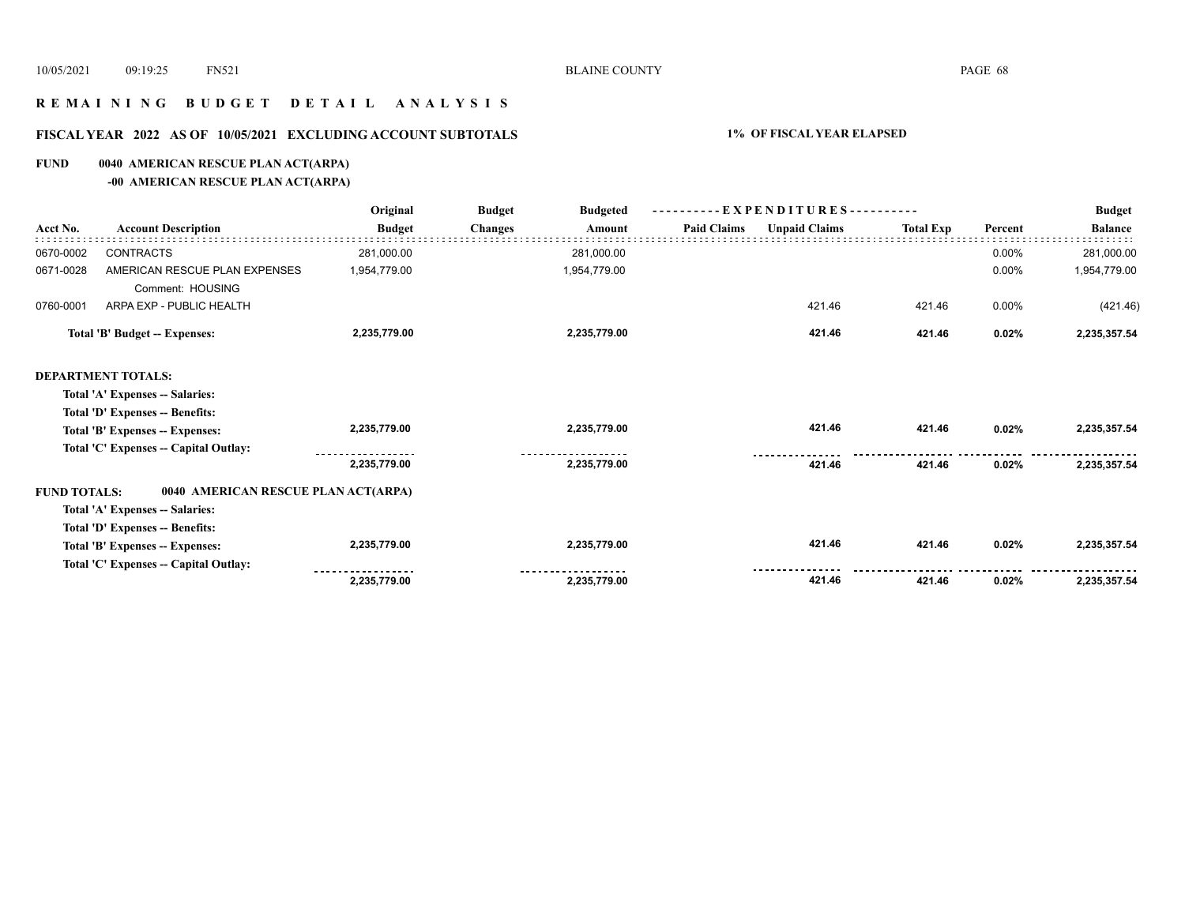# R E M A I N I N G  B U D G E T  D E T A I L  A N A L Y S I S

## FISCAL YEAR 2022 AS OF 10/05/2021 EXCLUDING ACCOUNT SUBTOTALS — 1% OF FISCAL YEAR ELAPSED

### FUND 0040 AMERICAN RESCUE PLAN ACT(ARPA)
#### -00 AMERICAN RESCUE PLAN ACT(ARPA)

| Acct No. | Account Description | Original Budget | Budget Changes | Budgeted Amount | EXPENDITURES Paid Claims | EXPENDITURES Unpaid Claims | Total Exp | Percent | Budget Balance |
|---|---|---|---|---|---|---|---|---|---|
| 0670-0002 | CONTRACTS | 281,000.00 | | 281,000.00 | | | | 0.00% | 281,000.00 |
| 0671-0028 | AMERICAN RESCUE PLAN EXPENSES | 1,954,779.00 | | 1,954,779.00 | | | | 0.00% | 1,954,779.00 |
| | Comment: HOUSING | | | | | | | | |
| 0760-0001 | ARPA EXP - PUBLIC HEALTH | | | | | 421.46 | 421.46 | 0.00% | (421.46) |
| | **Total 'B' Budget -- Expenses:** | **2,235,779.00** | | **2,235,779.00** | | **421.46** | **421.46** | **0.02%** | **2,235,357.54** |
| **DEPARTMENT TOTALS:** | | | | | | | | | |
| | **Total 'A' Expenses -- Salaries:** | | | | | | | | |
| | **Total 'D' Expenses -- Benefits:** | | | | | | | | |
| | **Total 'B' Expenses -- Expenses:** | **2,235,779.00** | | **2,235,779.00** | | **421.46** | **421.46** | **0.02%** | **2,235,357.54** |
| | **Total 'C' Expenses -- Capital Outlay:** | | | | | | | | |
| | | **2,235,779.00** | | **2,235,779.00** | | **421.46** | **421.46** | **0.02%** | **2,235,357.54** |
| **FUND TOTALS:** | **0040 AMERICAN RESCUE PLAN ACT(ARPA)** | | | | | | | | |
| | **Total 'A' Expenses -- Salaries:** | | | | | | | | |
| | **Total 'D' Expenses -- Benefits:** | | | | | | | | |
| | **Total 'B' Expenses -- Expenses:** | **2,235,779.00** | | **2,235,779.00** | | **421.46** | **421.46** | **0.02%** | **2,235,357.54** |
| | **Total 'C' Expenses -- Capital Outlay:** | | | | | | | | |
| | | **2,235,779.00** | | **2,235,779.00** | | **421.46** | **421.46** | **0.02%** | **2,235,357.54** |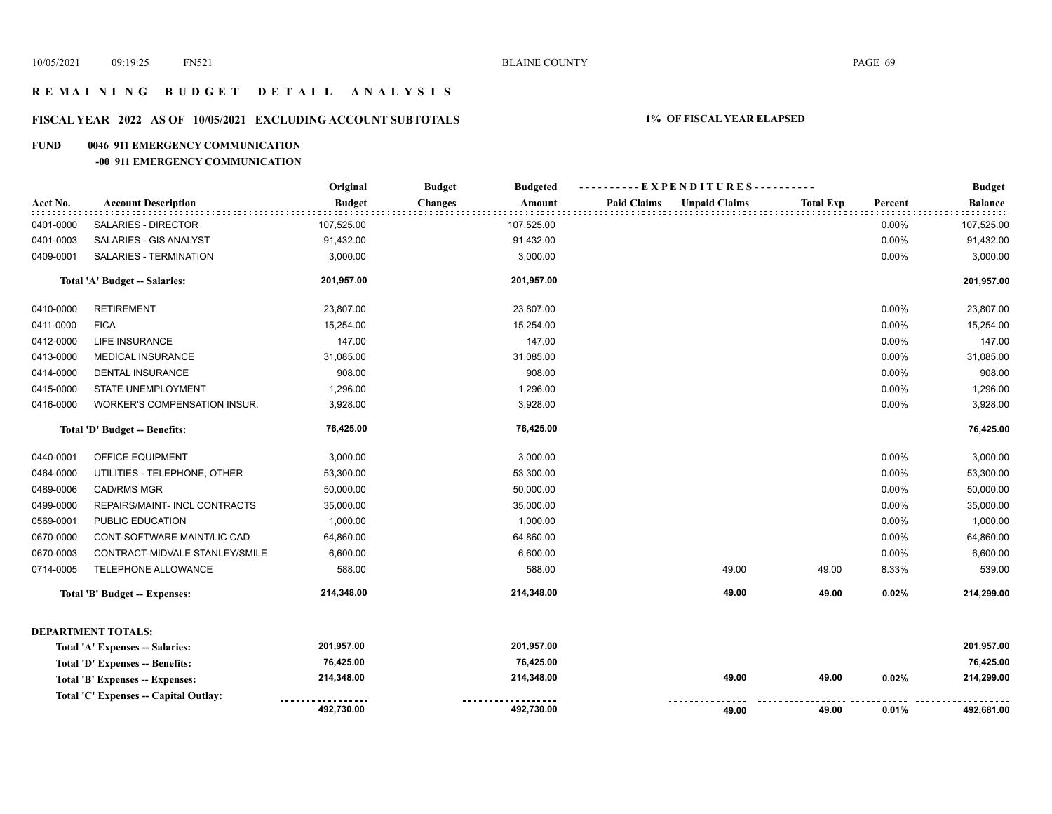# REMAINING BUDGET DETAIL ANALYSIS

## FISCAL YEAR 2022 AS OF 10/05/2021 EXCLUDING ACCOUNT SUBTOTALS

**1% OF FISCAL YEAR ELAPSED**

**FUND 0046 911 EMERGENCY COMMUNICATION**

**-00 911 EMERGENCY COMMUNICATION**

| Acct No. | Account Description | Original Budget | Budget Changes | Budgeted Amount | Paid Claims | Unpaid Claims | Total Exp | Percent | Budget Balance |
|---|---|---|---|---|---|---|---|---|---|
| 0401-0000 | SALARIES - DIRECTOR | 107,525.00 | | 107,525.00 | | | | 0.00% | 107,525.00 |
| 0401-0003 | SALARIES - GIS ANALYST | 91,432.00 | | 91,432.00 | | | | 0.00% | 91,432.00 |
| 0409-0001 | SALARIES - TERMINATION | 3,000.00 | | 3,000.00 | | | | 0.00% | 3,000.00 |
| | **Total 'A' Budget -- Salaries:** | **201,957.00** | | **201,957.00** | | | | | **201,957.00** |
| 0410-0000 | RETIREMENT | 23,807.00 | | 23,807.00 | | | | 0.00% | 23,807.00 |
| 0411-0000 | FICA | 15,254.00 | | 15,254.00 | | | | 0.00% | 15,254.00 |
| 0412-0000 | LIFE INSURANCE | 147.00 | | 147.00 | | | | 0.00% | 147.00 |
| 0413-0000 | MEDICAL INSURANCE | 31,085.00 | | 31,085.00 | | | | 0.00% | 31,085.00 |
| 0414-0000 | DENTAL INSURANCE | 908.00 | | 908.00 | | | | 0.00% | 908.00 |
| 0415-0000 | STATE UNEMPLOYMENT | 1,296.00 | | 1,296.00 | | | | 0.00% | 1,296.00 |
| 0416-0000 | WORKER'S COMPENSATION INSUR. | 3,928.00 | | 3,928.00 | | | | 0.00% | 3,928.00 |
| | **Total 'D' Budget -- Benefits:** | **76,425.00** | | **76,425.00** | | | | | **76,425.00** |
| 0440-0001 | OFFICE EQUIPMENT | 3,000.00 | | 3,000.00 | | | | 0.00% | 3,000.00 |
| 0464-0000 | UTILITIES - TELEPHONE, OTHER | 53,300.00 | | 53,300.00 | | | | 0.00% | 53,300.00 |
| 0489-0006 | CAD/RMS MGR | 50,000.00 | | 50,000.00 | | | | 0.00% | 50,000.00 |
| 0499-0000 | REPAIRS/MAINT- INCL CONTRACTS | 35,000.00 | | 35,000.00 | | | | 0.00% | 35,000.00 |
| 0569-0001 | PUBLIC EDUCATION | 1,000.00 | | 1,000.00 | | | | 0.00% | 1,000.00 |
| 0670-0000 | CONT-SOFTWARE MAINT/LIC CAD | 64,860.00 | | 64,860.00 | | | | 0.00% | 64,860.00 |
| 0670-0003 | CONTRACT-MIDVALE STANLEY/SMILE | 6,600.00 | | 6,600.00 | | | | 0.00% | 6,600.00 |
| 0714-0005 | TELEPHONE ALLOWANCE | 588.00 | | 588.00 | | 49.00 | 49.00 | 8.33% | 539.00 |
| | **Total 'B' Budget -- Expenses:** | **214,348.00** | | **214,348.00** | | **49.00** | **49.00** | **0.02%** | **214,299.00** |

**DEPARTMENT TOTALS:**

| | Original Budget | Budget Changes | Budgeted Amount | Paid Claims | Unpaid Claims | Total Exp | Percent | Budget Balance |
|---|---|---|---|---|---|---|---|---|
| **Total 'A' Expenses -- Salaries:** | **201,957.00** | | **201,957.00** | | | | | **201,957.00** |
| **Total 'D' Expenses -- Benefits:** | **76,425.00** | | **76,425.00** | | | | | **76,425.00** |
| **Total 'B' Expenses -- Expenses:** | **214,348.00** | | **214,348.00** | | **49.00** | **49.00** | **0.02%** | **214,299.00** |
| **Total 'C' Expenses -- Capital Outlay:** | | | | | | | | |
| | **492,730.00** | | **492,730.00** | | **49.00** | **49.00** | **0.01%** | **492,681.00** |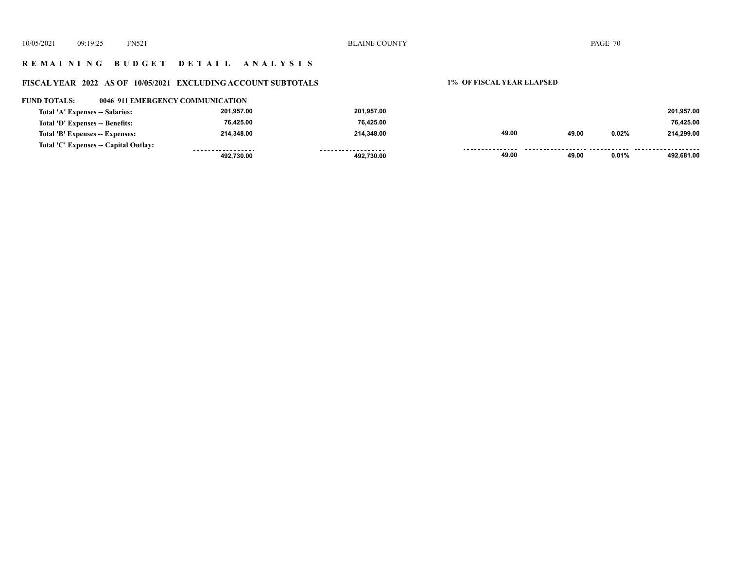## R E M A I N I N G   B U D G E T   D E T A I L   A N A L Y S I S

### FISCAL YEAR 2022 AS OF 10/05/2021 EXCLUDING ACCOUNT SUBTOTALS — 1% OF FISCAL YEAR ELAPSED

**FUND TOTALS: 0046 911 EMERGENCY COMMUNICATION**

| | | | | | | |
|---|---|---|---|---|---|---|
| Total 'A' Expenses -- Salaries: | 201,957.00 | 201,957.00 | | | | 201,957.00 |
| Total 'D' Expenses -- Benefits: | 76,425.00 | 76,425.00 | | | | 76,425.00 |
| Total 'B' Expenses -- Expenses: | 214,348.00 | 214,348.00 | 49.00 | 49.00 | 0.02% | 214,299.00 |
| Total 'C' Expenses -- Capital Outlay: | | | | | | |
| | 492,730.00 | 492,730.00 | 49.00 | 49.00 | 0.01% | 492,681.00 |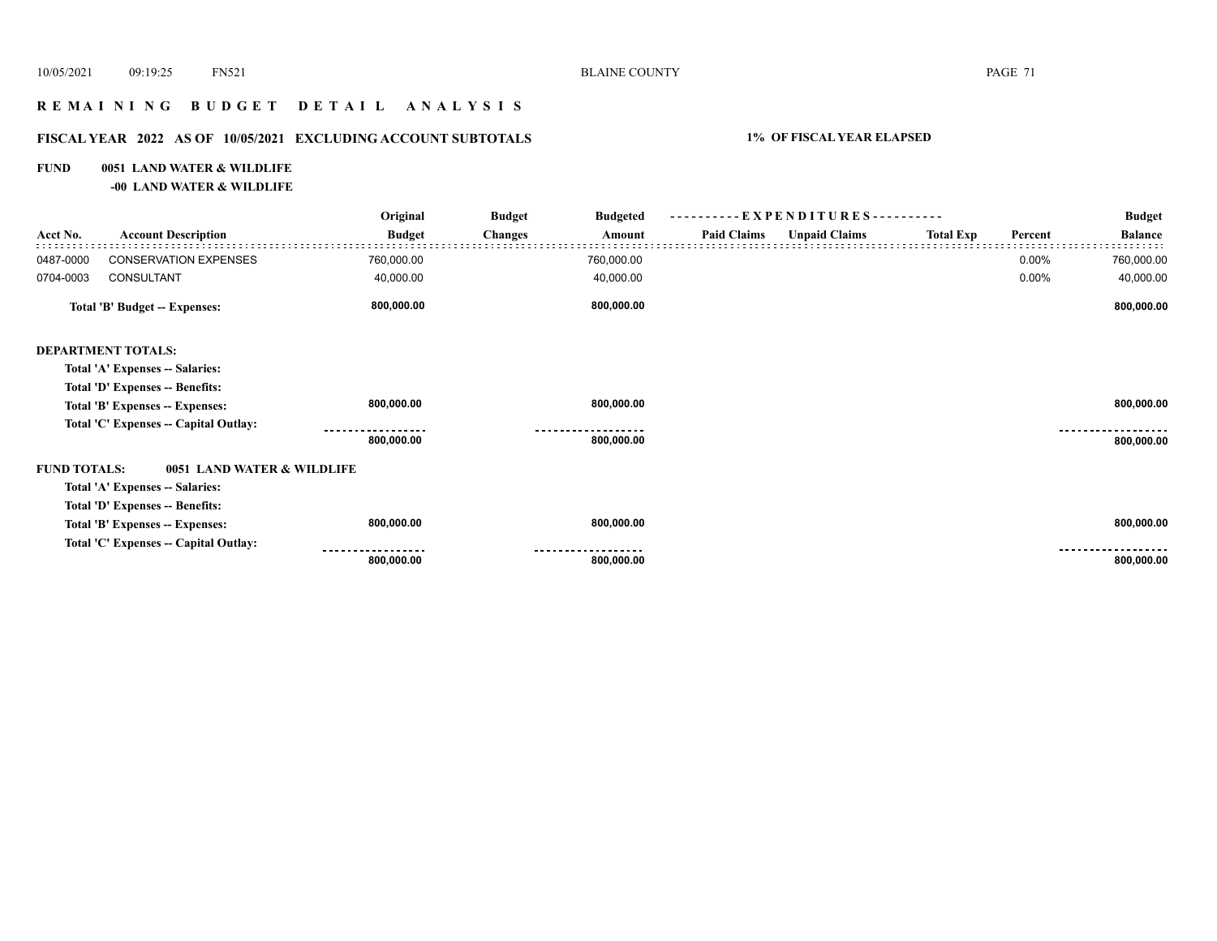# R E M A I N I N G   B U D G E T   D E T A I L   A N A L Y S I S

## FISCAL YEAR 2022 AS OF 10/05/2021 EXCLUDING ACCOUNT SUBTOTALS — 1% OF FISCAL YEAR ELAPSED

**FUND 0051 LAND WATER & WILDLIFE**

**-00 LAND WATER & WILDLIFE**

| Acct No. | Account Description | Original Budget | Budget Changes | Budgeted Amount | Paid Claims | Unpaid Claims | Total Exp | Percent | Budget Balance |
|---|---|---|---|---|---|---|---|---|---|
| 0487-0000 | CONSERVATION EXPENSES | 760,000.00 | | 760,000.00 | | | | 0.00% | 760,000.00 |
| 0704-0003 | CONSULTANT | 40,000.00 | | 40,000.00 | | | | 0.00% | 40,000.00 |
| | **Total 'B' Budget -- Expenses:** | **800,000.00** | | **800,000.00** | | | | | **800,000.00** |
| **DEPARTMENT TOTALS:** | | | | | | | | | |
| | **Total 'A' Expenses -- Salaries:** | | | | | | | | |
| | **Total 'D' Expenses -- Benefits:** | | | | | | | | |
| | **Total 'B' Expenses -- Expenses:** | **800,000.00** | | **800,000.00** | | | | | **800,000.00** |
| | **Total 'C' Expenses -- Capital Outlay:** | | | | | | | | |
| | | **800,000.00** | | **800,000.00** | | | | | **800,000.00** |
| **FUND TOTALS:** | **0051 LAND WATER & WILDLIFE** | | | | | | | | |
| | **Total 'A' Expenses -- Salaries:** | | | | | | | | |
| | **Total 'D' Expenses -- Benefits:** | | | | | | | | |
| | **Total 'B' Expenses -- Expenses:** | **800,000.00** | | **800,000.00** | | | | | **800,000.00** |
| | **Total 'C' Expenses -- Capital Outlay:** | | | | | | | | |
| | | **800,000.00** | | **800,000.00** | | | | | **800,000.00** |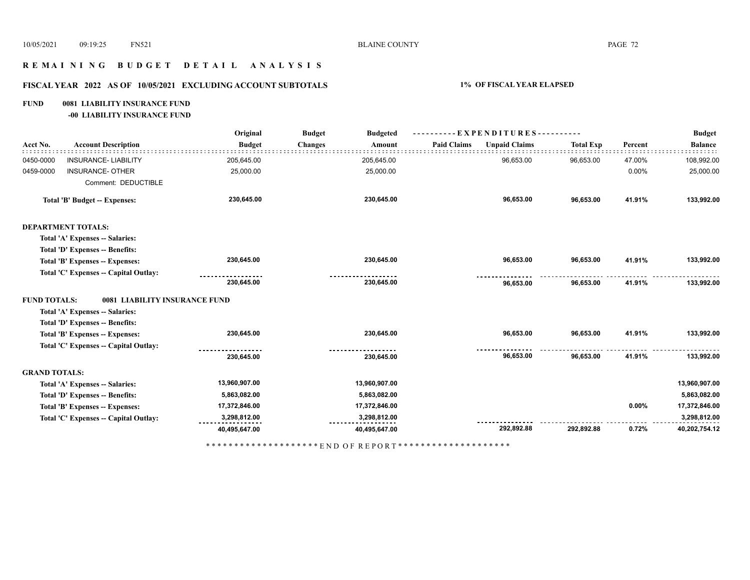# REMAINING BUDGET DETAIL ANALYSIS

## FISCAL YEAR 2022 AS OF 10/05/2021 EXCLUDING ACCOUNT SUBTOTALS

**1% OF FISCAL YEAR ELAPSED**

**FUND 0081 LIABILITY INSURANCE FUND**

**-00 LIABILITY INSURANCE FUND**

| Acct No. | Account Description | Original Budget | Budget Changes | Budgeted Amount | Paid Claims | Unpaid Claims | Total Exp | Percent | Budget Balance |
|---|---|---|---|---|---|---|---|---|---|
| 0450-0000 | INSURANCE- LIABILITY | 205,645.00 | | 205,645.00 | | 96,653.00 | 96,653.00 | 47.00% | 108,992.00 |
| 0459-0000 | INSURANCE- OTHER | 25,000.00 | | 25,000.00 | | | | 0.00% | 25,000.00 |
| | Comment: DEDUCTIBLE | | | | | | | | |
| | **Total 'B' Budget -- Expenses:** | **230,645.00** | | **230,645.00** | | **96,653.00** | **96,653.00** | **41.91%** | **133,992.00** |
| | | | | | | | | | |
| **DEPARTMENT TOTALS:** | | | | | | | | | |
| | **Total 'A' Expenses -- Salaries:** | | | | | | | | |
| | **Total 'D' Expenses -- Benefits:** | | | | | | | | |
| | **Total 'B' Expenses -- Expenses:** | **230,645.00** | | **230,645.00** | | **96,653.00** | **96,653.00** | **41.91%** | **133,992.00** |
| | **Total 'C' Expenses -- Capital Outlay:** | | | | | | | | |
| | | **230,645.00** | | **230,645.00** | | **96,653.00** | **96,653.00** | **41.91%** | **133,992.00** |
| | | | | | | | | | |
| **FUND TOTALS:** | **0081 LIABILITY INSURANCE FUND** | | | | | | | | |
| | **Total 'A' Expenses -- Salaries:** | | | | | | | | |
| | **Total 'D' Expenses -- Benefits:** | | | | | | | | |
| | **Total 'B' Expenses -- Expenses:** | **230,645.00** | | **230,645.00** | | **96,653.00** | **96,653.00** | **41.91%** | **133,992.00** |
| | **Total 'C' Expenses -- Capital Outlay:** | | | | | | | | |
| | | **230,645.00** | | **230,645.00** | | **96,653.00** | **96,653.00** | **41.91%** | **133,992.00** |
| | | | | | | | | | |
| **GRAND TOTALS:** | | | | | | | | | |
| | **Total 'A' Expenses -- Salaries:** | **13,960,907.00** | | **13,960,907.00** | | | | | **13,960,907.00** |
| | **Total 'D' Expenses -- Benefits:** | **5,863,082.00** | | **5,863,082.00** | | | | | **5,863,082.00** |
| | **Total 'B' Expenses -- Expenses:** | **17,372,846.00** | | **17,372,846.00** | | | | **0.00%** | **17,372,846.00** |
| | **Total 'C' Expenses -- Capital Outlay:** | **3,298,812.00** | | **3,298,812.00** | | | | | **3,298,812.00** |
| | | **40,495,647.00** | | **40,495,647.00** | | **292,892.88** | **292,892.88** | **0.72%** | **40,202,754.12** |

\* \* \* \* \* \* \* \* \* \* \* \* \* \* \* \* \* \* \* \* END OF REPORT \* \* \* \* \* \* \* \* \* \* \* \* \* \* \* \* \* \* \* \*